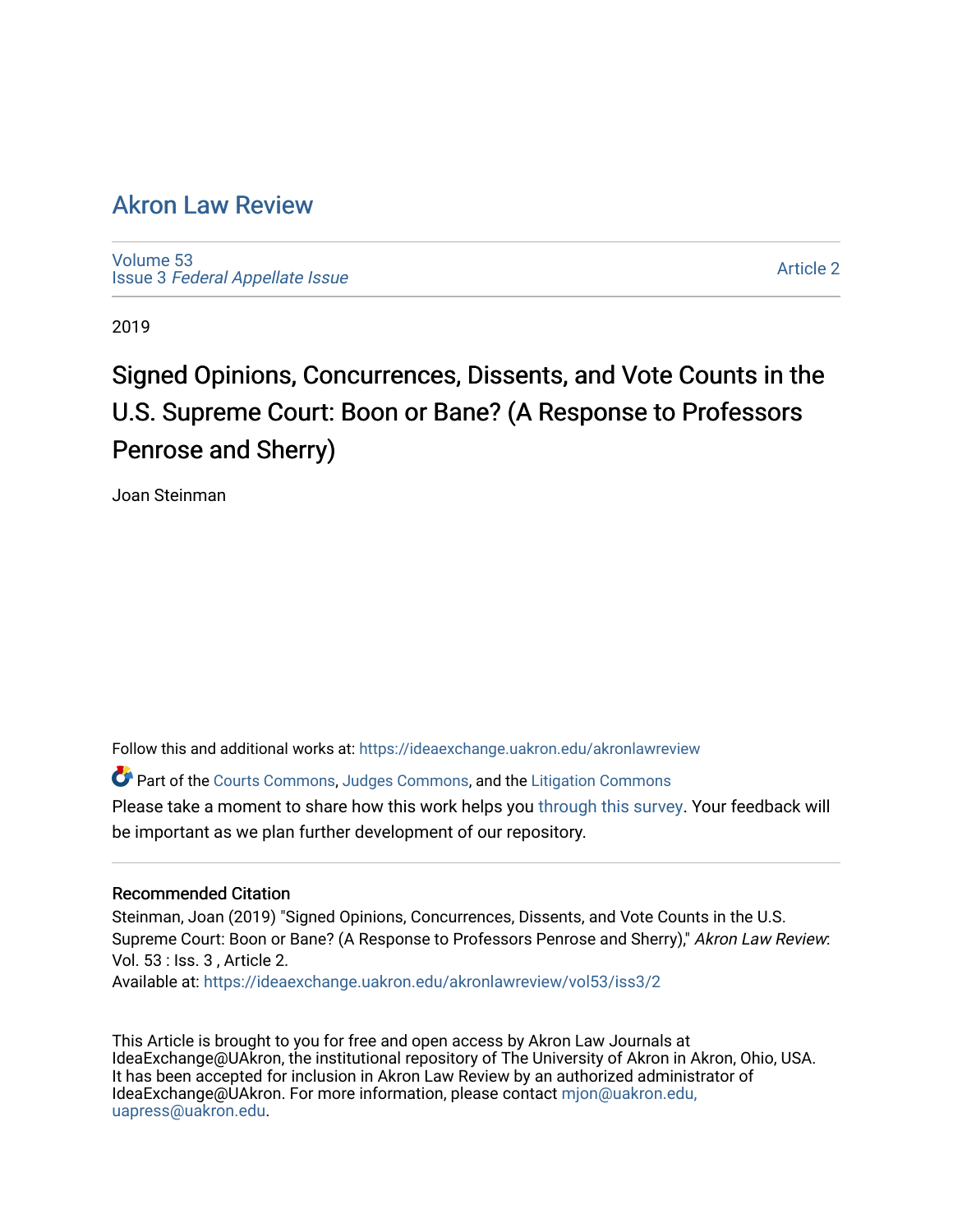# Akron Law Review

Volume 53
Issue 3 *Federal Appellate Issue*

Article 2

2019

## Signed Opinions, Concurrences, Dissents, and Vote Counts in the U.S. Supreme Court: Boon or Bane? (A Response to Professors Penrose and Sherry)

Joan Steinman

Follow this and additional works at: https://ideaexchange.uakron.edu/akronlawreview

Part of the Courts Commons, Judges Commons, and the Litigation Commons

Please take a moment to share how this work helps you through this survey. Your feedback will be important as we plan further development of our repository.

### Recommended Citation

Steinman, Joan (2019) "Signed Opinions, Concurrences, Dissents, and Vote Counts in the U.S. Supreme Court: Boon or Bane? (A Response to Professors Penrose and Sherry)," *Akron Law Review*: Vol. 53 : Iss. 3 , Article 2.
Available at: https://ideaexchange.uakron.edu/akronlawreview/vol53/iss3/2

This Article is brought to you for free and open access by Akron Law Journals at IdeaExchange@UAkron, the institutional repository of The University of Akron in Akron, Ohio, USA. It has been accepted for inclusion in Akron Law Review by an authorized administrator of IdeaExchange@UAkron. For more information, please contact mjon@uakron.edu, uapress@uakron.edu.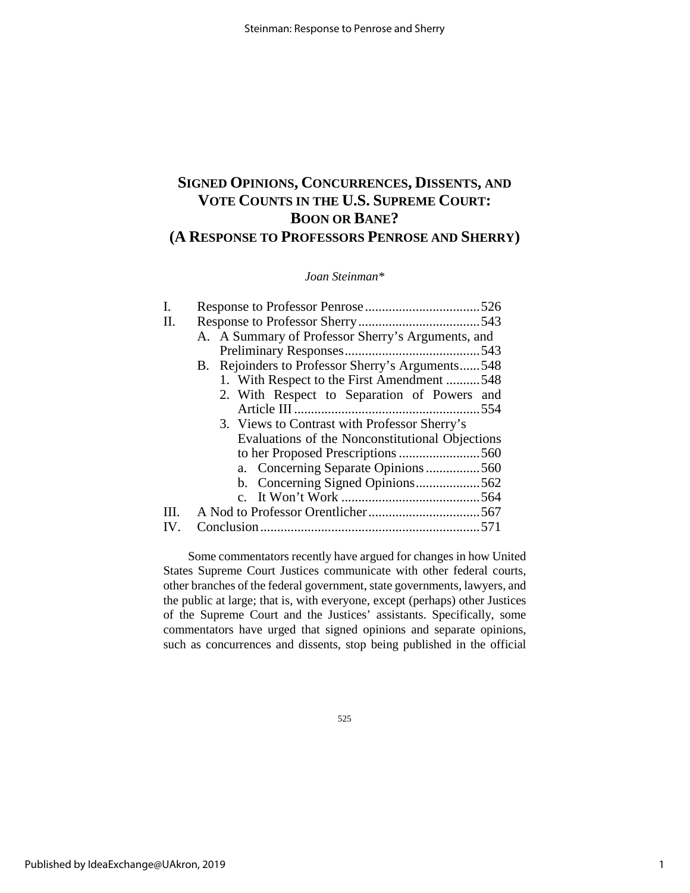# SIGNED OPINIONS, CONCURRENCES, DISSENTS, AND VOTE COUNTS IN THE U.S. SUPREME COURT: BOON OR BANE? (A RESPONSE TO PROFESSORS PENROSE AND SHERRY)

*Joan Steinman\**

| | | |
|---|---|---|
| I. | Response to Professor Penrose | 526 |
| II. | Response to Professor Sherry | 543 |
| | A. A Summary of Professor Sherry's Arguments, and Preliminary Responses | 543 |
| | B. Rejoinders to Professor Sherry's Arguments | 548 |
| | 1. With Respect to the First Amendment | 548 |
| | 2. With Respect to Separation of Powers and Article III | 554 |
| | 3. Views to Contrast with Professor Sherry's Evaluations of the Nonconstitutional Objections to her Proposed Prescriptions | 560 |
| | a. Concerning Separate Opinions | 560 |
| | b. Concerning Signed Opinions | 562 |
| | c. It Won't Work | 564 |
| III. | A Nod to Professor Orentlicher | 567 |
| IV. | Conclusion | 571 |

Some commentators recently have argued for changes in how United States Supreme Court Justices communicate with other federal courts, other branches of the federal government, state governments, lawyers, and the public at large; that is, with everyone, except (perhaps) other Justices of the Supreme Court and the Justices' assistants. Specifically, some commentators have urged that signed opinions and separate opinions, such as concurrences and dissents, stop being published in the official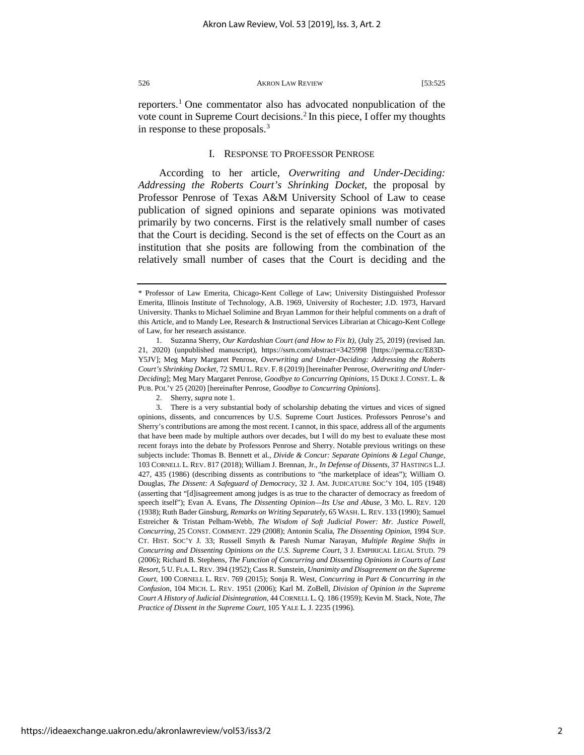reporters.[1] One commentator also has advocated nonpublication of the vote count in Supreme Court decisions.[2] In this piece, I offer my thoughts in response to these proposals.[3]

## I. RESPONSE TO PROFESSOR PENROSE

According to her article, *Overwriting and Under-Deciding: Addressing the Roberts Court's Shrinking Docket*, the proposal by Professor Penrose of Texas A&M University School of Law to cease publication of signed opinions and separate opinions was motivated primarily by two concerns. First is the relatively small number of cases that the Court is deciding. Second is the set of effects on the Court as an institution that she posits are following from the combination of the relatively small number of cases that the Court is deciding and the

---

\* Professor of Law Emerita, Chicago-Kent College of Law; University Distinguished Professor Emerita, Illinois Institute of Technology, A.B. 1969, University of Rochester; J.D. 1973, Harvard University. Thanks to Michael Solimine and Bryan Lammon for their helpful comments on a draft of this Article, and to Mandy Lee, Research & Instructional Services Librarian at Chicago-Kent College of Law, for her research assistance.

1. Suzanna Sherry, *Our Kardashian Court (and How to Fix It)*, (July 25, 2019) (revised Jan. 21, 2020) (unpublished manuscript), https://ssrn.com/abstract=3425998 [https://perma.cc/E83D-Y5JV]; Meg Mary Margaret Penrose, *Overwriting and Under-Deciding: Addressing the Roberts Court's Shrinking Docket*, 72 SMU L. REV. F. 8 (2019) [hereinafter Penrose, *Overwriting and Under-Deciding*]; Meg Mary Margaret Penrose, *Goodbye to Concurring Opinions*, 15 DUKE J. CONST. L. & PUB. POL'Y 25 (2020) [hereinafter Penrose, *Goodbye to Concurring Opinions*].

2. Sherry, *supra* note 1.

3. There is a very substantial body of scholarship debating the virtues and vices of signed opinions, dissents, and concurrences by U.S. Supreme Court Justices. Professors Penrose's and Sherry's contributions are among the most recent. I cannot, in this space, address all of the arguments that have been made by multiple authors over decades, but I will do my best to evaluate these most recent forays into the debate by Professors Penrose and Sherry. Notable previous writings on these subjects include: Thomas B. Bennett et al., *Divide & Concur: Separate Opinions & Legal Change*, 103 CORNELL L. REV. 817 (2018); William J. Brennan, Jr., *In Defense of Dissents*, 37 HASTINGS L.J. 427, 435 (1986) (describing dissents as contributions to "the marketplace of ideas"); William O. Douglas, *The Dissent: A Safeguard of Democracy*, 32 J. AM. JUDICATURE SOC'Y 104, 105 (1948) (asserting that "[d]isagreement among judges is as true to the character of democracy as freedom of speech itself"); Evan A. Evans, *The Dissenting Opinion—Its Use and Abuse*, 3 MO. L. REV. 120 (1938); Ruth Bader Ginsburg, *Remarks on Writing Separately*, 65 WASH. L. REV. 133 (1990); Samuel Estreicher & Tristan Pelham-Webb, *The Wisdom of Soft Judicial Power: Mr. Justice Powell, Concurring*, 25 CONST. COMMENT. 229 (2008); Antonin Scalia, *The Dissenting Opinion*, 1994 SUP. CT. HIST. SOC'Y J. 33; Russell Smyth & Paresh Numar Narayan, *Multiple Regime Shifts in Concurring and Dissenting Opinions on the U.S. Supreme Court*, 3 J. EMPIRICAL LEGAL STUD. 79 (2006); Richard B. Stephens, *The Function of Concurring and Dissenting Opinions in Courts of Last Resort*, 5 U. FLA. L. REV. 394 (1952); Cass R. Sunstein, *Unanimity and Disagreement on the Supreme Court*, 100 CORNELL L. REV. 769 (2015); Sonja R. West, *Concurring in Part & Concurring in the Confusion*, 104 MICH. L. REV. 1951 (2006); Karl M. ZoBell, *Division of Opinion in the Supreme Court A History of Judicial Disintegration*, 44 CORNELL L. Q. 186 (1959); Kevin M. Stack, Note, *The Practice of Dissent in the Supreme Court*, 105 YALE L. J. 2235 (1996).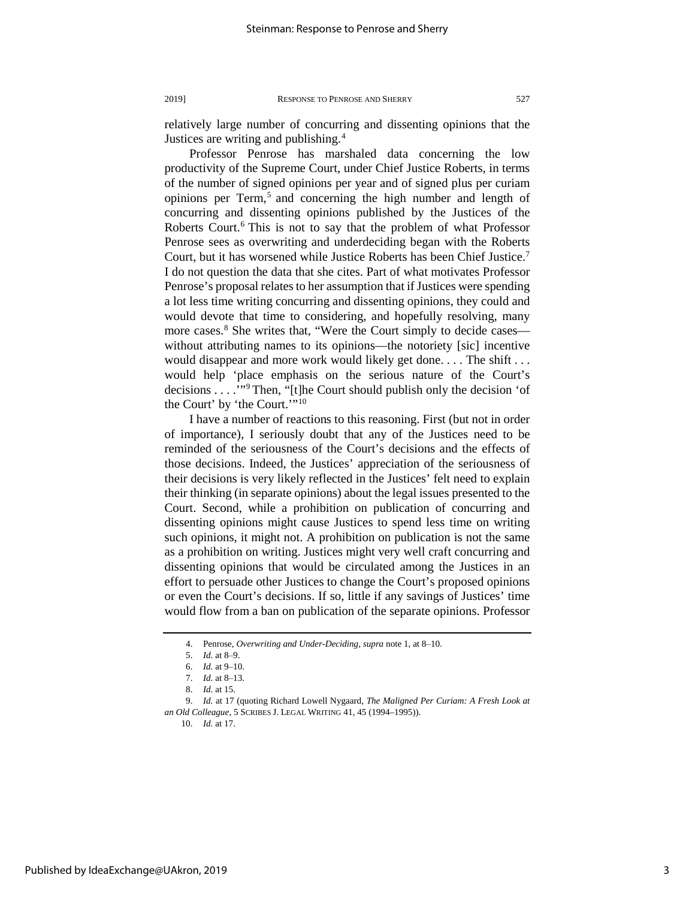relatively large number of concurring and dissenting opinions that the Justices are writing and publishing.[4]

Professor Penrose has marshaled data concerning the low productivity of the Supreme Court, under Chief Justice Roberts, in terms of the number of signed opinions per year and of signed plus per curiam opinions per Term,[5] and concerning the high number and length of concurring and dissenting opinions published by the Justices of the Roberts Court.[6] This is not to say that the problem of what Professor Penrose sees as overwriting and underdeciding began with the Roberts Court, but it has worsened while Justice Roberts has been Chief Justice.[7] I do not question the data that she cites. Part of what motivates Professor Penrose's proposal relates to her assumption that if Justices were spending a lot less time writing concurring and dissenting opinions, they could and would devote that time to considering, and hopefully resolving, many more cases.[8] She writes that, "Were the Court simply to decide cases—without attributing names to its opinions—the notoriety [sic] incentive would disappear and more work would likely get done. . . . The shift . . . would help 'place emphasis on the serious nature of the Court's decisions . . . .'"[9] Then, "[t]he Court should publish only the decision 'of the Court' by 'the Court.'"[10]

I have a number of reactions to this reasoning. First (but not in order of importance), I seriously doubt that any of the Justices need to be reminded of the seriousness of the Court's decisions and the effects of those decisions. Indeed, the Justices' appreciation of the seriousness of their decisions is very likely reflected in the Justices' felt need to explain their thinking (in separate opinions) about the legal issues presented to the Court. Second, while a prohibition on publication of concurring and dissenting opinions might cause Justices to spend less time on writing such opinions, it might not. A prohibition on publication is not the same as a prohibition on writing. Justices might very well craft concurring and dissenting opinions that would be circulated among the Justices in an effort to persuade other Justices to change the Court's proposed opinions or even the Court's decisions. If so, little if any savings of Justices' time would flow from a ban on publication of the separate opinions. Professor

---

4. Penrose, *Overwriting and Under-Deciding*, *supra* note 1, at 8–10.

5. *Id.* at 8–9.

6. *Id.* at 9–10.

7. *Id.* at 8–13.

8. *Id.* at 15.

9. *Id.* at 17 (quoting Richard Lowell Nygaard, *The Maligned Per Curiam: A Fresh Look at an Old Colleague*, 5 SCRIBES J. LEGAL WRITING 41, 45 (1994–1995)).

10. *Id.* at 17.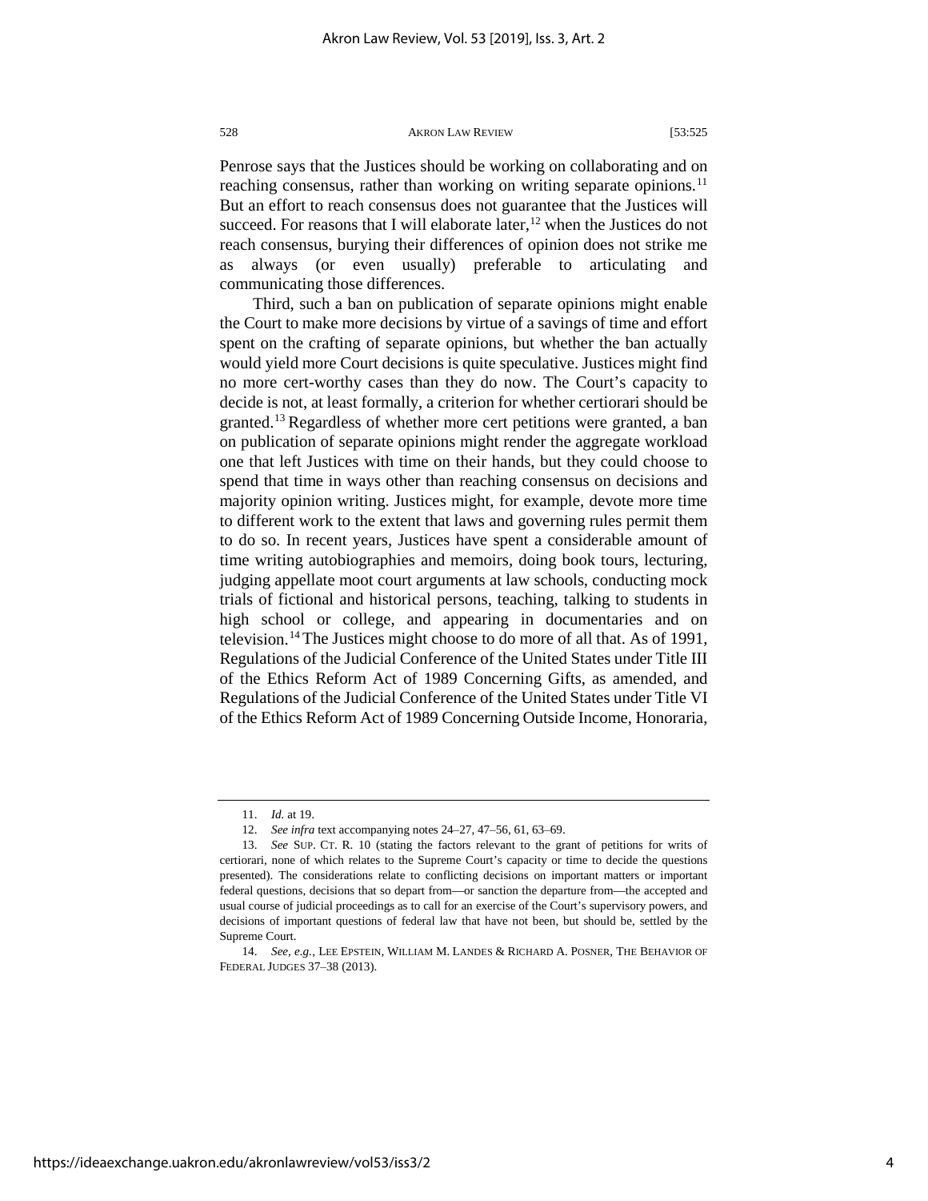Penrose says that the Justices should be working on collaborating and on reaching consensus, rather than working on writing separate opinions.[11] But an effort to reach consensus does not guarantee that the Justices will succeed. For reasons that I will elaborate later,[12] when the Justices do not reach consensus, burying their differences of opinion does not strike me as always (or even usually) preferable to articulating and communicating those differences.

Third, such a ban on publication of separate opinions might enable the Court to make more decisions by virtue of a savings of time and effort spent on the crafting of separate opinions, but whether the ban actually would yield more Court decisions is quite speculative. Justices might find no more cert-worthy cases than they do now. The Court's capacity to decide is not, at least formally, a criterion for whether certiorari should be granted.[13] Regardless of whether more cert petitions were granted, a ban on publication of separate opinions might render the aggregate workload one that left Justices with time on their hands, but they could choose to spend that time in ways other than reaching consensus on decisions and majority opinion writing. Justices might, for example, devote more time to different work to the extent that laws and governing rules permit them to do so. In recent years, Justices have spent a considerable amount of time writing autobiographies and memoirs, doing book tours, lecturing, judging appellate moot court arguments at law schools, conducting mock trials of fictional and historical persons, teaching, talking to students in high school or college, and appearing in documentaries and on television.[14] The Justices might choose to do more of all that. As of 1991, Regulations of the Judicial Conference of the United States under Title III of the Ethics Reform Act of 1989 Concerning Gifts, as amended, and Regulations of the Judicial Conference of the United States under Title VI of the Ethics Reform Act of 1989 Concerning Outside Income, Honoraria,

---

11. *Id.* at 19.

12. *See infra* text accompanying notes 24–27, 47–56, 61, 63–69.

13. *See* SUP. CT. R. 10 (stating the factors relevant to the grant of petitions for writs of certiorari, none of which relates to the Supreme Court's capacity or time to decide the questions presented). The considerations relate to conflicting decisions on important matters or important federal questions, decisions that so depart from—or sanction the departure from—the accepted and usual course of judicial proceedings as to call for an exercise of the Court's supervisory powers, and decisions of important questions of federal law that have not been, but should be, settled by the Supreme Court.

14. *See, e.g.*, LEE EPSTEIN, WILLIAM M. LANDES & RICHARD A. POSNER, THE BEHAVIOR OF FEDERAL JUDGES 37–38 (2013).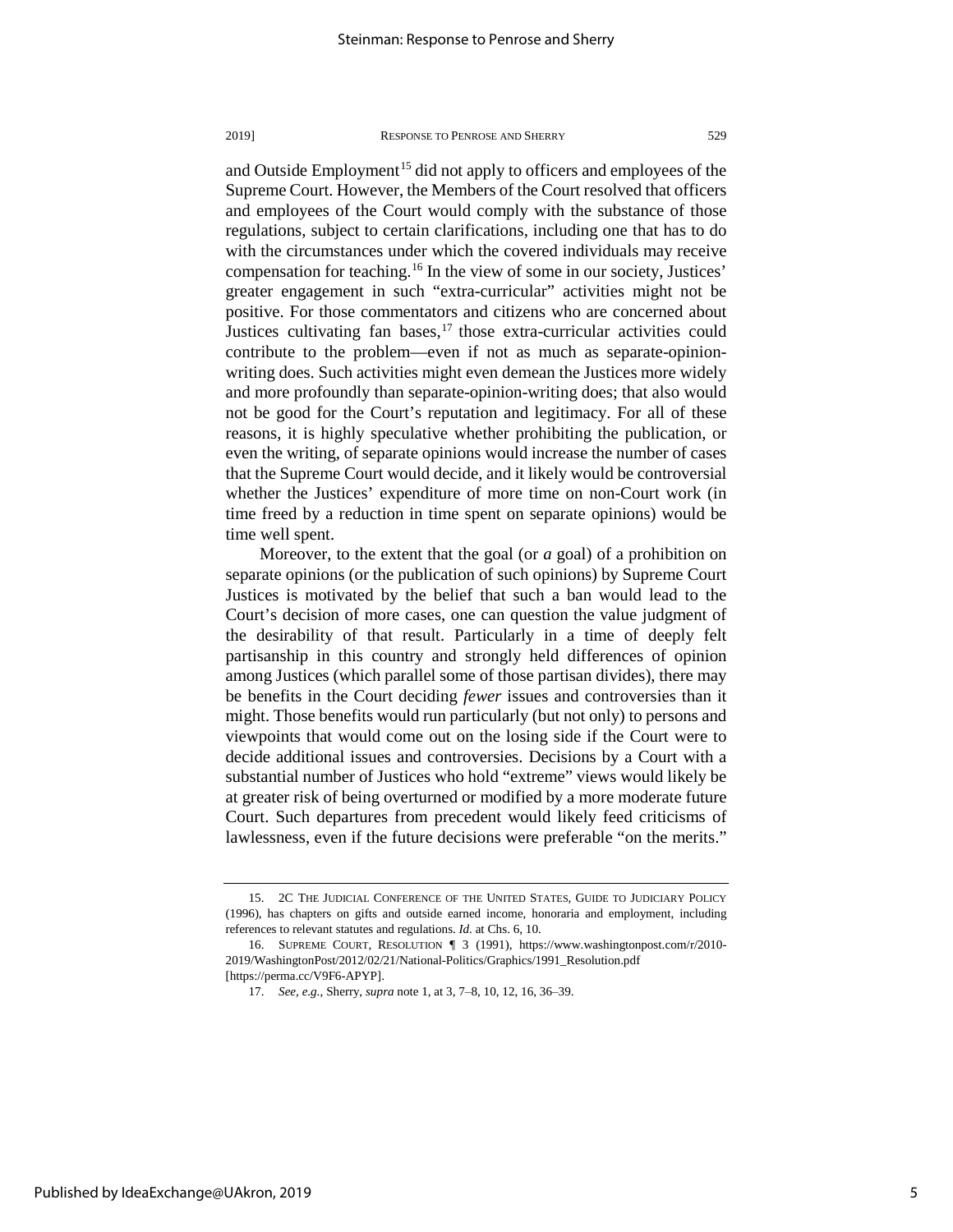and Outside Employment[15] did not apply to officers and employees of the Supreme Court. However, the Members of the Court resolved that officers and employees of the Court would comply with the substance of those regulations, subject to certain clarifications, including one that has to do with the circumstances under which the covered individuals may receive compensation for teaching.[16] In the view of some in our society, Justices' greater engagement in such "extra-curricular" activities might not be positive. For those commentators and citizens who are concerned about Justices cultivating fan bases,[17] those extra-curricular activities could contribute to the problem—even if not as much as separate-opinion-writing does. Such activities might even demean the Justices more widely and more profoundly than separate-opinion-writing does; that also would not be good for the Court's reputation and legitimacy. For all of these reasons, it is highly speculative whether prohibiting the publication, or even the writing, of separate opinions would increase the number of cases that the Supreme Court would decide, and it likely would be controversial whether the Justices' expenditure of more time on non-Court work (in time freed by a reduction in time spent on separate opinions) would be time well spent.

Moreover, to the extent that the goal (or *a* goal) of a prohibition on separate opinions (or the publication of such opinions) by Supreme Court Justices is motivated by the belief that such a ban would lead to the Court's decision of more cases, one can question the value judgment of the desirability of that result. Particularly in a time of deeply felt partisanship in this country and strongly held differences of opinion among Justices (which parallel some of those partisan divides), there may be benefits in the Court deciding *fewer* issues and controversies than it might. Those benefits would run particularly (but not only) to persons and viewpoints that would come out on the losing side if the Court were to decide additional issues and controversies. Decisions by a Court with a substantial number of Justices who hold "extreme" views would likely be at greater risk of being overturned or modified by a more moderate future Court. Such departures from precedent would likely feed criticisms of lawlessness, even if the future decisions were preferable "on the merits."

---

15. 2C THE JUDICIAL CONFERENCE OF THE UNITED STATES, GUIDE TO JUDICIARY POLICY (1996), has chapters on gifts and outside earned income, honoraria and employment, including references to relevant statutes and regulations. *Id.* at Chs. 6, 10.

16. SUPREME COURT, RESOLUTION ¶ 3 (1991), https://www.washingtonpost.com/r/2010-2019/WashingtonPost/2012/02/21/National-Politics/Graphics/1991_Resolution.pdf [https://perma.cc/V9F6-APYP].

17. *See, e.g.*, Sherry, *supra* note 1, at 3, 7–8, 10, 12, 16, 36–39.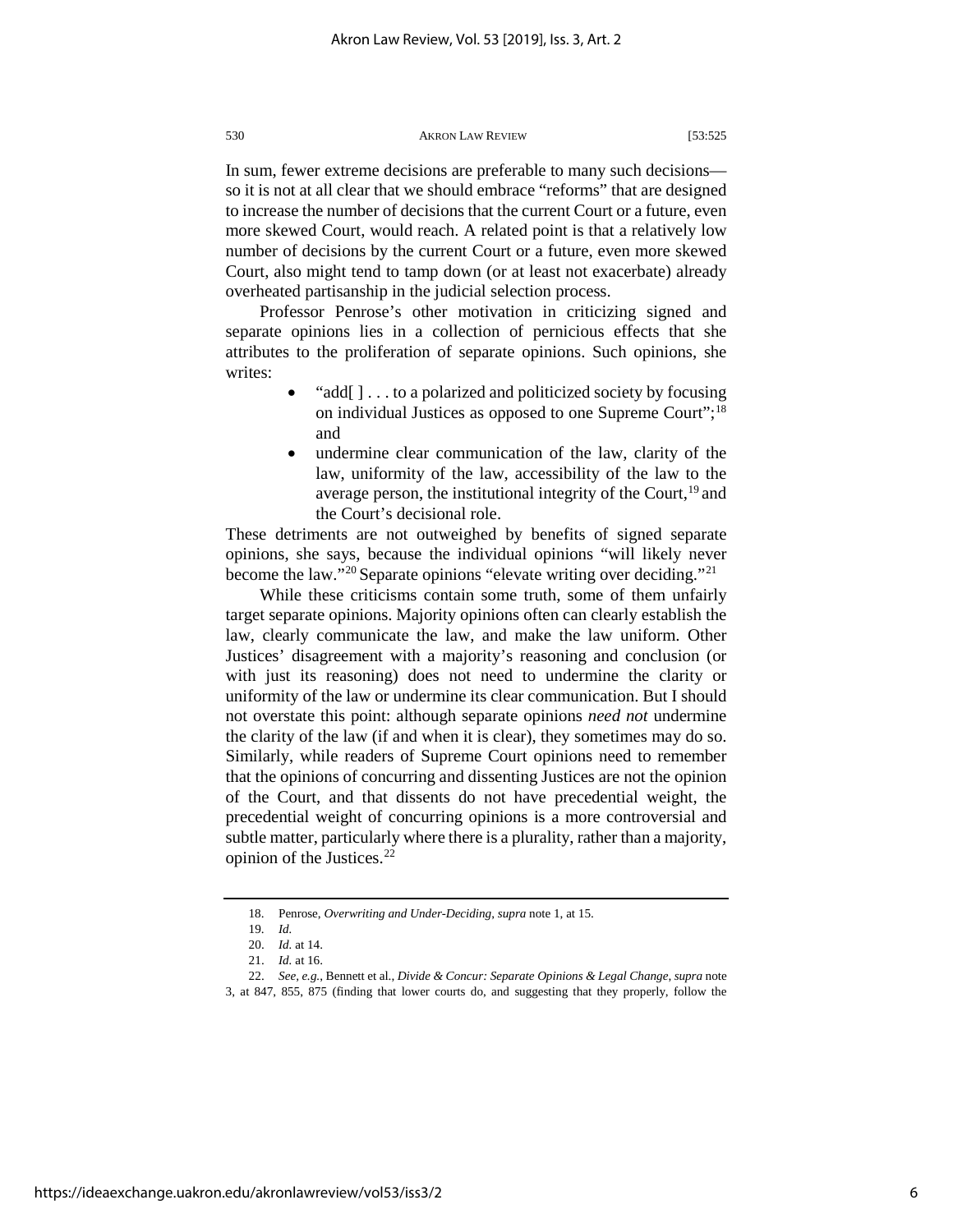In sum, fewer extreme decisions are preferable to many such decisions—so it is not at all clear that we should embrace "reforms" that are designed to increase the number of decisions that the current Court or a future, even more skewed Court, would reach. A related point is that a relatively low number of decisions by the current Court or a future, even more skewed Court, also might tend to tamp down (or at least not exacerbate) already overheated partisanship in the judicial selection process.

Professor Penrose's other motivation in criticizing signed and separate opinions lies in a collection of pernicious effects that she attributes to the proliferation of separate opinions. Such opinions, she writes:

- "add[ ] . . . to a polarized and politicized society by focusing on individual Justices as opposed to one Supreme Court";[18] and
- undermine clear communication of the law, clarity of the law, uniformity of the law, accessibility of the law to the average person, the institutional integrity of the Court,[19] and the Court's decisional role.

These detriments are not outweighed by benefits of signed separate opinions, she says, because the individual opinions "will likely never become the law."[20] Separate opinions "elevate writing over deciding."[21]

While these criticisms contain some truth, some of them unfairly target separate opinions. Majority opinions often can clearly establish the law, clearly communicate the law, and make the law uniform. Other Justices' disagreement with a majority's reasoning and conclusion (or with just its reasoning) does not need to undermine the clarity or uniformity of the law or undermine its clear communication. But I should not overstate this point: although separate opinions *need not* undermine the clarity of the law (if and when it is clear), they sometimes may do so. Similarly, while readers of Supreme Court opinions need to remember that the opinions of concurring and dissenting Justices are not the opinion of the Court, and that dissents do not have precedential weight, the precedential weight of concurring opinions is a more controversial and subtle matter, particularly where there is a plurality, rather than a majority, opinion of the Justices.[22]

---

18. Penrose, *Overwriting and Under-Deciding*, *supra* note 1, at 15.

19. *Id.*

20. *Id.* at 14.

21. *Id.* at 16.

22. *See, e.g.*, Bennett et al., *Divide & Concur: Separate Opinions & Legal Change*, *supra* note 3, at 847, 855, 875 (finding that lower courts do, and suggesting that they properly, follow the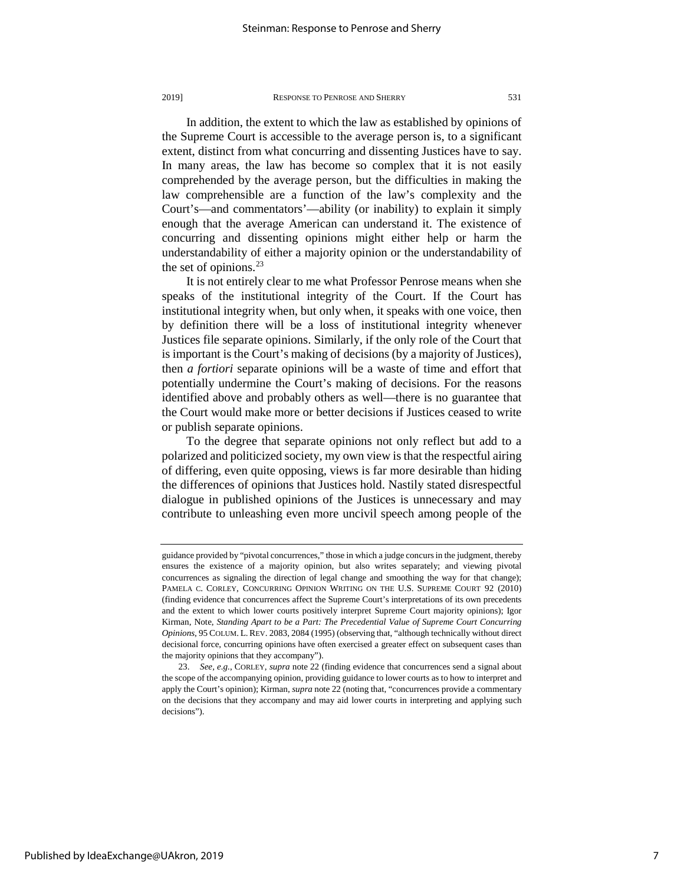In addition, the extent to which the law as established by opinions of the Supreme Court is accessible to the average person is, to a significant extent, distinct from what concurring and dissenting Justices have to say. In many areas, the law has become so complex that it is not easily comprehended by the average person, but the difficulties in making the law comprehensible are a function of the law's complexity and the Court's—and commentators'—ability (or inability) to explain it simply enough that the average American can understand it. The existence of concurring and dissenting opinions might either help or harm the understandability of either a majority opinion or the understandability of the set of opinions.[23]

It is not entirely clear to me what Professor Penrose means when she speaks of the institutional integrity of the Court. If the Court has institutional integrity when, but only when, it speaks with one voice, then by definition there will be a loss of institutional integrity whenever Justices file separate opinions. Similarly, if the only role of the Court that is important is the Court's making of decisions (by a majority of Justices), then *a fortiori* separate opinions will be a waste of time and effort that potentially undermine the Court's making of decisions. For the reasons identified above and probably others as well—there is no guarantee that the Court would make more or better decisions if Justices ceased to write or publish separate opinions.

To the degree that separate opinions not only reflect but add to a polarized and politicized society, my own view is that the respectful airing of differing, even quite opposing, views is far more desirable than hiding the differences of opinions that Justices hold. Nastily stated disrespectful dialogue in published opinions of the Justices is unnecessary and may contribute to unleashing even more uncivil speech among people of the

---

guidance provided by "pivotal concurrences," those in which a judge concurs in the judgment, thereby ensures the existence of a majority opinion, but also writes separately; and viewing pivotal concurrences as signaling the direction of legal change and smoothing the way for that change); PAMELA C. CORLEY, CONCURRING OPINION WRITING ON THE U.S. SUPREME COURT 92 (2010) (finding evidence that concurrences affect the Supreme Court's interpretations of its own precedents and the extent to which lower courts positively interpret Supreme Court majority opinions); Igor Kirman, Note, *Standing Apart to be a Part: The Precedential Value of Supreme Court Concurring Opinions*, 95 COLUM. L. REV. 2083, 2084 (1995) (observing that, "although technically without direct decisional force, concurring opinions have often exercised a greater effect on subsequent cases than the majority opinions that they accompany").

23. *See, e.g.*, CORLEY, *supra* note 22 (finding evidence that concurrences send a signal about the scope of the accompanying opinion, providing guidance to lower courts as to how to interpret and apply the Court's opinion); Kirman, *supra* note 22 (noting that, "concurrences provide a commentary on the decisions that they accompany and may aid lower courts in interpreting and applying such decisions").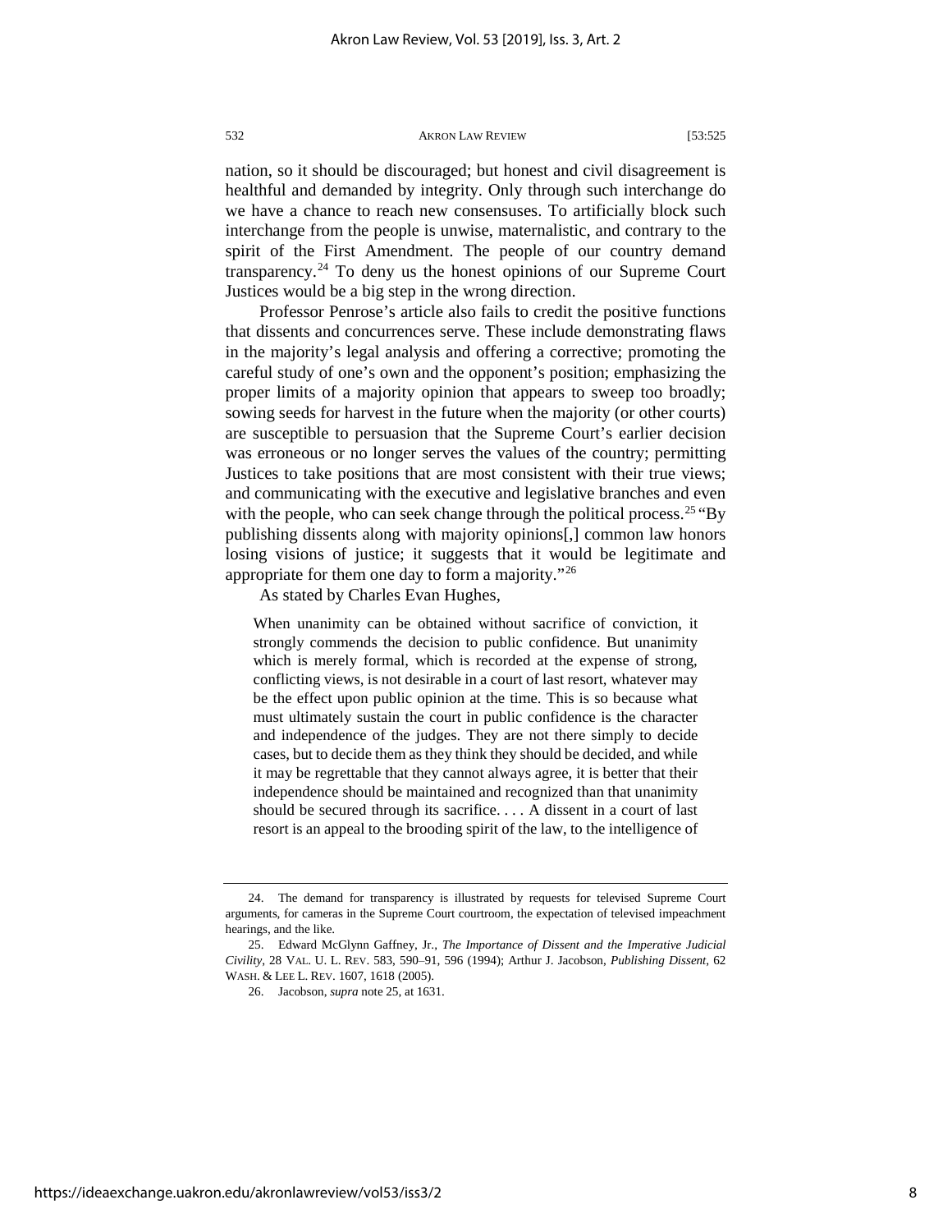nation, so it should be discouraged; but honest and civil disagreement is healthful and demanded by integrity. Only through such interchange do we have a chance to reach new consensuses. To artificially block such interchange from the people is unwise, maternalistic, and contrary to the spirit of the First Amendment. The people of our country demand transparency.[24] To deny us the honest opinions of our Supreme Court Justices would be a big step in the wrong direction.

Professor Penrose's article also fails to credit the positive functions that dissents and concurrences serve. These include demonstrating flaws in the majority's legal analysis and offering a corrective; promoting the careful study of one's own and the opponent's position; emphasizing the proper limits of a majority opinion that appears to sweep too broadly; sowing seeds for harvest in the future when the majority (or other courts) are susceptible to persuasion that the Supreme Court's earlier decision was erroneous or no longer serves the values of the country; permitting Justices to take positions that are most consistent with their true views; and communicating with the executive and legislative branches and even with the people, who can seek change through the political process.[25] "By publishing dissents along with majority opinions[,] common law honors losing visions of justice; it suggests that it would be legitimate and appropriate for them one day to form a majority."[26]

As stated by Charles Evan Hughes,

> When unanimity can be obtained without sacrifice of conviction, it strongly commends the decision to public confidence. But unanimity which is merely formal, which is recorded at the expense of strong, conflicting views, is not desirable in a court of last resort, whatever may be the effect upon public opinion at the time. This is so because what must ultimately sustain the court in public confidence is the character and independence of the judges. They are not there simply to decide cases, but to decide them as they think they should be decided, and while it may be regrettable that they cannot always agree, it is better that their independence should be maintained and recognized than that unanimity should be secured through its sacrifice. . . . A dissent in a court of last resort is an appeal to the brooding spirit of the law, to the intelligence of

---

24. The demand for transparency is illustrated by requests for televised Supreme Court arguments, for cameras in the Supreme Court courtroom, the expectation of televised impeachment hearings, and the like.

25. Edward McGlynn Gaffney, Jr., *The Importance of Dissent and the Imperative Judicial Civility*, 28 VAL. U. L. REV. 583, 590–91, 596 (1994); Arthur J. Jacobson, *Publishing Dissent*, 62 WASH. & LEE L. REV. 1607, 1618 (2005).

26. Jacobson, *supra* note 25, at 1631.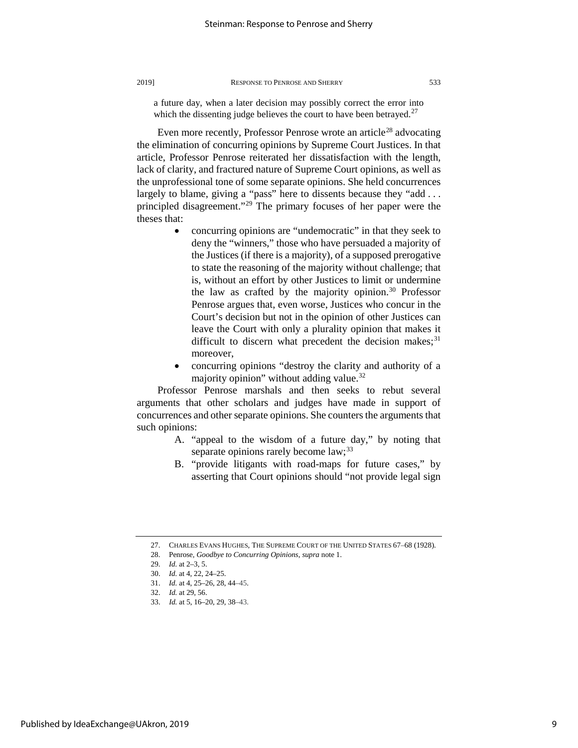a future day, when a later decision may possibly correct the error into which the dissenting judge believes the court to have been betrayed.[27]

Even more recently, Professor Penrose wrote an article[28] advocating the elimination of concurring opinions by Supreme Court Justices. In that article, Professor Penrose reiterated her dissatisfaction with the length, lack of clarity, and fractured nature of Supreme Court opinions, as well as the unprofessional tone of some separate opinions. She held concurrences largely to blame, giving a "pass" here to dissents because they "add . . . principled disagreement."[29] The primary focuses of her paper were the theses that:

- concurring opinions are "undemocratic" in that they seek to deny the "winners," those who have persuaded a majority of the Justices (if there is a majority), of a supposed prerogative to state the reasoning of the majority without challenge; that is, without an effort by other Justices to limit or undermine the law as crafted by the majority opinion.[30] Professor Penrose argues that, even worse, Justices who concur in the Court's decision but not in the opinion of other Justices can leave the Court with only a plurality opinion that makes it difficult to discern what precedent the decision makes;[31] moreover,
- concurring opinions "destroy the clarity and authority of a majority opinion" without adding value.[32]

Professor Penrose marshals and then seeks to rebut several arguments that other scholars and judges have made in support of concurrences and other separate opinions. She counters the arguments that such opinions:

A. "appeal to the wisdom of a future day," by noting that separate opinions rarely become law;[33]

B. "provide litigants with road-maps for future cases," by asserting that Court opinions should "not provide legal sign

---

27. CHARLES EVANS HUGHES, THE SUPREME COURT OF THE UNITED STATES 67–68 (1928).

28. Penrose, *Goodbye to Concurring Opinions*, *supra* note 1.

29. *Id.* at 2–3, 5.

30. *Id.* at 4, 22, 24–25.

31. *Id.* at 4, 25–26, 28, 44–45.

32. *Id.* at 29, 56.

33. *Id.* at 5, 16–20, 29, 38–43.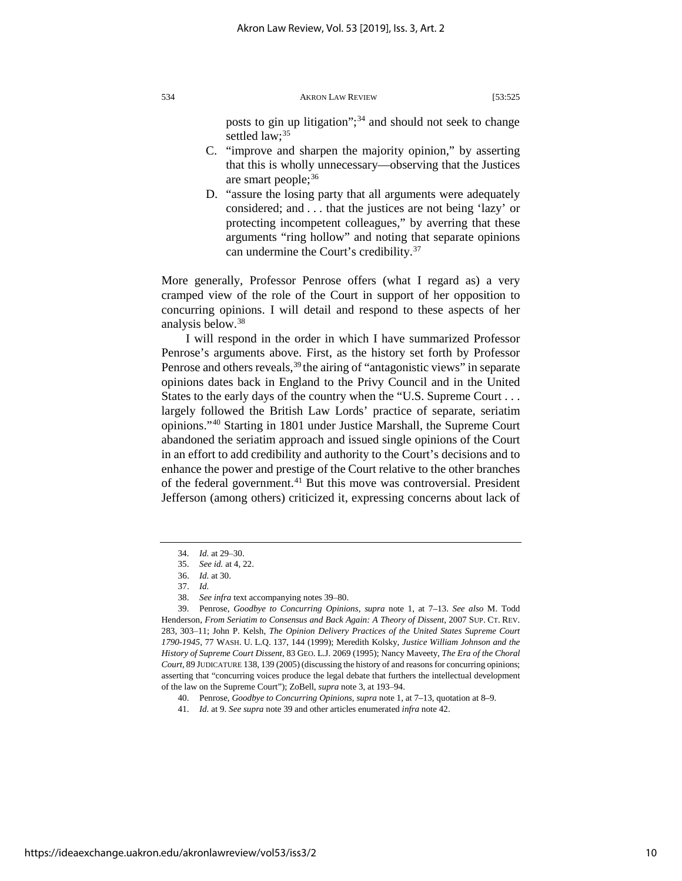posts to gin up litigation";[34] and should not seek to change settled law;[35]

C. "improve and sharpen the majority opinion," by asserting that this is wholly unnecessary—observing that the Justices are smart people;[36]

D. "assure the losing party that all arguments were adequately considered; and . . . that the justices are not being 'lazy' or protecting incompetent colleagues," by averring that these arguments "ring hollow" and noting that separate opinions can undermine the Court's credibility.[37]

More generally, Professor Penrose offers (what I regard as) a very cramped view of the role of the Court in support of her opposition to concurring opinions. I will detail and respond to these aspects of her analysis below.[38]

I will respond in the order in which I have summarized Professor Penrose's arguments above. First, as the history set forth by Professor Penrose and others reveals,[39] the airing of "antagonistic views" in separate opinions dates back in England to the Privy Council and in the United States to the early days of the country when the "U.S. Supreme Court . . . largely followed the British Law Lords' practice of separate, seriatim opinions."[40] Starting in 1801 under Justice Marshall, the Supreme Court abandoned the seriatim approach and issued single opinions of the Court in an effort to add credibility and authority to the Court's decisions and to enhance the power and prestige of the Court relative to the other branches of the federal government.[41] But this move was controversial. President Jefferson (among others) criticized it, expressing concerns about lack of

---

34. *Id.* at 29–30.

35. *See id.* at 4, 22.

36. *Id.* at 30.

37. *Id.*

38. *See infra* text accompanying notes 39–80.

39. Penrose, *Goodbye to Concurring Opinions*, *supra* note 1, at 7–13. *See also* M. Todd Henderson, *From Seriatim to Consensus and Back Again: A Theory of Dissent*, 2007 SUP. CT. REV. 283, 303–11; John P. Kelsh, *The Opinion Delivery Practices of the United States Supreme Court 1790-1945*, 77 WASH. U. L.Q. 137, 144 (1999); Meredith Kolsky, *Justice William Johnson and the History of Supreme Court Dissent*, 83 GEO. L.J. 2069 (1995); Nancy Maveety, *The Era of the Choral Court*, 89 JUDICATURE 138, 139 (2005) (discussing the history of and reasons for concurring opinions; asserting that "concurring voices produce the legal debate that furthers the intellectual development of the law on the Supreme Court"); ZoBell, *supra* note 3, at 193–94.

40. Penrose, *Goodbye to Concurring Opinions*, *supra* note 1, at 7–13, quotation at 8–9.

41. *Id.* at 9. *See supra* note 39 and other articles enumerated *infra* note 42.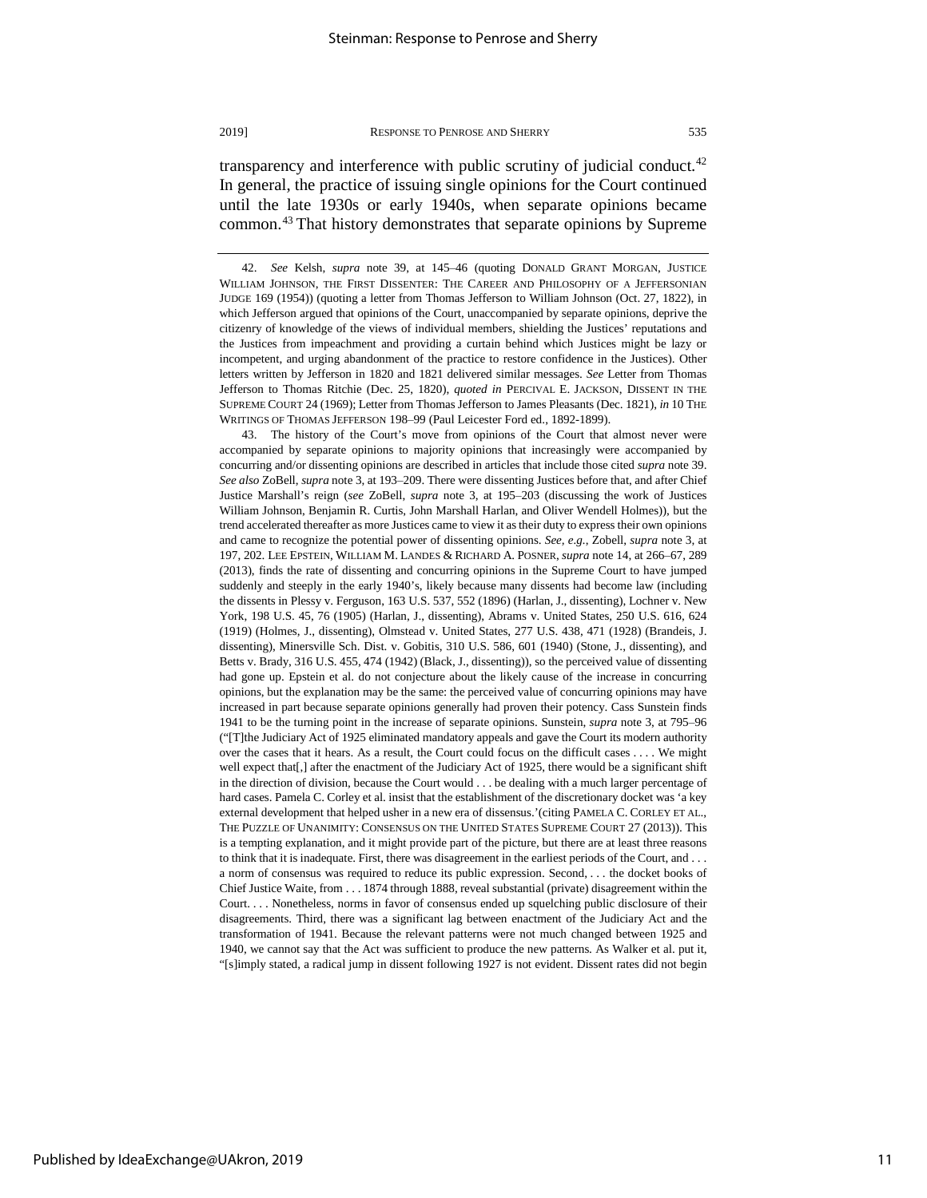transparency and interference with public scrutiny of judicial conduct.[42] In general, the practice of issuing single opinions for the Court continued until the late 1930s or early 1940s, when separate opinions became common.[43] That history demonstrates that separate opinions by Supreme

---

42. *See* Kelsh, *supra* note 39, at 145–46 (quoting DONALD GRANT MORGAN, JUSTICE WILLIAM JOHNSON, THE FIRST DISSENTER: THE CAREER AND PHILOSOPHY OF A JEFFERSONIAN JUDGE 169 (1954)) (quoting a letter from Thomas Jefferson to William Johnson (Oct. 27, 1822), in which Jefferson argued that opinions of the Court, unaccompanied by separate opinions, deprive the citizenry of knowledge of the views of individual members, shielding the Justices' reputations and the Justices from impeachment and providing a curtain behind which Justices might be lazy or incompetent, and urging abandonment of the practice to restore confidence in the Justices). Other letters written by Jefferson in 1820 and 1821 delivered similar messages. *See* Letter from Thomas Jefferson to Thomas Ritchie (Dec. 25, 1820), *quoted in* PERCIVAL E. JACKSON, DISSENT IN THE SUPREME COURT 24 (1969); Letter from Thomas Jefferson to James Pleasants (Dec. 1821), *in* 10 THE WRITINGS OF THOMAS JEFFERSON 198–99 (Paul Leicester Ford ed., 1892-1899).

43. The history of the Court's move from opinions of the Court that almost never were accompanied by separate opinions to majority opinions that increasingly were accompanied by concurring and/or dissenting opinions are described in articles that include those cited *supra* note 39. *See also* ZoBell, *supra* note 3, at 193–209. There were dissenting Justices before that, and after Chief Justice Marshall's reign (*see* ZoBell, *supra* note 3, at 195–203 (discussing the work of Justices William Johnson, Benjamin R. Curtis, John Marshall Harlan, and Oliver Wendell Holmes)), but the trend accelerated thereafter as more Justices came to view it as their duty to express their own opinions and came to recognize the potential power of dissenting opinions. *See, e.g.*, Zobell, *supra* note 3, at 197, 202. LEE EPSTEIN, WILLIAM M. LANDES & RICHARD A. POSNER, *supra* note 14, at 266–67, 289 (2013), finds the rate of dissenting and concurring opinions in the Supreme Court to have jumped suddenly and steeply in the early 1940's, likely because many dissents had become law (including the dissents in Plessy v. Ferguson, 163 U.S. 537, 552 (1896) (Harlan, J., dissenting), Lochner v. New York, 198 U.S. 45, 76 (1905) (Harlan, J., dissenting), Abrams v. United States, 250 U.S. 616, 624 (1919) (Holmes, J., dissenting), Olmstead v. United States, 277 U.S. 438, 471 (1928) (Brandeis, J. dissenting), Minersville Sch. Dist. v. Gobitis, 310 U.S. 586, 601 (1940) (Stone, J., dissenting), and Betts v. Brady, 316 U.S. 455, 474 (1942) (Black, J., dissenting)), so the perceived value of dissenting had gone up. Epstein et al. do not conjecture about the likely cause of the increase in concurring opinions, but the explanation may be the same: the perceived value of concurring opinions may have increased in part because separate opinions generally had proven their potency. Cass Sunstein finds 1941 to be the turning point in the increase of separate opinions. Sunstein, *supra* note 3, at 795–96 ("[T]the Judiciary Act of 1925 eliminated mandatory appeals and gave the Court its modern authority over the cases that it hears. As a result, the Court could focus on the difficult cases . . . . We might well expect that[,] after the enactment of the Judiciary Act of 1925, there would be a significant shift in the direction of division, because the Court would . . . be dealing with a much larger percentage of hard cases. Pamela C. Corley et al. insist that the establishment of the discretionary docket was 'a key external development that helped usher in a new era of dissensus.'(citing PAMELA C. CORLEY ET AL., THE PUZZLE OF UNANIMITY: CONSENSUS ON THE UNITED STATES SUPREME COURT 27 (2013)). This is a tempting explanation, and it might provide part of the picture, but there are at least three reasons to think that it is inadequate. First, there was disagreement in the earliest periods of the Court, and . . . a norm of consensus was required to reduce its public expression. Second, . . . the docket books of Chief Justice Waite, from . . . 1874 through 1888, reveal substantial (private) disagreement within the Court. . . . Nonetheless, norms in favor of consensus ended up squelching public disclosure of their disagreements. Third, there was a significant lag between enactment of the Judiciary Act and the transformation of 1941. Because the relevant patterns were not much changed between 1925 and 1940, we cannot say that the Act was sufficient to produce the new patterns. As Walker et al. put it, "[s]imply stated, a radical jump in dissent following 1927 is not evident. Dissent rates did not begin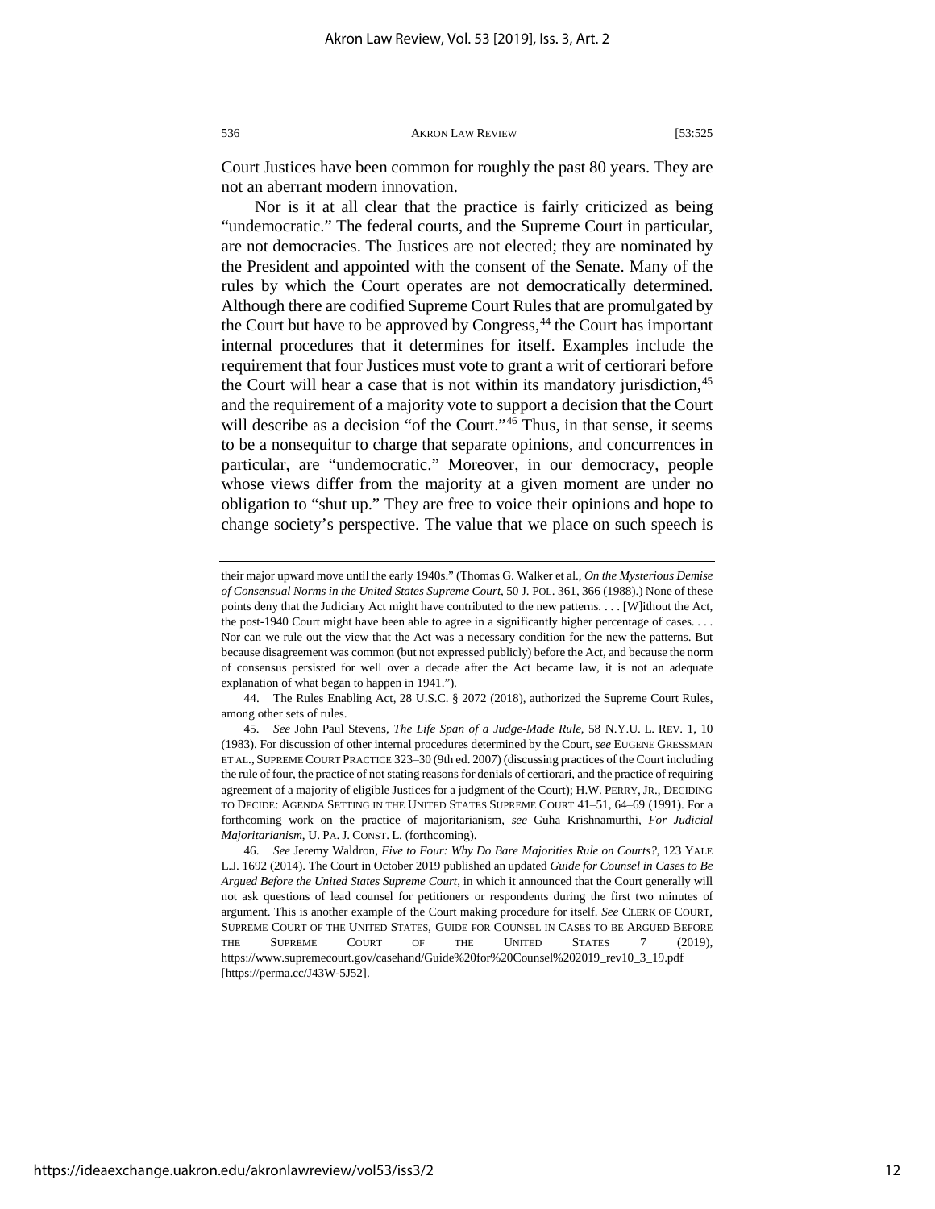Court Justices have been common for roughly the past 80 years. They are not an aberrant modern innovation.

Nor is it at all clear that the practice is fairly criticized as being "undemocratic." The federal courts, and the Supreme Court in particular, are not democracies. The Justices are not elected; they are nominated by the President and appointed with the consent of the Senate. Many of the rules by which the Court operates are not democratically determined. Although there are codified Supreme Court Rules that are promulgated by the Court but have to be approved by Congress,[44] the Court has important internal procedures that it determines for itself. Examples include the requirement that four Justices must vote to grant a writ of certiorari before the Court will hear a case that is not within its mandatory jurisdiction,[45] and the requirement of a majority vote to support a decision that the Court will describe as a decision "of the Court."[46] Thus, in that sense, it seems to be a nonsequitur to charge that separate opinions, and concurrences in particular, are "undemocratic." Moreover, in our democracy, people whose views differ from the majority at a given moment are under no obligation to "shut up." They are free to voice their opinions and hope to change society's perspective. The value that we place on such speech is

---

their major upward move until the early 1940s." (Thomas G. Walker et al., *On the Mysterious Demise of Consensual Norms in the United States Supreme Court*, 50 J. POL. 361, 366 (1988).) None of these points deny that the Judiciary Act might have contributed to the new patterns. . . . [W]ithout the Act, the post-1940 Court might have been able to agree in a significantly higher percentage of cases. . . . Nor can we rule out the view that the Act was a necessary condition for the new the patterns. But because disagreement was common (but not expressed publicly) before the Act, and because the norm of consensus persisted for well over a decade after the Act became law, it is not an adequate explanation of what began to happen in 1941.").

44. The Rules Enabling Act, 28 U.S.C. § 2072 (2018), authorized the Supreme Court Rules, among other sets of rules.

45. *See* John Paul Stevens, *The Life Span of a Judge-Made Rule*, 58 N.Y.U. L. REV. 1, 10 (1983). For discussion of other internal procedures determined by the Court, *see* EUGENE GRESSMAN ET AL., SUPREME COURT PRACTICE 323–30 (9th ed. 2007) (discussing practices of the Court including the rule of four, the practice of not stating reasons for denials of certiorari, and the practice of requiring agreement of a majority of eligible Justices for a judgment of the Court); H.W. PERRY, JR., DECIDING TO DECIDE: AGENDA SETTING IN THE UNITED STATES SUPREME COURT 41–51, 64–69 (1991). For a forthcoming work on the practice of majoritarianism, *see* Guha Krishnamurthi, *For Judicial Majoritarianism*, U. PA. J. CONST. L. (forthcoming).

46. *See* Jeremy Waldron, *Five to Four: Why Do Bare Majorities Rule on Courts?*, 123 YALE L.J. 1692 (2014). The Court in October 2019 published an updated *Guide for Counsel in Cases to Be Argued Before the United States Supreme Court*, in which it announced that the Court generally will not ask questions of lead counsel for petitioners or respondents during the first two minutes of argument. This is another example of the Court making procedure for itself. *See* CLERK OF COURT, SUPREME COURT OF THE UNITED STATES, GUIDE FOR COUNSEL IN CASES TO BE ARGUED BEFORE THE SUPREME COURT OF THE UNITED STATES 7 (2019), https://www.supremecourt.gov/casehand/Guide%20for%20Counsel%202019_rev10_3_19.pdf [https://perma.cc/J43W-5J52].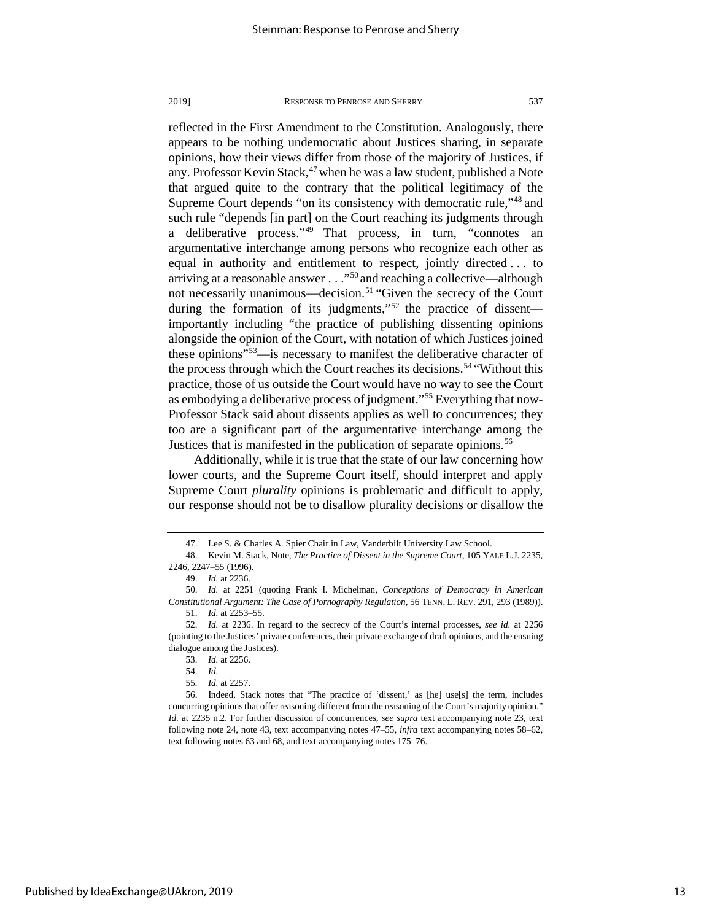reflected in the First Amendment to the Constitution. Analogously, there appears to be nothing undemocratic about Justices sharing, in separate opinions, how their views differ from those of the majority of Justices, if any. Professor Kevin Stack,[47] when he was a law student, published a Note that argued quite to the contrary that the political legitimacy of the Supreme Court depends "on its consistency with democratic rule,"[48] and such rule "depends [in part] on the Court reaching its judgments through a deliberative process."[49] That process, in turn, "connotes an argumentative interchange among persons who recognize each other as equal in authority and entitlement to respect, jointly directed . . . to arriving at a reasonable answer . . ."[50] and reaching a collective—although not necessarily unanimous—decision.[51] "Given the secrecy of the Court during the formation of its judgments,"[52] the practice of dissent—importantly including "the practice of publishing dissenting opinions alongside the opinion of the Court, with notation of which Justices joined these opinions"[53]—is necessary to manifest the deliberative character of the process through which the Court reaches its decisions.[54] "Without this practice, those of us outside the Court would have no way to see the Court as embodying a deliberative process of judgment."[55] Everything that now-Professor Stack said about dissents applies as well to concurrences; they too are a significant part of the argumentative interchange among the Justices that is manifested in the publication of separate opinions.[56]

Additionally, while it is true that the state of our law concerning how lower courts, and the Supreme Court itself, should interpret and apply Supreme Court *plurality* opinions is problematic and difficult to apply, our response should not be to disallow plurality decisions or disallow the

---

47. Lee S. & Charles A. Spier Chair in Law, Vanderbilt University Law School.

48. Kevin M. Stack, Note, *The Practice of Dissent in the Supreme Court*, 105 YALE L.J. 2235, 2246, 2247–55 (1996).

49. *Id.* at 2236.

50. *Id.* at 2251 (quoting Frank I. Michelman, *Conceptions of Democracy in American Constitutional Argument: The Case of Pornography Regulation*, 56 TENN. L. REV. 291, 293 (1989)).

51. *Id.* at 2253–55.

52. *Id.* at 2236. In regard to the secrecy of the Court's internal processes, *see id.* at 2256 (pointing to the Justices' private conferences, their private exchange of draft opinions, and the ensuing dialogue among the Justices).

53. *Id.* at 2256.

54. *Id.*

55. *Id.* at 2257.

56. Indeed, Stack notes that "The practice of 'dissent,' as [he] use[s] the term, includes concurring opinions that offer reasoning different from the reasoning of the Court's majority opinion." *Id.* at 2235 n.2. For further discussion of concurrences, *see supra* text accompanying note 23, text following note 24, note 43, text accompanying notes 47–55, *infra* text accompanying notes 58–62, text following notes 63 and 68, and text accompanying notes 175–76.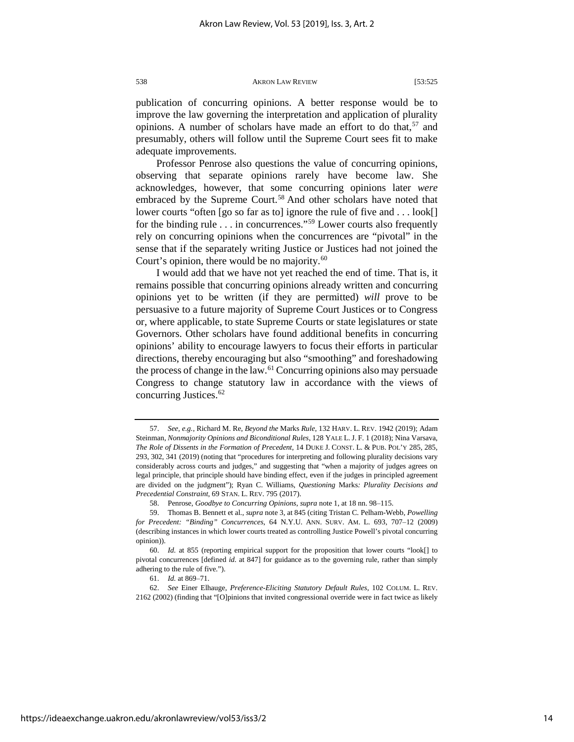publication of concurring opinions. A better response would be to improve the law governing the interpretation and application of plurality opinions. A number of scholars have made an effort to do that,[57] and presumably, others will follow until the Supreme Court sees fit to make adequate improvements.

Professor Penrose also questions the value of concurring opinions, observing that separate opinions rarely have become law. She acknowledges, however, that some concurring opinions later *were* embraced by the Supreme Court.[58] And other scholars have noted that lower courts "often [go so far as to] ignore the rule of five and . . . look[] for the binding rule . . . in concurrences."[59] Lower courts also frequently rely on concurring opinions when the concurrences are "pivotal" in the sense that if the separately writing Justice or Justices had not joined the Court's opinion, there would be no majority.[60]

I would add that we have not yet reached the end of time. That is, it remains possible that concurring opinions already written and concurring opinions yet to be written (if they are permitted) *will* prove to be persuasive to a future majority of Supreme Court Justices or to Congress or, where applicable, to state Supreme Courts or state legislatures or state Governors. Other scholars have found additional benefits in concurring opinions' ability to encourage lawyers to focus their efforts in particular directions, thereby encouraging but also "smoothing" and foreshadowing the process of change in the law.[61] Concurring opinions also may persuade Congress to change statutory law in accordance with the views of concurring Justices.[62]

---

57. *See, e.g.*, Richard M. Re, *Beyond the* Marks *Rule*, 132 HARV. L. REV. 1942 (2019); Adam Steinman, *Nonmajority Opinions and Biconditional Rules*, 128 YALE L. J. F. 1 (2018); Nina Varsava, *The Role of Dissents in the Formation of Precedent*, 14 DUKE J. CONST. L. & PUB. POL'Y 285, 285, 293, 302, 341 (2019) (noting that "procedures for interpreting and following plurality decisions vary considerably across courts and judges," and suggesting that "when a majority of judges agrees on legal principle, that principle should have binding effect, even if the judges in principled agreement are divided on the judgment"); Ryan C. Williams, *Questioning* Marks*: Plurality Decisions and Precedential Constraint*, 69 STAN. L. REV. 795 (2017).

58. Penrose, *Goodbye to Concurring Opinions*, *supra* note 1, at 18 nn. 98–115.

59. Thomas B. Bennett et al., *supra* note 3, at 845 (citing Tristan C. Pelham-Webb, *Powelling for Precedent: "Binding" Concurrences*, 64 N.Y.U. ANN. SURV. AM. L. 693, 707–12 (2009) (describing instances in which lower courts treated as controlling Justice Powell's pivotal concurring opinion)).

60. *Id.* at 855 (reporting empirical support for the proposition that lower courts "look[] to pivotal concurrences [defined *id.* at 847] for guidance as to the governing rule, rather than simply adhering to the rule of five.").

61. *Id.* at 869–71.

62. *See* Einer Elhauge, *Preference-Eliciting Statutory Default Rules*, 102 COLUM. L. REV. 2162 (2002) (finding that "[O]pinions that invited congressional override were in fact twice as likely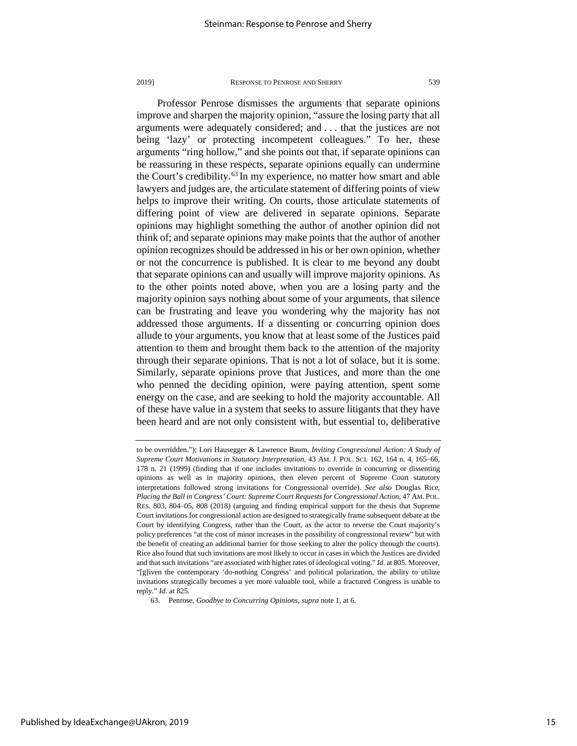Professor Penrose dismisses the arguments that separate opinions improve and sharpen the majority opinion, "assure the losing party that all arguments were adequately considered; and . . . that the justices are not being 'lazy' or protecting incompetent colleagues." To her, these arguments "ring hollow," and she points out that, if separate opinions can be reassuring in these respects, separate opinions equally can undermine the Court's credibility.[63] In my experience, no matter how smart and able lawyers and judges are, the articulate statement of differing points of view helps to improve their writing. On courts, those articulate statements of differing point of view are delivered in separate opinions. Separate opinions may highlight something the author of another opinion did not think of; and separate opinions may make points that the author of another opinion recognizes should be addressed in his or her own opinion, whether or not the concurrence is published. It is clear to me beyond any doubt that separate opinions can and usually will improve majority opinions. As to the other points noted above, when you are a losing party and the majority opinion says nothing about some of your arguments, that silence can be frustrating and leave you wondering why the majority has not addressed those arguments. If a dissenting or concurring opinion does allude to your arguments, you know that at least some of the Justices paid attention to them and brought them back to the attention of the majority through their separate opinions. That is not a lot of solace, but it is some. Similarly, separate opinions prove that Justices, and more than the one who penned the deciding opinion, were paying attention, spent some energy on the case, and are seeking to hold the majority accountable. All of these have value in a system that seeks to assure litigants that they have been heard and are not only consistent with, but essential to, deliberative

---

to be overridden."); Lori Hausegger & Lawrence Baum, *Inviting Congressional Action: A Study of Supreme Court Motivations in Statutory Interpretation*, 43 AM. J. POL. SCI. 162, 164 n. 4, 165–66, 178 n. 21 (1999) (finding that if one includes invitations to override in concurring or dissenting opinions as well as in majority opinions, then eleven percent of Supreme Court statutory interpretations followed strong invitations for Congressional override). *See also* Douglas Rice, *Placing the Ball in Congress' Court: Supreme Court Requests for Congressional Action*, 47 AM. POL. RES. 803, 804–05, 808 (2018) (arguing and finding empirical support for the thesis that Supreme Court invitations for congressional action are designed to strategically frame subsequent debate at the Court by identifying Congress, rather than the Court, as the actor to reverse the Court majority's policy preferences "at the cost of minor increases in the possibility of congressional review" but with the benefit of creating an additional barrier for those seeking to alter the policy through the courts). Rice also found that such invitations are most likely to occur in cases in which the Justices are divided and that such invitations "are associated with higher rates of ideological voting." *Id.* at 805. Moreover, "[g]iven the contemporary 'do-nothing Congress' and political polarization, the ability to utilize invitations strategically becomes a yet more valuable tool, while a fractured Congress is unable to reply." *Id.* at 825.

63. Penrose, *Goodbye to Concurring Opinions*, *supra* note 1, at 6.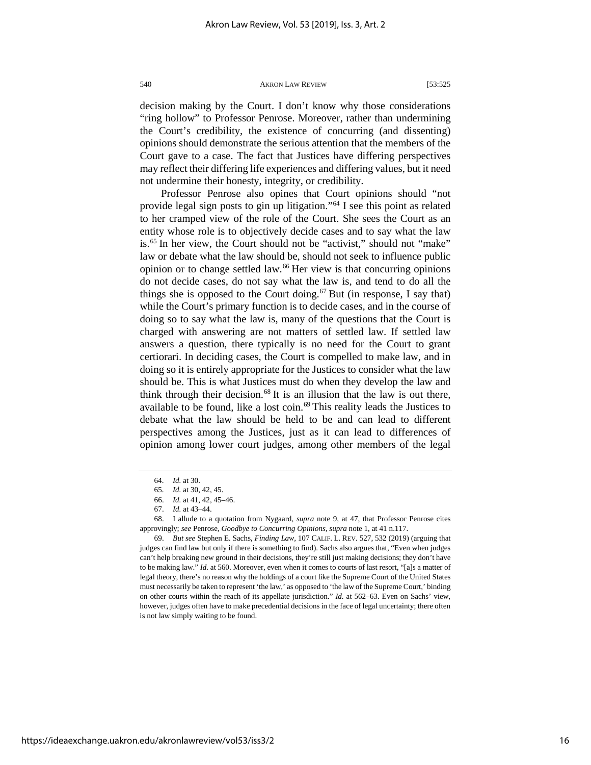decision making by the Court. I don't know why those considerations "ring hollow" to Professor Penrose. Moreover, rather than undermining the Court's credibility, the existence of concurring (and dissenting) opinions should demonstrate the serious attention that the members of the Court gave to a case. The fact that Justices have differing perspectives may reflect their differing life experiences and differing values, but it need not undermine their honesty, integrity, or credibility.

Professor Penrose also opines that Court opinions should "not provide legal sign posts to gin up litigation."[64] I see this point as related to her cramped view of the role of the Court. She sees the Court as an entity whose role is to objectively decide cases and to say what the law is.[65] In her view, the Court should not be "activist," should not "make" law or debate what the law should be, should not seek to influence public opinion or to change settled law.[66] Her view is that concurring opinions do not decide cases, do not say what the law is, and tend to do all the things she is opposed to the Court doing.[67] But (in response, I say that) while the Court's primary function is to decide cases, and in the course of doing so to say what the law is, many of the questions that the Court is charged with answering are not matters of settled law. If settled law answers a question, there typically is no need for the Court to grant certiorari. In deciding cases, the Court is compelled to make law, and in doing so it is entirely appropriate for the Justices to consider what the law should be. This is what Justices must do when they develop the law and think through their decision.[68] It is an illusion that the law is out there, available to be found, like a lost coin.[69] This reality leads the Justices to debate what the law should be held to be and can lead to different perspectives among the Justices, just as it can lead to differences of opinion among lower court judges, among other members of the legal

---

64. *Id.* at 30.

65. *Id.* at 30, 42, 45.

66. *Id.* at 41, 42, 45–46.

67. *Id.* at 43–44.

68. I allude to a quotation from Nygaard, *supra* note 9, at 47, that Professor Penrose cites approvingly; *see* Penrose, *Goodbye to Concurring Opinions*, *supra* note 1, at 41 n.117.

69. *But see* Stephen E. Sachs, *Finding Law*, 107 CALIF. L. REV. 527, 532 (2019) (arguing that judges can find law but only if there is something to find). Sachs also argues that, "Even when judges can't help breaking new ground in their decisions, they're still just making decisions; they don't have to be making law." *Id.* at 560. Moreover, even when it comes to courts of last resort, "[a]s a matter of legal theory, there's no reason why the holdings of a court like the Supreme Court of the United States must necessarily be taken to represent 'the law,' as opposed to 'the law of the Supreme Court,' binding on other courts within the reach of its appellate jurisdiction." *Id.* at 562–63. Even on Sachs' view, however, judges often have to make precedential decisions in the face of legal uncertainty; there often is not law simply waiting to be found.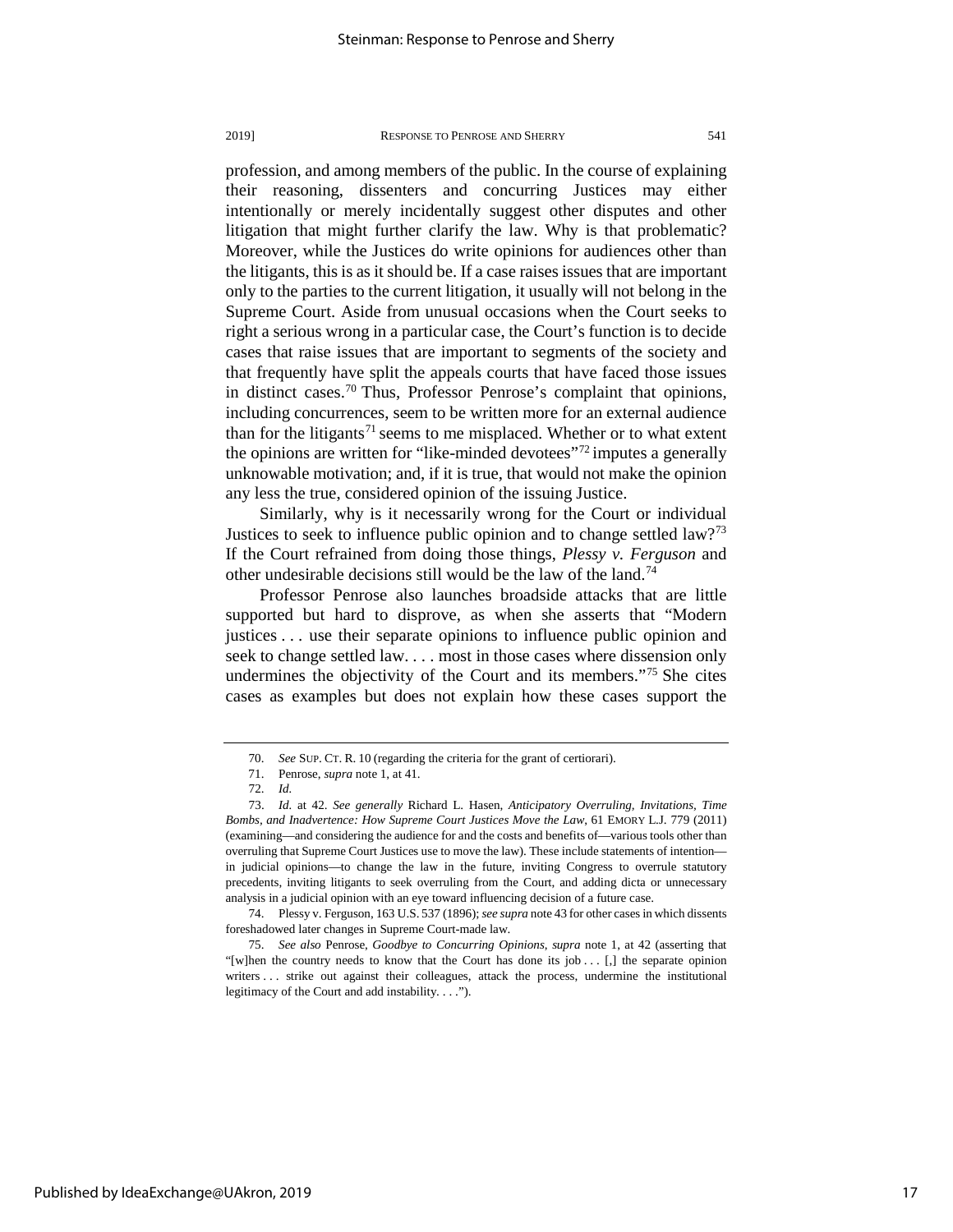profession, and among members of the public. In the course of explaining their reasoning, dissenters and concurring Justices may either intentionally or merely incidentally suggest other disputes and other litigation that might further clarify the law. Why is that problematic? Moreover, while the Justices do write opinions for audiences other than the litigants, this is as it should be. If a case raises issues that are important only to the parties to the current litigation, it usually will not belong in the Supreme Court. Aside from unusual occasions when the Court seeks to right a serious wrong in a particular case, the Court's function is to decide cases that raise issues that are important to segments of the society and that frequently have split the appeals courts that have faced those issues in distinct cases.[70] Thus, Professor Penrose's complaint that opinions, including concurrences, seem to be written more for an external audience than for the litigants[71] seems to me misplaced. Whether or to what extent the opinions are written for "like-minded devotees"[72] imputes a generally unknowable motivation; and, if it is true, that would not make the opinion any less the true, considered opinion of the issuing Justice.

Similarly, why is it necessarily wrong for the Court or individual Justices to seek to influence public opinion and to change settled law?[73] If the Court refrained from doing those things, *Plessy v. Ferguson* and other undesirable decisions still would be the law of the land.[74]

Professor Penrose also launches broadside attacks that are little supported but hard to disprove, as when she asserts that "Modern justices . . . use their separate opinions to influence public opinion and seek to change settled law. . . . most in those cases where dissension only undermines the objectivity of the Court and its members."[75] She cites cases as examples but does not explain how these cases support the

---

70. *See* SUP. CT. R. 10 (regarding the criteria for the grant of certiorari).

71. Penrose, *supra* note 1, at 41.

72. *Id.*

73. *Id.* at 42. *See generally* Richard L. Hasen, *Anticipatory Overruling, Invitations, Time Bombs, and Inadvertence: How Supreme Court Justices Move the Law*, 61 EMORY L.J. 779 (2011) (examining—and considering the audience for and the costs and benefits of—various tools other than overruling that Supreme Court Justices use to move the law). These include statements of intention—in judicial opinions—to change the law in the future, inviting Congress to overrule statutory precedents, inviting litigants to seek overruling from the Court, and adding dicta or unnecessary analysis in a judicial opinion with an eye toward influencing decision of a future case.

74. Plessy v. Ferguson, 163 U.S. 537 (1896); *see supra* note 43 for other cases in which dissents foreshadowed later changes in Supreme Court-made law.

75. *See also* Penrose, *Goodbye to Concurring Opinions*, *supra* note 1, at 42 (asserting that "[w]hen the country needs to know that the Court has done its job . . . [,] the separate opinion writers . . . strike out against their colleagues, attack the process, undermine the institutional legitimacy of the Court and add instability. . . .").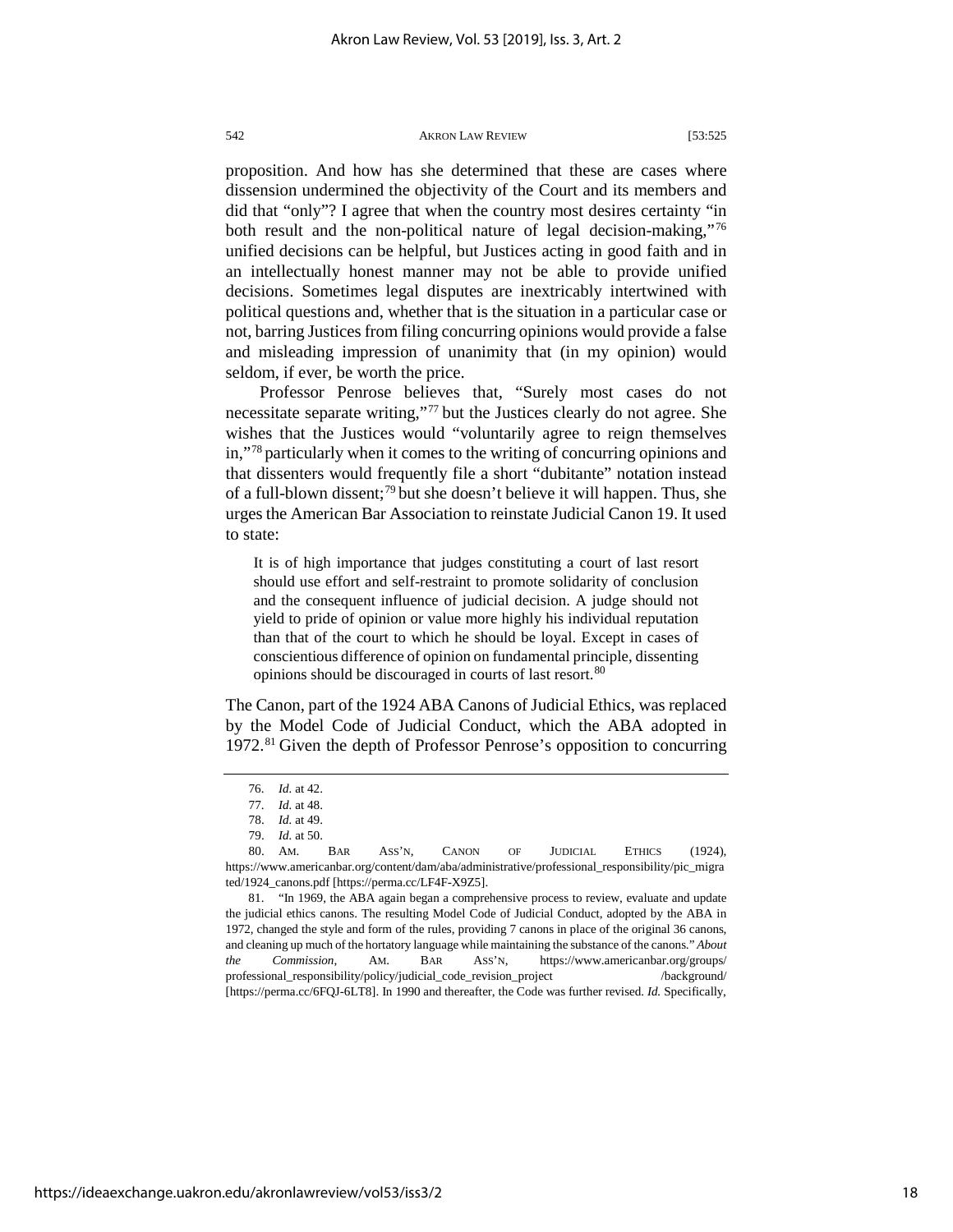proposition. And how has she determined that these are cases where dissension undermined the objectivity of the Court and its members and did that "only"? I agree that when the country most desires certainty "in both result and the non-political nature of legal decision-making,"[76] unified decisions can be helpful, but Justices acting in good faith and in an intellectually honest manner may not be able to provide unified decisions. Sometimes legal disputes are inextricably intertwined with political questions and, whether that is the situation in a particular case or not, barring Justices from filing concurring opinions would provide a false and misleading impression of unanimity that (in my opinion) would seldom, if ever, be worth the price.

Professor Penrose believes that, "Surely most cases do not necessitate separate writing,"[77] but the Justices clearly do not agree. She wishes that the Justices would "voluntarily agree to reign themselves in,"[78] particularly when it comes to the writing of concurring opinions and that dissenters would frequently file a short "dubitante" notation instead of a full-blown dissent;[79] but she doesn't believe it will happen. Thus, she urges the American Bar Association to reinstate Judicial Canon 19. It used to state:

> It is of high importance that judges constituting a court of last resort should use effort and self-restraint to promote solidarity of conclusion and the consequent influence of judicial decision. A judge should not yield to pride of opinion or value more highly his individual reputation than that of the court to which he should be loyal. Except in cases of conscientious difference of opinion on fundamental principle, dissenting opinions should be discouraged in courts of last resort.[80]

The Canon, part of the 1924 ABA Canons of Judicial Ethics, was replaced by the Model Code of Judicial Conduct, which the ABA adopted in 1972.[81] Given the depth of Professor Penrose's opposition to concurring

---

76. *Id.* at 42.

77. *Id.* at 48.

78. *Id.* at 49.

79. *Id.* at 50.

80. AM. BAR ASS'N, CANON OF JUDICIAL ETHICS (1924), https://www.americanbar.org/content/dam/aba/administrative/professional_responsibility/pic_migrated/1924_canons.pdf [https://perma.cc/LF4F-X9Z5].

81. "In 1969, the ABA again began a comprehensive process to review, evaluate and update the judicial ethics canons. The resulting Model Code of Judicial Conduct, adopted by the ABA in 1972, changed the style and form of the rules, providing 7 canons in place of the original 36 canons, and cleaning up much of the hortatory language while maintaining the substance of the canons." *About the Commission*, AM. BAR ASS'N, https://www.americanbar.org/groups/professional_responsibility/policy/judicial_code_revision_project/background/ [https://perma.cc/6FQJ-6LT8]. In 1990 and thereafter, the Code was further revised. *Id.* Specifically,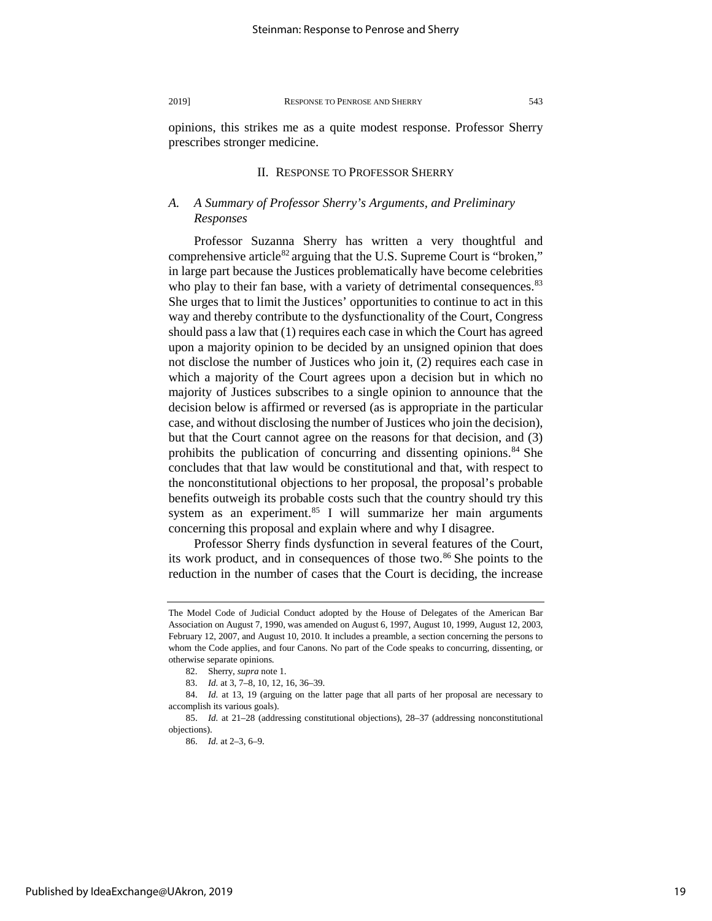opinions, this strikes me as a quite modest response. Professor Sherry prescribes stronger medicine.

## II. Response to Professor Sherry

### *A. A Summary of Professor Sherry's Arguments, and Preliminary Responses*

Professor Suzanna Sherry has written a very thoughtful and comprehensive article[82] arguing that the U.S. Supreme Court is "broken," in large part because the Justices problematically have become celebrities who play to their fan base, with a variety of detrimental consequences.[83] She urges that to limit the Justices' opportunities to continue to act in this way and thereby contribute to the dysfunctionality of the Court, Congress should pass a law that (1) requires each case in which the Court has agreed upon a majority opinion to be decided by an unsigned opinion that does not disclose the number of Justices who join it, (2) requires each case in which a majority of the Court agrees upon a decision but in which no majority of Justices subscribes to a single opinion to announce that the decision below is affirmed or reversed (as is appropriate in the particular case, and without disclosing the number of Justices who join the decision), but that the Court cannot agree on the reasons for that decision, and (3) prohibits the publication of concurring and dissenting opinions.[84] She concludes that that law would be constitutional and that, with respect to the nonconstitutional objections to her proposal, the proposal's probable benefits outweigh its probable costs such that the country should try this system as an experiment.[85] I will summarize her main arguments concerning this proposal and explain where and why I disagree.

Professor Sherry finds dysfunction in several features of the Court, its work product, and in consequences of those two.[86] She points to the reduction in the number of cases that the Court is deciding, the increase

---

The Model Code of Judicial Conduct adopted by the House of Delegates of the American Bar Association on August 7, 1990, was amended on August 6, 1997, August 10, 1999, August 12, 2003, February 12, 2007, and August 10, 2010. It includes a preamble, a section concerning the persons to whom the Code applies, and four Canons. No part of the Code speaks to concurring, dissenting, or otherwise separate opinions.

82. Sherry, *supra* note 1.

83. *Id.* at 3, 7–8, 10, 12, 16, 36–39.

84. *Id.* at 13, 19 (arguing on the latter page that all parts of her proposal are necessary to accomplish its various goals).

85. *Id.* at 21–28 (addressing constitutional objections), 28–37 (addressing nonconstitutional objections).

86. *Id.* at 2–3, 6–9.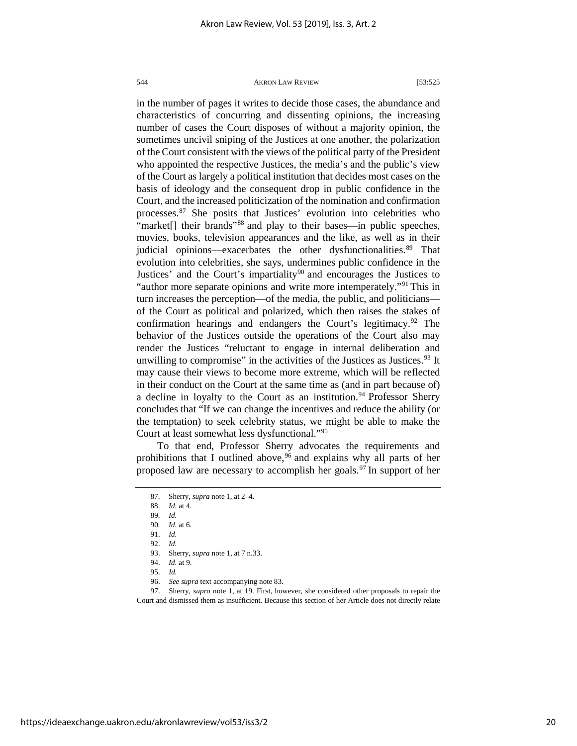in the number of pages it writes to decide those cases, the abundance and characteristics of concurring and dissenting opinions, the increasing number of cases the Court disposes of without a majority opinion, the sometimes uncivil sniping of the Justices at one another, the polarization of the Court consistent with the views of the political party of the President who appointed the respective Justices, the media's and the public's view of the Court as largely a political institution that decides most cases on the basis of ideology and the consequent drop in public confidence in the Court, and the increased politicization of the nomination and confirmation processes.[87] She posits that Justices' evolution into celebrities who "market[] their brands"[88] and play to their bases—in public speeches, movies, books, television appearances and the like, as well as in their judicial opinions—exacerbates the other dysfunctionalities.[89] That evolution into celebrities, she says, undermines public confidence in the Justices' and the Court's impartiality[90] and encourages the Justices to "author more separate opinions and write more intemperately."[91] This in turn increases the perception—of the media, the public, and politicians—of the Court as political and polarized, which then raises the stakes of confirmation hearings and endangers the Court's legitimacy.[92] The behavior of the Justices outside the operations of the Court also may render the Justices "reluctant to engage in internal deliberation and unwilling to compromise" in the activities of the Justices as Justices.[93] It may cause their views to become more extreme, which will be reflected in their conduct on the Court at the same time as (and in part because of) a decline in loyalty to the Court as an institution.[94] Professor Sherry concludes that "If we can change the incentives and reduce the ability (or the temptation) to seek celebrity status, we might be able to make the Court at least somewhat less dysfunctional."[95]

To that end, Professor Sherry advocates the requirements and prohibitions that I outlined above,[96] and explains why all parts of her proposed law are necessary to accomplish her goals.[97] In support of her

87. Sherry, *supra* note 1, at 2–4.

88. *Id.* at 4.

89. *Id.*

90. *Id.* at 6.

91. *Id.*

92. *Id.*

93. Sherry, *supra* note 1, at 7 n.33.

94. *Id.* at 9.

95. *Id.*

96. *See supra* text accompanying note 83.

97. Sherry, *supra* note 1, at 19. First, however, she considered other proposals to repair the Court and dismissed them as insufficient. Because this section of her Article does not directly relate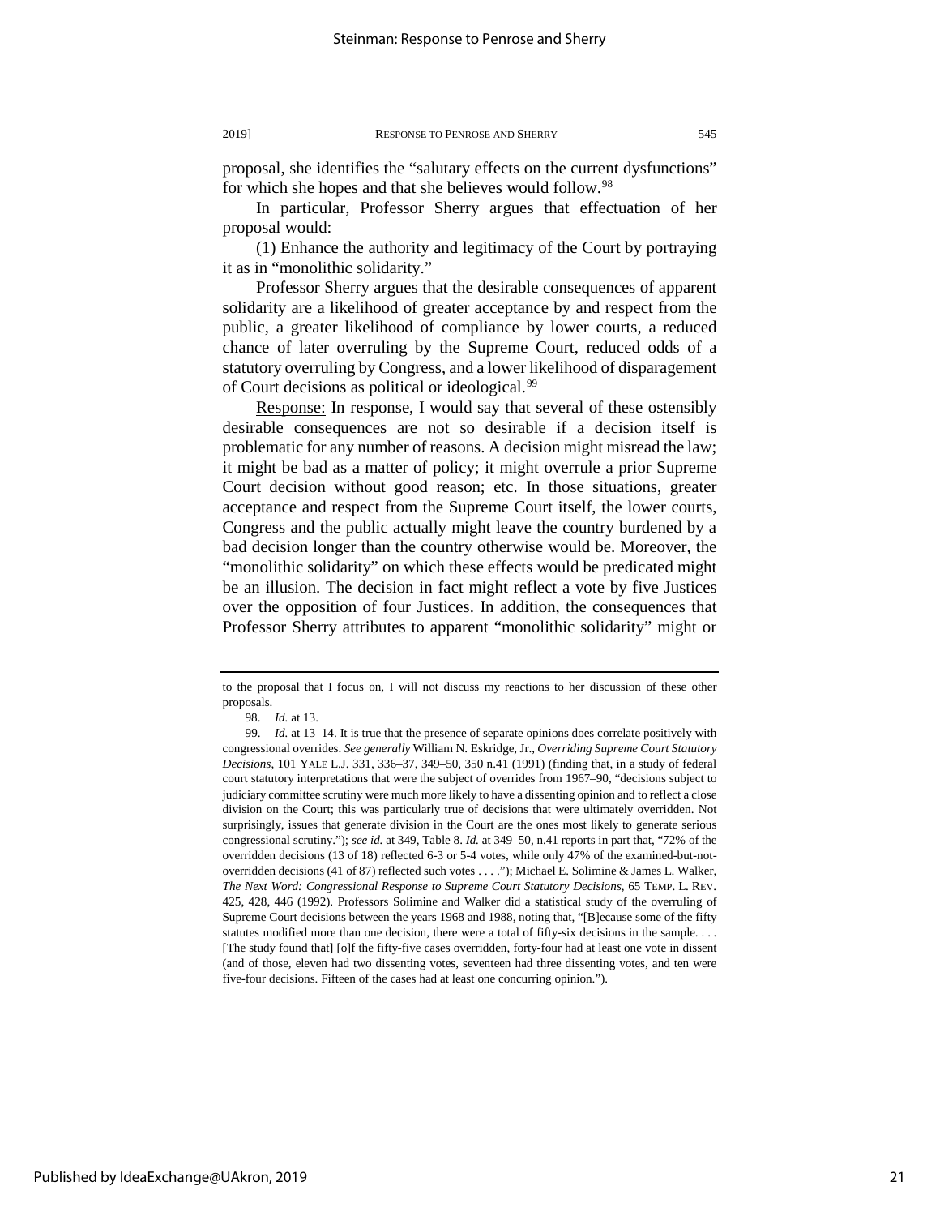proposal, she identifies the "salutary effects on the current dysfunctions" for which she hopes and that she believes would follow.[98]

In particular, Professor Sherry argues that effectuation of her proposal would:

(1) Enhance the authority and legitimacy of the Court by portraying it as in "monolithic solidarity."

Professor Sherry argues that the desirable consequences of apparent solidarity are a likelihood of greater acceptance by and respect from the public, a greater likelihood of compliance by lower courts, a reduced chance of later overruling by the Supreme Court, reduced odds of a statutory overruling by Congress, and a lower likelihood of disparagement of Court decisions as political or ideological.[99]

<u>Response:</u> In response, I would say that several of these ostensibly desirable consequences are not so desirable if a decision itself is problematic for any number of reasons. A decision might misread the law; it might be bad as a matter of policy; it might overrule a prior Supreme Court decision without good reason; etc. In those situations, greater acceptance and respect from the Supreme Court itself, the lower courts, Congress and the public actually might leave the country burdened by a bad decision longer than the country otherwise would be. Moreover, the "monolithic solidarity" on which these effects would be predicated might be an illusion. The decision in fact might reflect a vote by five Justices over the opposition of four Justices. In addition, the consequences that Professor Sherry attributes to apparent "monolithic solidarity" might or

---

to the proposal that I focus on, I will not discuss my reactions to her discussion of these other proposals.

98. *Id.* at 13.

99. *Id.* at 13–14. It is true that the presence of separate opinions does correlate positively with congressional overrides. *See generally* William N. Eskridge, Jr., *Overriding Supreme Court Statutory Decisions*, 101 YALE L.J. 331, 336–37, 349–50, 350 n.41 (1991) (finding that, in a study of federal court statutory interpretations that were the subject of overrides from 1967–90, "decisions subject to judiciary committee scrutiny were much more likely to have a dissenting opinion and to reflect a close division on the Court; this was particularly true of decisions that were ultimately overridden. Not surprisingly, issues that generate division in the Court are the ones most likely to generate serious congressional scrutiny."); *see id.* at 349, Table 8. *Id.* at 349–50, n.41 reports in part that, "72% of the overridden decisions (13 of 18) reflected 6-3 or 5-4 votes, while only 47% of the examined-but-not-overridden decisions (41 of 87) reflected such votes . . . ."); Michael E. Solimine & James L. Walker, *The Next Word: Congressional Response to Supreme Court Statutory Decisions*, 65 TEMP. L. REV. 425, 428, 446 (1992). Professors Solimine and Walker did a statistical study of the overruling of Supreme Court decisions between the years 1968 and 1988, noting that, "[B]ecause some of the fifty statutes modified more than one decision, there were a total of fifty-six decisions in the sample. . . . [The study found that] [o]f the fifty-five cases overridden, forty-four had at least one vote in dissent (and of those, eleven had two dissenting votes, seventeen had three dissenting votes, and ten were five-four decisions. Fifteen of the cases had at least one concurring opinion.").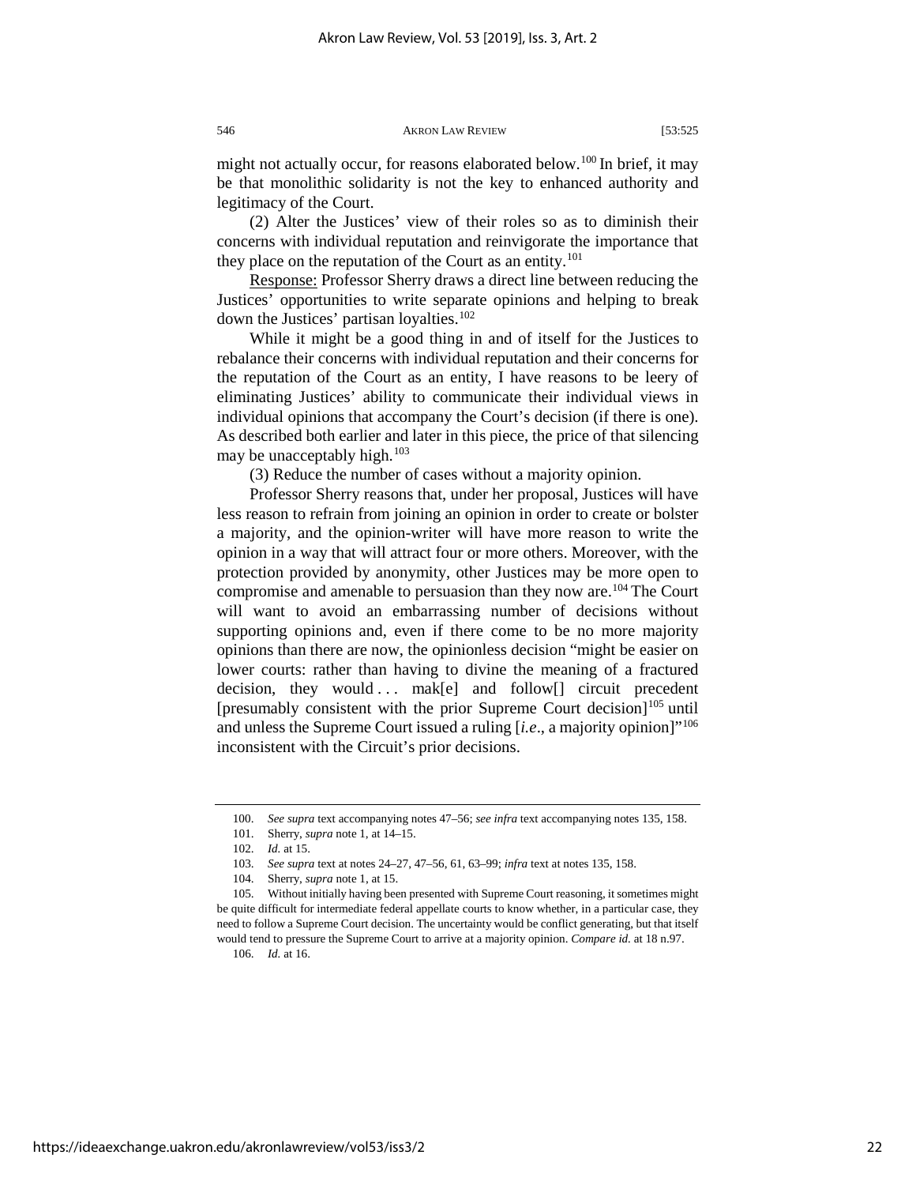might not actually occur, for reasons elaborated below.[100] In brief, it may be that monolithic solidarity is not the key to enhanced authority and legitimacy of the Court.

(2) Alter the Justices' view of their roles so as to diminish their concerns with individual reputation and reinvigorate the importance that they place on the reputation of the Court as an entity.[101]

Response: Professor Sherry draws a direct line between reducing the Justices' opportunities to write separate opinions and helping to break down the Justices' partisan loyalties.[102]

While it might be a good thing in and of itself for the Justices to rebalance their concerns with individual reputation and their concerns for the reputation of the Court as an entity, I have reasons to be leery of eliminating Justices' ability to communicate their individual views in individual opinions that accompany the Court's decision (if there is one). As described both earlier and later in this piece, the price of that silencing may be unacceptably high.[103]

(3) Reduce the number of cases without a majority opinion.

Professor Sherry reasons that, under her proposal, Justices will have less reason to refrain from joining an opinion in order to create or bolster a majority, and the opinion-writer will have more reason to write the opinion in a way that will attract four or more others. Moreover, with the protection provided by anonymity, other Justices may be more open to compromise and amenable to persuasion than they now are.[104] The Court will want to avoid an embarrassing number of decisions without supporting opinions and, even if there come to be no more majority opinions than there are now, the opinionless decision "might be easier on lower courts: rather than having to divine the meaning of a fractured decision, they would . . . mak[e] and follow[] circuit precedent [presumably consistent with the prior Supreme Court decision][105] until and unless the Supreme Court issued a ruling [*i.e*., a majority opinion]"[106] inconsistent with the Circuit's prior decisions.

---

100. *See supra* text accompanying notes 47–56; *see infra* text accompanying notes 135, 158.

101. Sherry, *supra* note 1, at 14–15.

102. *Id.* at 15.

103. *See supra* text at notes 24–27, 47–56, 61, 63–99; *infra* text at notes 135, 158.

104. Sherry, *supra* note 1, at 15.

105. Without initially having been presented with Supreme Court reasoning, it sometimes might be quite difficult for intermediate federal appellate courts to know whether, in a particular case, they need to follow a Supreme Court decision. The uncertainty would be conflict generating, but that itself would tend to pressure the Supreme Court to arrive at a majority opinion. *Compare id.* at 18 n.97.

106. *Id.* at 16.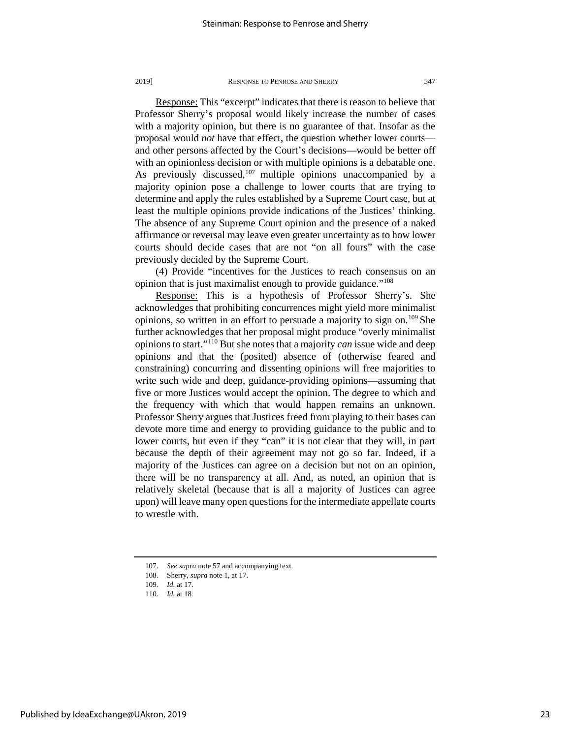Response: This "excerpt" indicates that there is reason to believe that Professor Sherry's proposal would likely increase the number of cases with a majority opinion, but there is no guarantee of that. Insofar as the proposal would *not* have that effect, the question whether lower courts—and other persons affected by the Court's decisions—would be better off with an opinionless decision or with multiple opinions is a debatable one. As previously discussed,[107] multiple opinions unaccompanied by a majority opinion pose a challenge to lower courts that are trying to determine and apply the rules established by a Supreme Court case, but at least the multiple opinions provide indications of the Justices' thinking. The absence of any Supreme Court opinion and the presence of a naked affirmance or reversal may leave even greater uncertainty as to how lower courts should decide cases that are not "on all fours" with the case previously decided by the Supreme Court.

(4) Provide "incentives for the Justices to reach consensus on an opinion that is just maximalist enough to provide guidance."[108]

Response: This is a hypothesis of Professor Sherry's. She acknowledges that prohibiting concurrences might yield more minimalist opinions, so written in an effort to persuade a majority to sign on.[109] She further acknowledges that her proposal might produce "overly minimalist opinions to start."[110] But she notes that a majority *can* issue wide and deep opinions and that the (posited) absence of (otherwise feared and constraining) concurring and dissenting opinions will free majorities to write such wide and deep, guidance-providing opinions—assuming that five or more Justices would accept the opinion. The degree to which and the frequency with which that would happen remains an unknown. Professor Sherry argues that Justices freed from playing to their bases can devote more time and energy to providing guidance to the public and to lower courts, but even if they "can" it is not clear that they will, in part because the depth of their agreement may not go so far. Indeed, if a majority of the Justices can agree on a decision but not on an opinion, there will be no transparency at all. And, as noted, an opinion that is relatively skeletal (because that is all a majority of Justices can agree upon) will leave many open questions for the intermediate appellate courts to wrestle with.

---

107. *See supra* note 57 and accompanying text.

108. Sherry, *supra* note 1, at 17.

109. *Id.* at 17.

110. *Id.* at 18.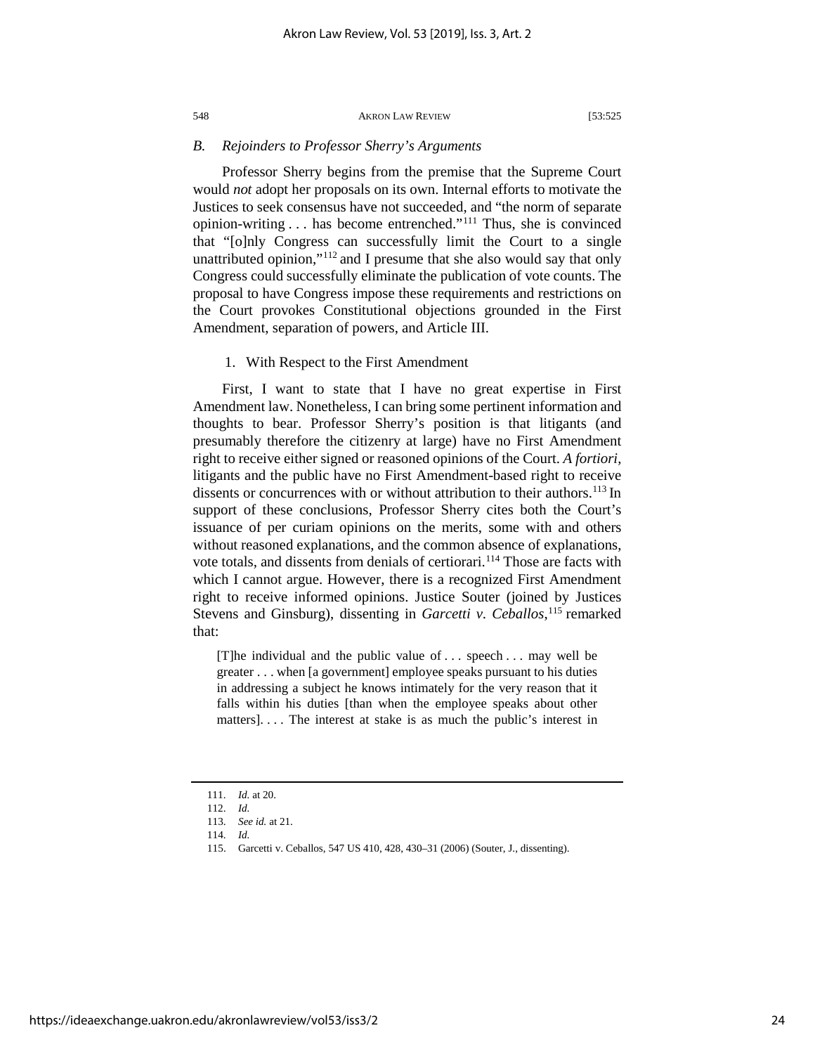### *B. Rejoinders to Professor Sherry's Arguments*

Professor Sherry begins from the premise that the Supreme Court would *not* adopt her proposals on its own. Internal efforts to motivate the Justices to seek consensus have not succeeded, and "the norm of separate opinion-writing . . . has become entrenched."[111] Thus, she is convinced that "[o]nly Congress can successfully limit the Court to a single unattributed opinion,"[112] and I presume that she also would say that only Congress could successfully eliminate the publication of vote counts. The proposal to have Congress impose these requirements and restrictions on the Court provokes Constitutional objections grounded in the First Amendment, separation of powers, and Article III.

#### 1. With Respect to the First Amendment

First, I want to state that I have no great expertise in First Amendment law. Nonetheless, I can bring some pertinent information and thoughts to bear. Professor Sherry's position is that litigants (and presumably therefore the citizenry at large) have no First Amendment right to receive either signed or reasoned opinions of the Court. *A fortiori*, litigants and the public have no First Amendment-based right to receive dissents or concurrences with or without attribution to their authors.[113] In support of these conclusions, Professor Sherry cites both the Court's issuance of per curiam opinions on the merits, some with and others without reasoned explanations, and the common absence of explanations, vote totals, and dissents from denials of certiorari.[114] Those are facts with which I cannot argue. However, there is a recognized First Amendment right to receive informed opinions. Justice Souter (joined by Justices Stevens and Ginsburg), dissenting in *Garcetti v. Ceballos*,[115] remarked that:

> [T]he individual and the public value of . . . speech . . . may well be greater . . . when [a government] employee speaks pursuant to his duties in addressing a subject he knows intimately for the very reason that it falls within his duties [than when the employee speaks about other matters]. . . . The interest at stake is as much the public's interest in

---

111. *Id.* at 20.

112. *Id.*

113. *See id.* at 21.

114. *Id.*

115. Garcetti v. Ceballos, 547 US 410, 428, 430–31 (2006) (Souter, J., dissenting).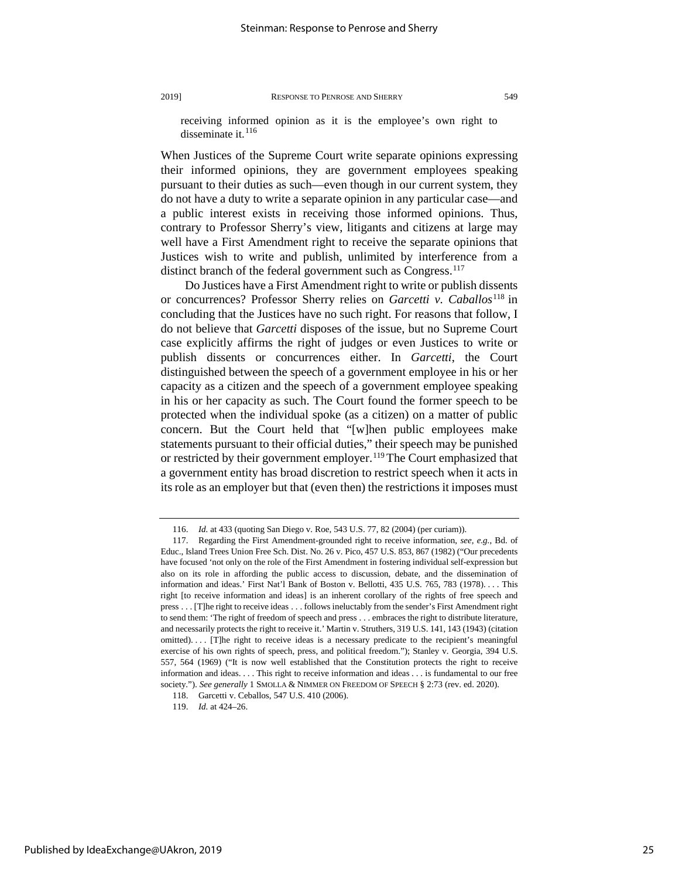receiving informed opinion as it is the employee's own right to disseminate it.[116]

When Justices of the Supreme Court write separate opinions expressing their informed opinions, they are government employees speaking pursuant to their duties as such—even though in our current system, they do not have a duty to write a separate opinion in any particular case—and a public interest exists in receiving those informed opinions. Thus, contrary to Professor Sherry's view, litigants and citizens at large may well have a First Amendment right to receive the separate opinions that Justices wish to write and publish, unlimited by interference from a distinct branch of the federal government such as Congress.[117]

Do Justices have a First Amendment right to write or publish dissents or concurrences? Professor Sherry relies on *Garcetti v. Caballos*[118] in concluding that the Justices have no such right. For reasons that follow, I do not believe that *Garcetti* disposes of the issue, but no Supreme Court case explicitly affirms the right of judges or even Justices to write or publish dissents or concurrences either. In *Garcetti*, the Court distinguished between the speech of a government employee in his or her capacity as a citizen and the speech of a government employee speaking in his or her capacity as such. The Court found the former speech to be protected when the individual spoke (as a citizen) on a matter of public concern. But the Court held that "[w]hen public employees make statements pursuant to their official duties," their speech may be punished or restricted by their government employer.[119] The Court emphasized that a government entity has broad discretion to restrict speech when it acts in its role as an employer but that (even then) the restrictions it imposes must

---

116. *Id.* at 433 (quoting San Diego v. Roe, 543 U.S. 77, 82 (2004) (per curiam)).

117. Regarding the First Amendment-grounded right to receive information, *see, e.g.*, Bd. of Educ., Island Trees Union Free Sch. Dist. No. 26 v. Pico, 457 U.S. 853, 867 (1982) ("Our precedents have focused 'not only on the role of the First Amendment in fostering individual self-expression but also on its role in affording the public access to discussion, debate, and the dissemination of information and ideas.' First Nat'l Bank of Boston v. Bellotti, 435 U.S. 765, 783 (1978). . . . This right [to receive information and ideas] is an inherent corollary of the rights of free speech and press . . . [T]he right to receive ideas . . . follows ineluctably from the sender's First Amendment right to send them: 'The right of freedom of speech and press . . . embraces the right to distribute literature, and necessarily protects the right to receive it.' Martin v. Struthers, 319 U.S. 141, 143 (1943) (citation omitted). . . . [T]he right to receive ideas is a necessary predicate to the recipient's meaningful exercise of his own rights of speech, press, and political freedom."); Stanley v. Georgia, 394 U.S. 557, 564 (1969) ("It is now well established that the Constitution protects the right to receive information and ideas. . . . This right to receive information and ideas . . . is fundamental to our free society."). *See generally* 1 SMOLLA & NIMMER ON FREEDOM OF SPEECH § 2:73 (rev. ed. 2020).

118. Garcetti v. Ceballos, 547 U.S. 410 (2006).

119. *Id.* at 424–26.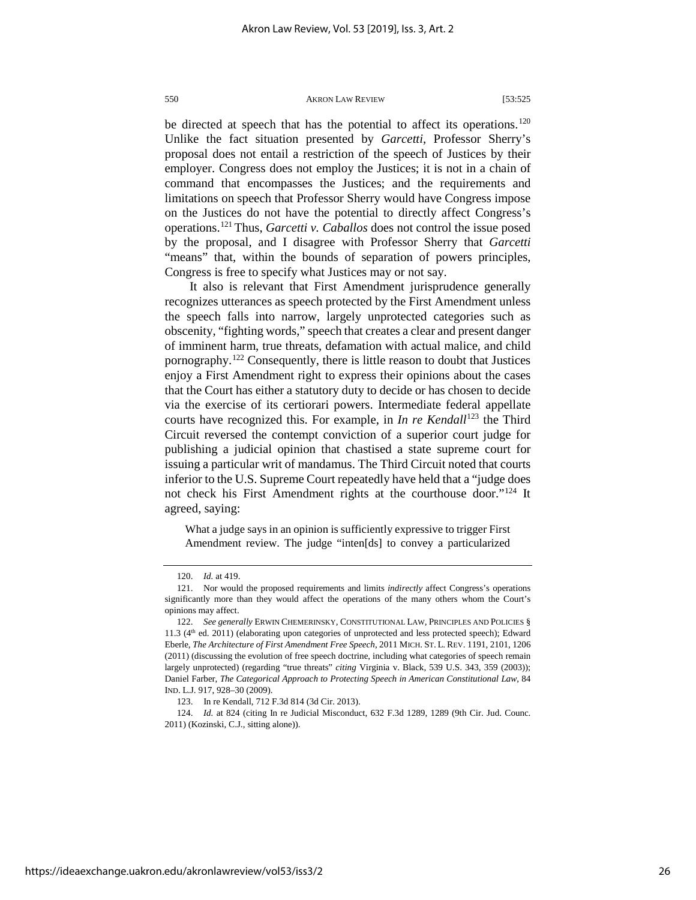be directed at speech that has the potential to affect its operations.[120] Unlike the fact situation presented by *Garcetti*, Professor Sherry's proposal does not entail a restriction of the speech of Justices by their employer. Congress does not employ the Justices; it is not in a chain of command that encompasses the Justices; and the requirements and limitations on speech that Professor Sherry would have Congress impose on the Justices do not have the potential to directly affect Congress's operations.[121] Thus, *Garcetti v. Caballos* does not control the issue posed by the proposal, and I disagree with Professor Sherry that *Garcetti* "means" that, within the bounds of separation of powers principles, Congress is free to specify what Justices may or not say.

It also is relevant that First Amendment jurisprudence generally recognizes utterances as speech protected by the First Amendment unless the speech falls into narrow, largely unprotected categories such as obscenity, "fighting words," speech that creates a clear and present danger of imminent harm, true threats, defamation with actual malice, and child pornography.[122] Consequently, there is little reason to doubt that Justices enjoy a First Amendment right to express their opinions about the cases that the Court has either a statutory duty to decide or has chosen to decide via the exercise of its certiorari powers. Intermediate federal appellate courts have recognized this. For example, in *In re Kendall*[123] the Third Circuit reversed the contempt conviction of a superior court judge for publishing a judicial opinion that chastised a state supreme court for issuing a particular writ of mandamus. The Third Circuit noted that courts inferior to the U.S. Supreme Court repeatedly have held that a "judge does not check his First Amendment rights at the courthouse door."[124] It agreed, saying:

> What a judge says in an opinion is sufficiently expressive to trigger First Amendment review. The judge "inten[ds] to convey a particularized

---

120. *Id.* at 419.

121. Nor would the proposed requirements and limits *indirectly* affect Congress's operations significantly more than they would affect the operations of the many others whom the Court's opinions may affect.

122. *See generally* ERWIN CHEMERINSKY, CONSTITUTIONAL LAW, PRINCIPLES AND POLICIES § 11.3 (4th ed. 2011) (elaborating upon categories of unprotected and less protected speech); Edward Eberle, *The Architecture of First Amendment Free Speech*, 2011 MICH. ST. L. REV. 1191, 2101, 1206 (2011) (discussing the evolution of free speech doctrine, including what categories of speech remain largely unprotected) (regarding "true threats" *citing* Virginia v. Black, 539 U.S. 343, 359 (2003)); Daniel Farber, *The Categorical Approach to Protecting Speech in American Constitutional Law*, 84 IND. L.J. 917, 928–30 (2009).

123. In re Kendall, 712 F.3d 814 (3d Cir. 2013).

124. *Id.* at 824 (citing In re Judicial Misconduct, 632 F.3d 1289, 1289 (9th Cir. Jud. Counc. 2011) (Kozinski, C.J., sitting alone)).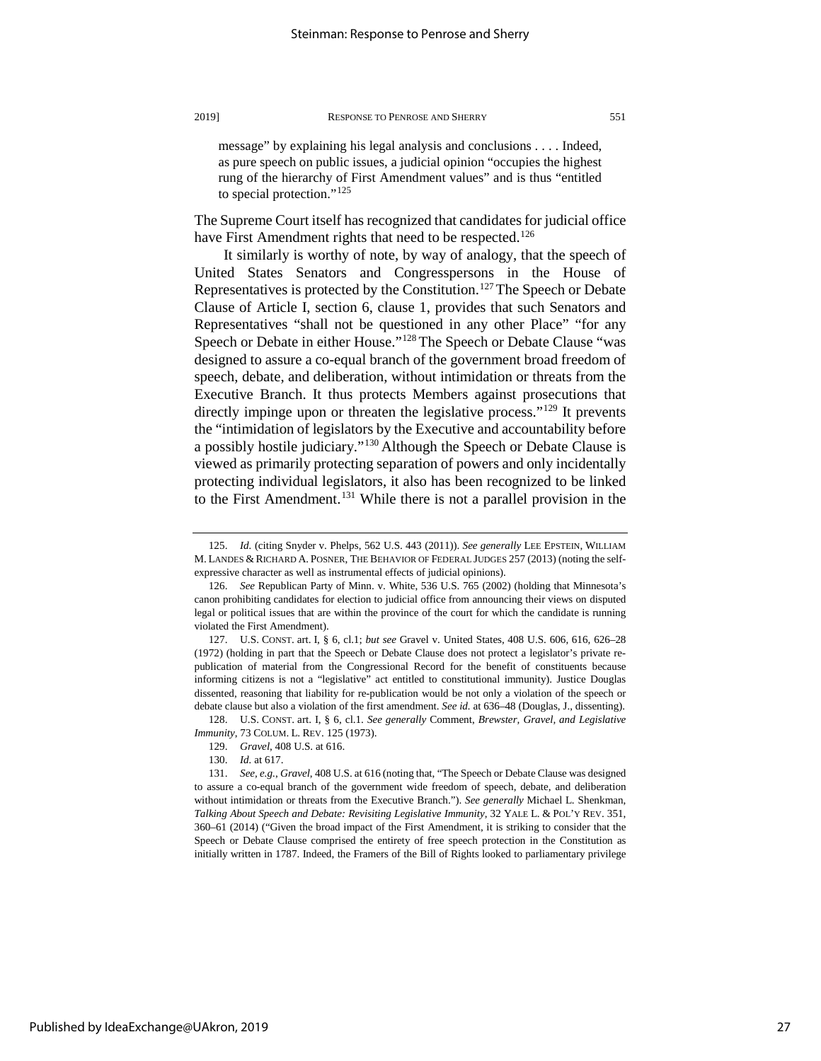message" by explaining his legal analysis and conclusions . . . . Indeed, as pure speech on public issues, a judicial opinion "occupies the highest rung of the hierarchy of First Amendment values" and is thus "entitled to special protection."[125]

The Supreme Court itself has recognized that candidates for judicial office have First Amendment rights that need to be respected.[126]

It similarly is worthy of note, by way of analogy, that the speech of United States Senators and Congresspersons in the House of Representatives is protected by the Constitution.[127] The Speech or Debate Clause of Article I, section 6, clause 1, provides that such Senators and Representatives "shall not be questioned in any other Place" "for any Speech or Debate in either House."[128] The Speech or Debate Clause "was designed to assure a co-equal branch of the government broad freedom of speech, debate, and deliberation, without intimidation or threats from the Executive Branch. It thus protects Members against prosecutions that directly impinge upon or threaten the legislative process."[129] It prevents the "intimidation of legislators by the Executive and accountability before a possibly hostile judiciary."[130] Although the Speech or Debate Clause is viewed as primarily protecting separation of powers and only incidentally protecting individual legislators, it also has been recognized to be linked to the First Amendment.[131] While there is not a parallel provision in the

---

125. *Id.* (citing Snyder v. Phelps, 562 U.S. 443 (2011)). *See generally* LEE EPSTEIN, WILLIAM M. LANDES & RICHARD A. POSNER, THE BEHAVIOR OF FEDERAL JUDGES 257 (2013) (noting the self-expressive character as well as instrumental effects of judicial opinions).

126. *See* Republican Party of Minn. v. White, 536 U.S. 765 (2002) (holding that Minnesota's canon prohibiting candidates for election to judicial office from announcing their views on disputed legal or political issues that are within the province of the court for which the candidate is running violated the First Amendment).

127. U.S. CONST. art. I, § 6, cl.1; *but see* Gravel v. United States, 408 U.S. 606, 616, 626–28 (1972) (holding in part that the Speech or Debate Clause does not protect a legislator's private re-publication of material from the Congressional Record for the benefit of constituents because informing citizens is not a "legislative" act entitled to constitutional immunity). Justice Douglas dissented, reasoning that liability for re-publication would be not only a violation of the speech or debate clause but also a violation of the first amendment. *See id.* at 636–48 (Douglas, J., dissenting).

128. U.S. CONST. art. I, § 6, cl.1. *See generally* Comment, *Brewster, Gravel, and Legislative Immunity*, 73 COLUM. L. REV. 125 (1973).

129. *Gravel*, 408 U.S. at 616.

130. *Id.* at 617.

131. *See, e.g.*, *Gravel*, 408 U.S. at 616 (noting that, "The Speech or Debate Clause was designed to assure a co-equal branch of the government wide freedom of speech, debate, and deliberation without intimidation or threats from the Executive Branch."). *See generally* Michael L. Shenkman, *Talking About Speech and Debate: Revisiting Legislative Immunity*, 32 YALE L. & POL'Y REV. 351, 360–61 (2014) ("Given the broad impact of the First Amendment, it is striking to consider that the Speech or Debate Clause comprised the entirety of free speech protection in the Constitution as initially written in 1787. Indeed, the Framers of the Bill of Rights looked to parliamentary privilege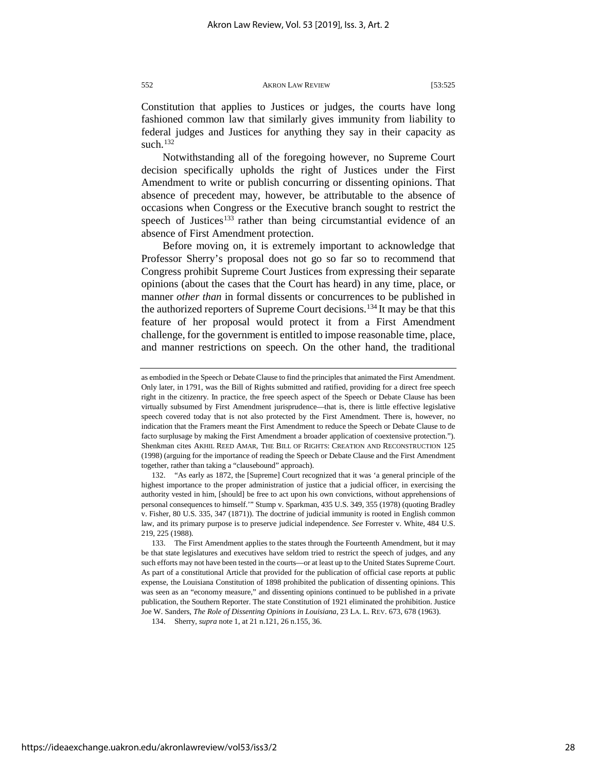Constitution that applies to Justices or judges, the courts have long fashioned common law that similarly gives immunity from liability to federal judges and Justices for anything they say in their capacity as such.[132]

Notwithstanding all of the foregoing however, no Supreme Court decision specifically upholds the right of Justices under the First Amendment to write or publish concurring or dissenting opinions. That absence of precedent may, however, be attributable to the absence of occasions when Congress or the Executive branch sought to restrict the speech of Justices[133] rather than being circumstantial evidence of an absence of First Amendment protection.

Before moving on, it is extremely important to acknowledge that Professor Sherry's proposal does not go so far so to recommend that Congress prohibit Supreme Court Justices from expressing their separate opinions (about the cases that the Court has heard) in any time, place, or manner *other than* in formal dissents or concurrences to be published in the authorized reporters of Supreme Court decisions.[134] It may be that this feature of her proposal would protect it from a First Amendment challenge, for the government is entitled to impose reasonable time, place, and manner restrictions on speech. On the other hand, the traditional

---

as embodied in the Speech or Debate Clause to find the principles that animated the First Amendment. Only later, in 1791, was the Bill of Rights submitted and ratified, providing for a direct free speech right in the citizenry. In practice, the free speech aspect of the Speech or Debate Clause has been virtually subsumed by First Amendment jurisprudence—that is, there is little effective legislative speech covered today that is not also protected by the First Amendment. There is, however, no indication that the Framers meant the First Amendment to reduce the Speech or Debate Clause to de facto surplusage by making the First Amendment a broader application of coextensive protection."). Shenkman cites AKHIL REED AMAR, THE BILL OF RIGHTS: CREATION AND RECONSTRUCTION 125 (1998) (arguing for the importance of reading the Speech or Debate Clause and the First Amendment together, rather than taking a "clausebound" approach).

132. "As early as 1872, the [Supreme] Court recognized that it was 'a general principle of the highest importance to the proper administration of justice that a judicial officer, in exercising the authority vested in him, [should] be free to act upon his own convictions, without apprehensions of personal consequences to himself.'" Stump v. Sparkman, 435 U.S. 349, 355 (1978) (quoting Bradley v. Fisher, 80 U.S. 335, 347 (1871)). The doctrine of judicial immunity is rooted in English common law, and its primary purpose is to preserve judicial independence. *See* Forrester v. White, 484 U.S. 219, 225 (1988).

133. The First Amendment applies to the states through the Fourteenth Amendment, but it may be that state legislatures and executives have seldom tried to restrict the speech of judges, and any such efforts may not have been tested in the courts—or at least up to the United States Supreme Court. As part of a constitutional Article that provided for the publication of official case reports at public expense, the Louisiana Constitution of 1898 prohibited the publication of dissenting opinions. This was seen as an "economy measure," and dissenting opinions continued to be published in a private publication, the Southern Reporter. The state Constitution of 1921 eliminated the prohibition. Justice Joe W. Sanders, *The Role of Dissenting Opinions in Louisiana*, 23 LA. L. REV. 673, 678 (1963).

134. Sherry, *supra* note 1, at 21 n.121, 26 n.155, 36.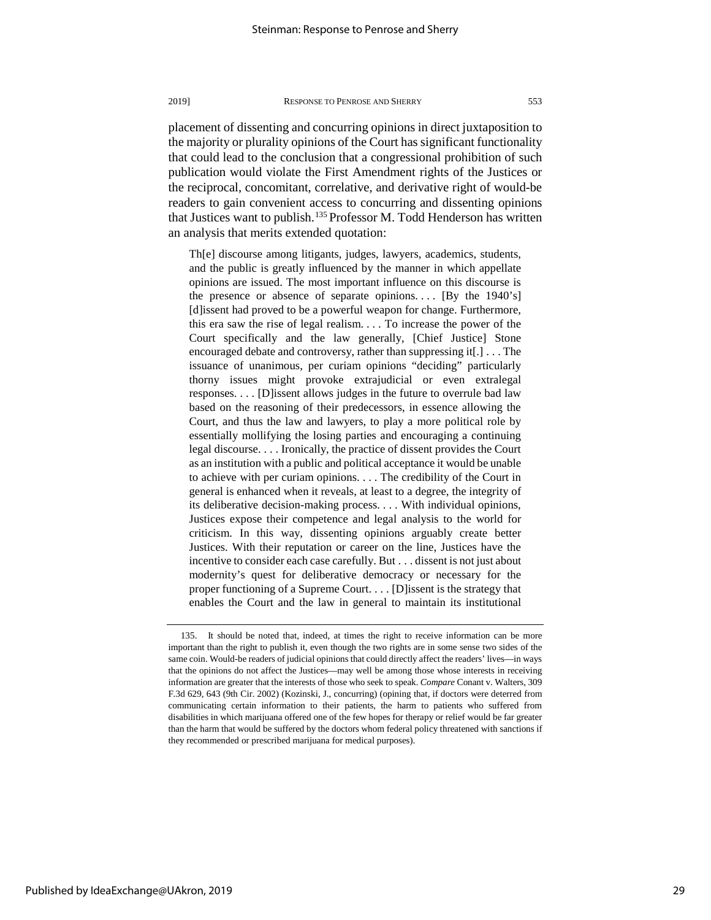placement of dissenting and concurring opinions in direct juxtaposition to the majority or plurality opinions of the Court has significant functionality that could lead to the conclusion that a congressional prohibition of such publication would violate the First Amendment rights of the Justices or the reciprocal, concomitant, correlative, and derivative right of would-be readers to gain convenient access to concurring and dissenting opinions that Justices want to publish.[135] Professor M. Todd Henderson has written an analysis that merits extended quotation:

> Th[e] discourse among litigants, judges, lawyers, academics, students, and the public is greatly influenced by the manner in which appellate opinions are issued. The most important influence on this discourse is the presence or absence of separate opinions. . . . [By the 1940's] [d]issent had proved to be a powerful weapon for change. Furthermore, this era saw the rise of legal realism. . . . To increase the power of the Court specifically and the law generally, [Chief Justice] Stone encouraged debate and controversy, rather than suppressing it[.] . . . The issuance of unanimous, per curiam opinions "deciding" particularly thorny issues might provoke extrajudicial or even extralegal responses. . . . [D]issent allows judges in the future to overrule bad law based on the reasoning of their predecessors, in essence allowing the Court, and thus the law and lawyers, to play a more political role by essentially mollifying the losing parties and encouraging a continuing legal discourse. . . . Ironically, the practice of dissent provides the Court as an institution with a public and political acceptance it would be unable to achieve with per curiam opinions. . . . The credibility of the Court in general is enhanced when it reveals, at least to a degree, the integrity of its deliberative decision-making process. . . . With individual opinions, Justices expose their competence and legal analysis to the world for criticism. In this way, dissenting opinions arguably create better Justices. With their reputation or career on the line, Justices have the incentive to consider each case carefully. But . . . dissent is not just about modernity's quest for deliberative democracy or necessary for the proper functioning of a Supreme Court. . . . [D]issent is the strategy that enables the Court and the law in general to maintain its institutional

---

135. It should be noted that, indeed, at times the right to receive information can be more important than the right to publish it, even though the two rights are in some sense two sides of the same coin. Would-be readers of judicial opinions that could directly affect the readers' lives—in ways that the opinions do not affect the Justices—may well be among those whose interests in receiving information are greater that the interests of those who seek to speak. *Compare* Conant v. Walters, 309 F.3d 629, 643 (9th Cir. 2002) (Kozinski, J., concurring) (opining that, if doctors were deterred from communicating certain information to their patients, the harm to patients who suffered from disabilities in which marijuana offered one of the few hopes for therapy or relief would be far greater than the harm that would be suffered by the doctors whom federal policy threatened with sanctions if they recommended or prescribed marijuana for medical purposes).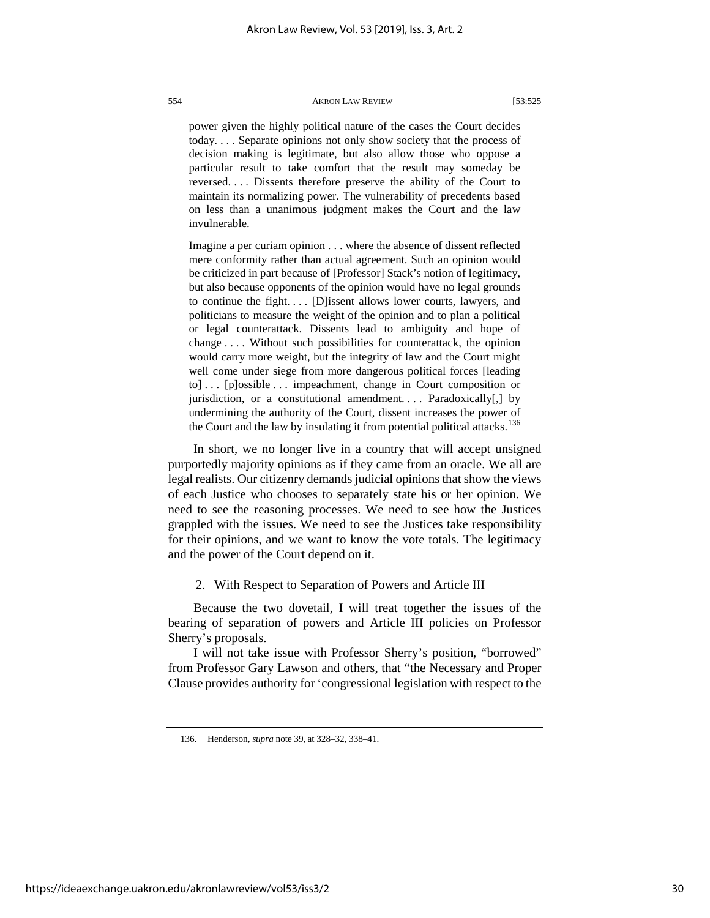> power given the highly political nature of the cases the Court decides today. . . . Separate opinions not only show society that the process of decision making is legitimate, but also allow those who oppose a particular result to take comfort that the result may someday be reversed. . . . Dissents therefore preserve the ability of the Court to maintain its normalizing power. The vulnerability of precedents based on less than a unanimous judgment makes the Court and the law invulnerable.
>
> Imagine a per curiam opinion . . . where the absence of dissent reflected mere conformity rather than actual agreement. Such an opinion would be criticized in part because of [Professor] Stack's notion of legitimacy, but also because opponents of the opinion would have no legal grounds to continue the fight. . . . [D]issent allows lower courts, lawyers, and politicians to measure the weight of the opinion and to plan a political or legal counterattack. Dissents lead to ambiguity and hope of change . . . . Without such possibilities for counterattack, the opinion would carry more weight, but the integrity of law and the Court might well come under siege from more dangerous political forces [leading to] . . . [p]ossible . . . impeachment, change in Court composition or jurisdiction, or a constitutional amendment. . . . Paradoxically[,] by undermining the authority of the Court, dissent increases the power of the Court and the law by insulating it from potential political attacks.[136]

In short, we no longer live in a country that will accept unsigned purportedly majority opinions as if they came from an oracle. We all are legal realists. Our citizenry demands judicial opinions that show the views of each Justice who chooses to separately state his or her opinion. We need to see the reasoning processes. We need to see how the Justices grappled with the issues. We need to see the Justices take responsibility for their opinions, and we want to know the vote totals. The legitimacy and the power of the Court depend on it.

#### 2. With Respect to Separation of Powers and Article III

Because the two dovetail, I will treat together the issues of the bearing of separation of powers and Article III policies on Professor Sherry's proposals.

I will not take issue with Professor Sherry's position, "borrowed" from Professor Gary Lawson and others, that "the Necessary and Proper Clause provides authority for 'congressional legislation with respect to the

---

136. Henderson, *supra* note 39, at 328–32, 338–41.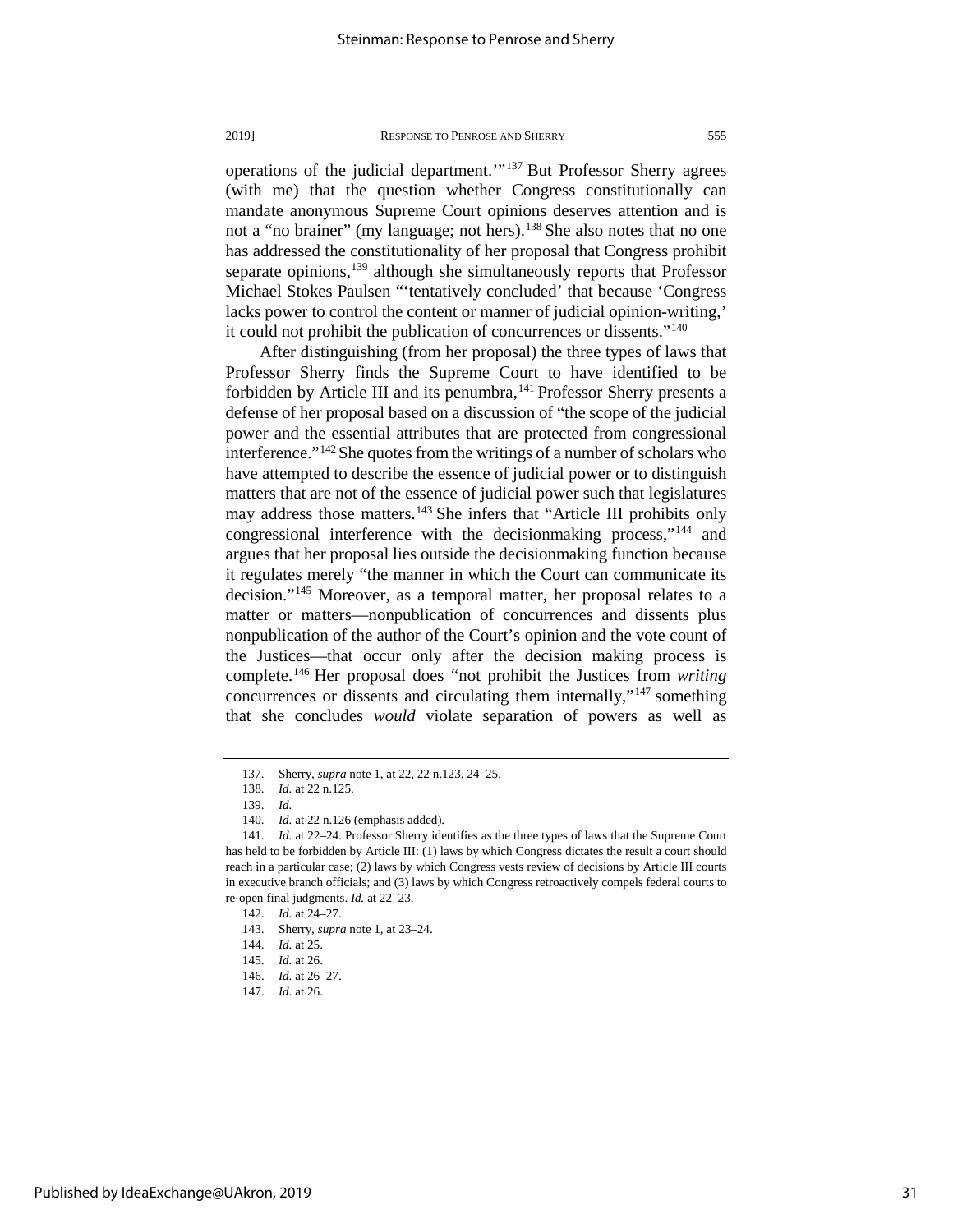operations of the judicial department.'"[137] But Professor Sherry agrees (with me) that the question whether Congress constitutionally can mandate anonymous Supreme Court opinions deserves attention and is not a "no brainer" (my language; not hers).[138] She also notes that no one has addressed the constitutionality of her proposal that Congress prohibit separate opinions,[139] although she simultaneously reports that Professor Michael Stokes Paulsen "'tentatively concluded' that because 'Congress lacks power to control the content or manner of judicial opinion-writing,' it could not prohibit the publication of concurrences or dissents."[140]

After distinguishing (from her proposal) the three types of laws that Professor Sherry finds the Supreme Court to have identified to be forbidden by Article III and its penumbra,[141] Professor Sherry presents a defense of her proposal based on a discussion of "the scope of the judicial power and the essential attributes that are protected from congressional interference."[142] She quotes from the writings of a number of scholars who have attempted to describe the essence of judicial power or to distinguish matters that are not of the essence of judicial power such that legislatures may address those matters.[143] She infers that "Article III prohibits only congressional interference with the decisionmaking process,"[144] and argues that her proposal lies outside the decisionmaking function because it regulates merely "the manner in which the Court can communicate its decision."[145] Moreover, as a temporal matter, her proposal relates to a matter or matters—nonpublication of concurrences and dissents plus nonpublication of the author of the Court's opinion and the vote count of the Justices—that occur only after the decision making process is complete.[146] Her proposal does "not prohibit the Justices from *writing* concurrences or dissents and circulating them internally,"[147] something that she concludes *would* violate separation of powers as well as

---

137. Sherry, *supra* note 1, at 22, 22 n.123, 24–25.

138. *Id.* at 22 n.125.

139. *Id.*

140. *Id.* at 22 n.126 (emphasis added).

141. *Id.* at 22–24. Professor Sherry identifies as the three types of laws that the Supreme Court has held to be forbidden by Article III: (1) laws by which Congress dictates the result a court should reach in a particular case; (2) laws by which Congress vests review of decisions by Article III courts in executive branch officials; and (3) laws by which Congress retroactively compels federal courts to re-open final judgments. *Id.* at 22–23.

142. *Id.* at 24–27.

143. Sherry, *supra* note 1, at 23–24.

144. *Id.* at 25.

145. *Id.* at 26.

146. *Id.* at 26–27.

147. *Id.* at 26.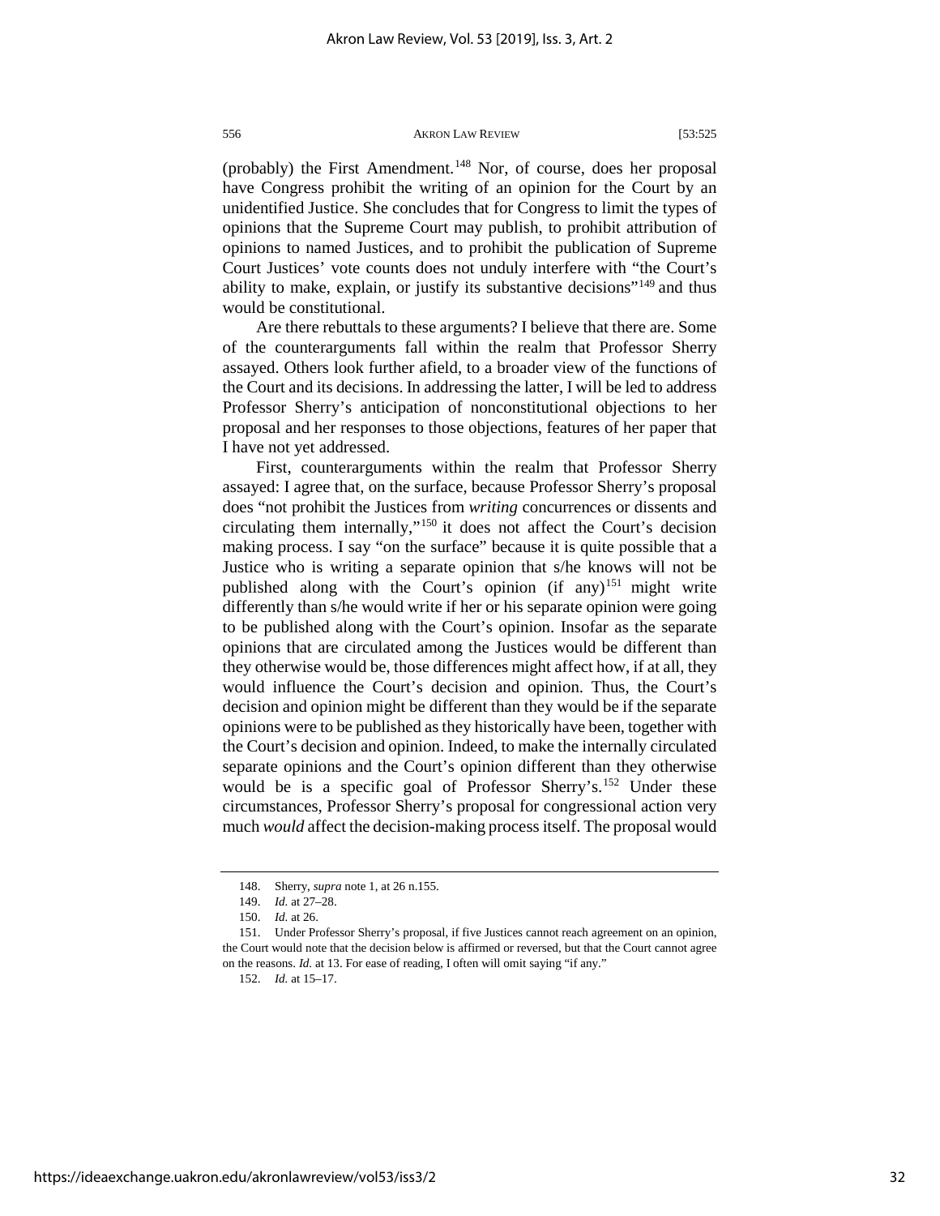(probably) the First Amendment.[148] Nor, of course, does her proposal have Congress prohibit the writing of an opinion for the Court by an unidentified Justice. She concludes that for Congress to limit the types of opinions that the Supreme Court may publish, to prohibit attribution of opinions to named Justices, and to prohibit the publication of Supreme Court Justices' vote counts does not unduly interfere with "the Court's ability to make, explain, or justify its substantive decisions"[149] and thus would be constitutional.

Are there rebuttals to these arguments? I believe that there are. Some of the counterarguments fall within the realm that Professor Sherry assayed. Others look further afield, to a broader view of the functions of the Court and its decisions. In addressing the latter, I will be led to address Professor Sherry's anticipation of nonconstitutional objections to her proposal and her responses to those objections, features of her paper that I have not yet addressed.

First, counterarguments within the realm that Professor Sherry assayed: I agree that, on the surface, because Professor Sherry's proposal does "not prohibit the Justices from *writing* concurrences or dissents and circulating them internally,"[150] it does not affect the Court's decision making process. I say "on the surface" because it is quite possible that a Justice who is writing a separate opinion that s/he knows will not be published along with the Court's opinion (if any)[151] might write differently than s/he would write if her or his separate opinion were going to be published along with the Court's opinion. Insofar as the separate opinions that are circulated among the Justices would be different than they otherwise would be, those differences might affect how, if at all, they would influence the Court's decision and opinion. Thus, the Court's decision and opinion might be different than they would be if the separate opinions were to be published as they historically have been, together with the Court's decision and opinion. Indeed, to make the internally circulated separate opinions and the Court's opinion different than they otherwise would be is a specific goal of Professor Sherry's.[152] Under these circumstances, Professor Sherry's proposal for congressional action very much *would* affect the decision-making process itself. The proposal would

---

148. Sherry, *supra* note 1, at 26 n.155.

149. *Id.* at 27–28.

150. *Id.* at 26.

151. Under Professor Sherry's proposal, if five Justices cannot reach agreement on an opinion, the Court would note that the decision below is affirmed or reversed, but that the Court cannot agree on the reasons. *Id.* at 13. For ease of reading, I often will omit saying "if any."

152. *Id.* at 15–17.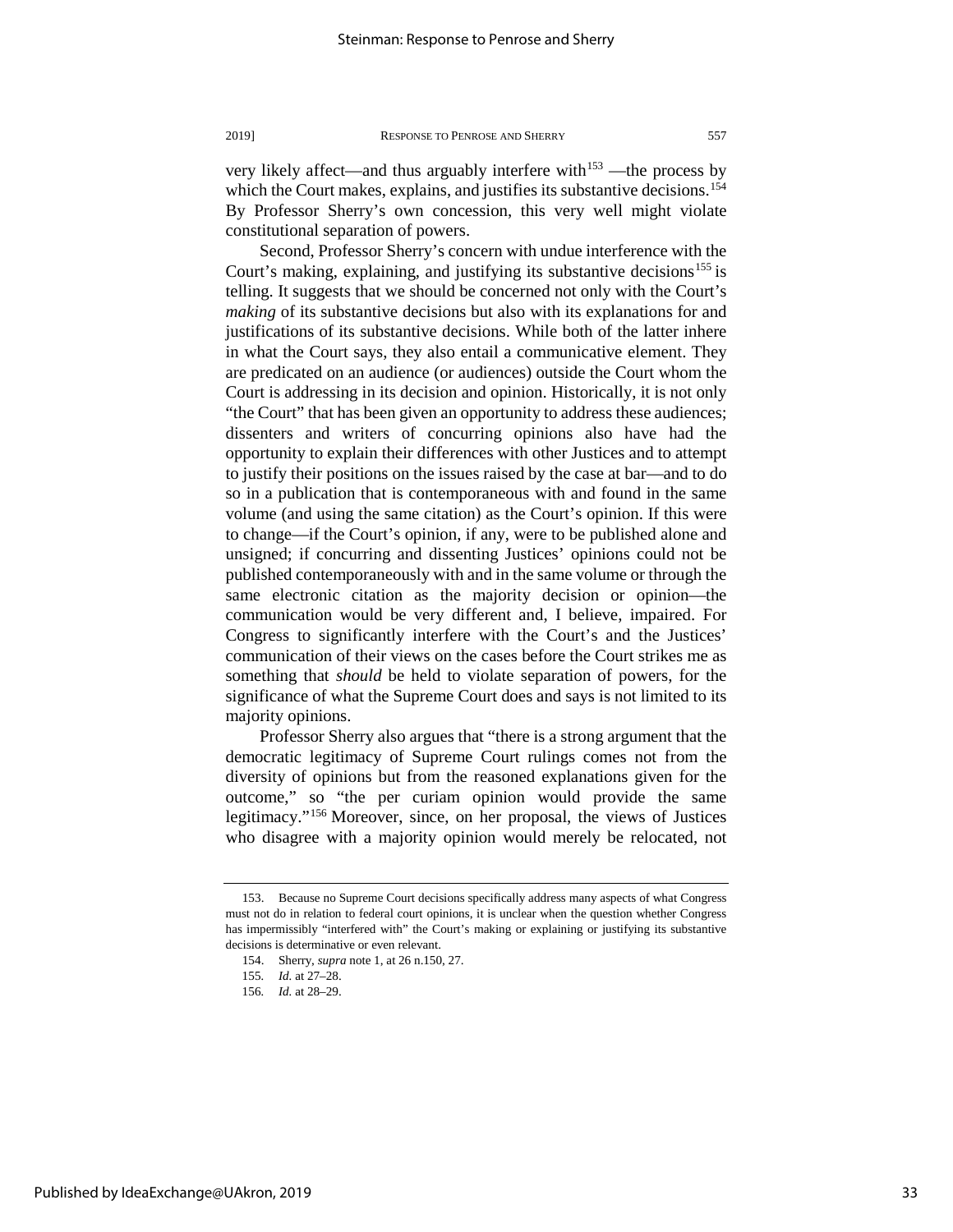very likely affect—and thus arguably interfere with[153] —the process by which the Court makes, explains, and justifies its substantive decisions.[154] By Professor Sherry's own concession, this very well might violate constitutional separation of powers.

Second, Professor Sherry's concern with undue interference with the Court's making, explaining, and justifying its substantive decisions[155] is telling. It suggests that we should be concerned not only with the Court's *making* of its substantive decisions but also with its explanations for and justifications of its substantive decisions. While both of the latter inhere in what the Court says, they also entail a communicative element. They are predicated on an audience (or audiences) outside the Court whom the Court is addressing in its decision and opinion. Historically, it is not only "the Court" that has been given an opportunity to address these audiences; dissenters and writers of concurring opinions also have had the opportunity to explain their differences with other Justices and to attempt to justify their positions on the issues raised by the case at bar—and to do so in a publication that is contemporaneous with and found in the same volume (and using the same citation) as the Court's opinion. If this were to change—if the Court's opinion, if any, were to be published alone and unsigned; if concurring and dissenting Justices' opinions could not be published contemporaneously with and in the same volume or through the same electronic citation as the majority decision or opinion—the communication would be very different and, I believe, impaired. For Congress to significantly interfere with the Court's and the Justices' communication of their views on the cases before the Court strikes me as something that *should* be held to violate separation of powers, for the significance of what the Supreme Court does and says is not limited to its majority opinions.

Professor Sherry also argues that "there is a strong argument that the democratic legitimacy of Supreme Court rulings comes not from the diversity of opinions but from the reasoned explanations given for the outcome," so "the per curiam opinion would provide the same legitimacy."[156] Moreover, since, on her proposal, the views of Justices who disagree with a majority opinion would merely be relocated, not

---

153. Because no Supreme Court decisions specifically address many aspects of what Congress must not do in relation to federal court opinions, it is unclear when the question whether Congress has impermissibly "interfered with" the Court's making or explaining or justifying its substantive decisions is determinative or even relevant.

154. Sherry, *supra* note 1, at 26 n.150, 27.

155. *Id.* at 27–28.

156. *Id.* at 28–29.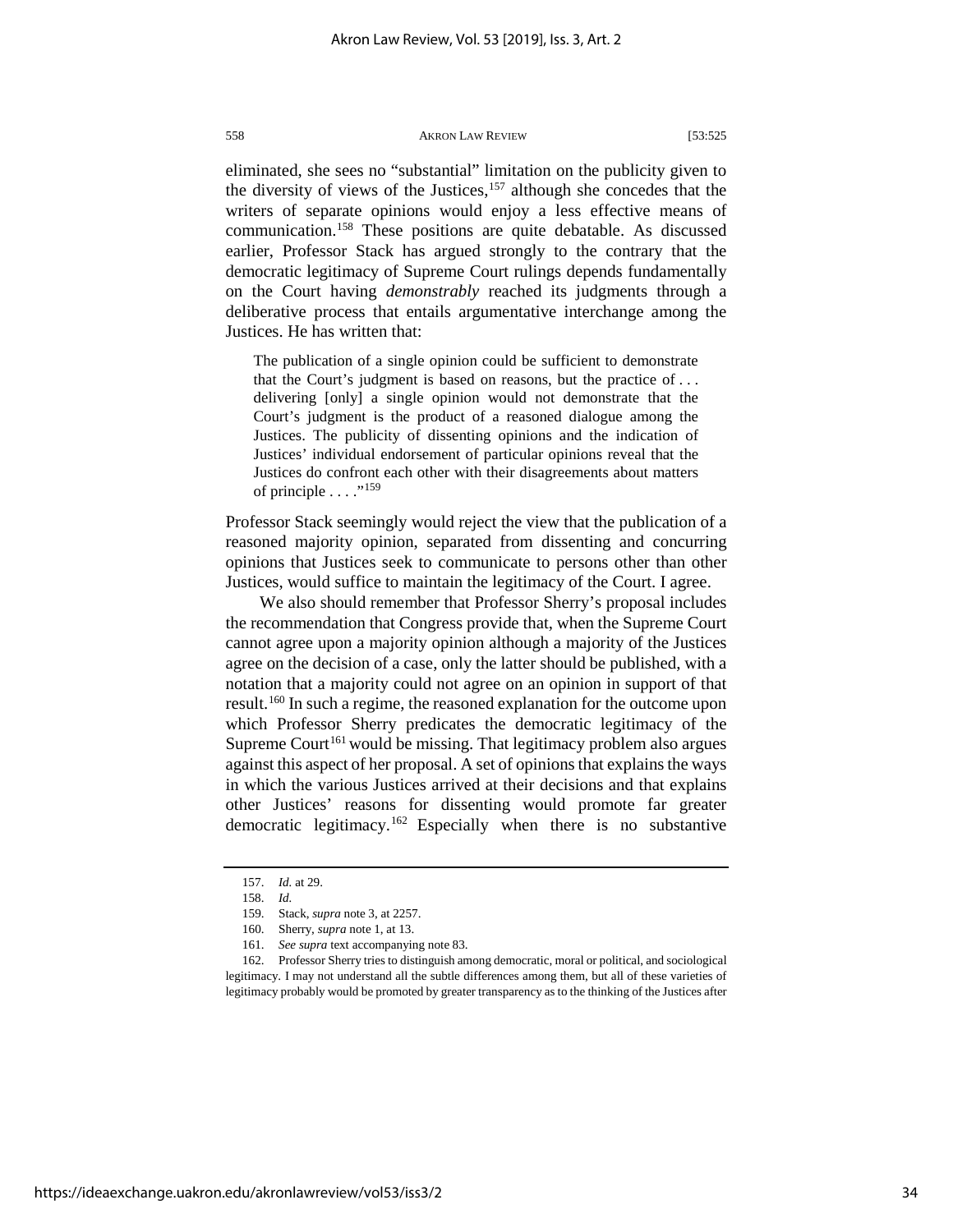eliminated, she sees no "substantial" limitation on the publicity given to the diversity of views of the Justices,[157] although she concedes that the writers of separate opinions would enjoy a less effective means of communication.[158] These positions are quite debatable. As discussed earlier, Professor Stack has argued strongly to the contrary that the democratic legitimacy of Supreme Court rulings depends fundamentally on the Court having *demonstrably* reached its judgments through a deliberative process that entails argumentative interchange among the Justices. He has written that:

> The publication of a single opinion could be sufficient to demonstrate that the Court's judgment is based on reasons, but the practice of . . . delivering [only] a single opinion would not demonstrate that the Court's judgment is the product of a reasoned dialogue among the Justices. The publicity of dissenting opinions and the indication of Justices' individual endorsement of particular opinions reveal that the Justices do confront each other with their disagreements about matters of principle . . . ."[159]

Professor Stack seemingly would reject the view that the publication of a reasoned majority opinion, separated from dissenting and concurring opinions that Justices seek to communicate to persons other than other Justices, would suffice to maintain the legitimacy of the Court. I agree.

We also should remember that Professor Sherry's proposal includes the recommendation that Congress provide that, when the Supreme Court cannot agree upon a majority opinion although a majority of the Justices agree on the decision of a case, only the latter should be published, with a notation that a majority could not agree on an opinion in support of that result.[160] In such a regime, the reasoned explanation for the outcome upon which Professor Sherry predicates the democratic legitimacy of the Supreme Court[161] would be missing. That legitimacy problem also argues against this aspect of her proposal. A set of opinions that explains the ways in which the various Justices arrived at their decisions and that explains other Justices' reasons for dissenting would promote far greater democratic legitimacy.[162] Especially when there is no substantive

---

157. *Id.* at 29.

158. *Id.*

159. Stack, *supra* note 3, at 2257.

160. Sherry, *supra* note 1, at 13.

161. *See supra* text accompanying note 83.

162. Professor Sherry tries to distinguish among democratic, moral or political, and sociological legitimacy. I may not understand all the subtle differences among them, but all of these varieties of legitimacy probably would be promoted by greater transparency as to the thinking of the Justices after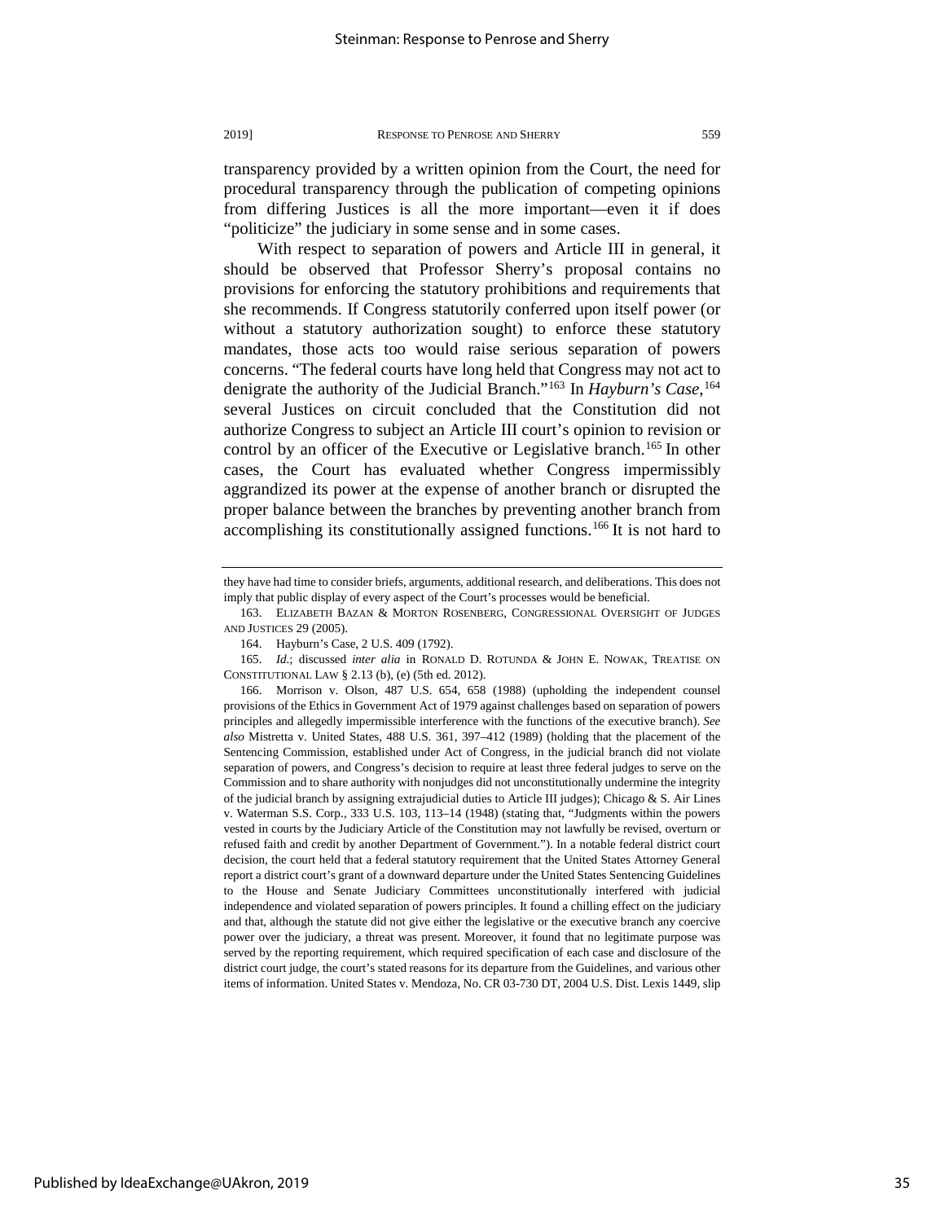transparency provided by a written opinion from the Court, the need for procedural transparency through the publication of competing opinions from differing Justices is all the more important—even it if does "politicize" the judiciary in some sense and in some cases.

With respect to separation of powers and Article III in general, it should be observed that Professor Sherry's proposal contains no provisions for enforcing the statutory prohibitions and requirements that she recommends. If Congress statutorily conferred upon itself power (or without a statutory authorization sought) to enforce these statutory mandates, those acts too would raise serious separation of powers concerns. "The federal courts have long held that Congress may not act to denigrate the authority of the Judicial Branch."[163] In *Hayburn's Case*,[164] several Justices on circuit concluded that the Constitution did not authorize Congress to subject an Article III court's opinion to revision or control by an officer of the Executive or Legislative branch.[165] In other cases, the Court has evaluated whether Congress impermissibly aggrandized its power at the expense of another branch or disrupted the proper balance between the branches by preventing another branch from accomplishing its constitutionally assigned functions.[166] It is not hard to

---

they have had time to consider briefs, arguments, additional research, and deliberations. This does not imply that public display of every aspect of the Court's processes would be beneficial.

163. ELIZABETH BAZAN & MORTON ROSENBERG, CONGRESSIONAL OVERSIGHT OF JUDGES AND JUSTICES 29 (2005).

164. Hayburn's Case, 2 U.S. 409 (1792).

165. *Id.*; discussed *inter alia* in RONALD D. ROTUNDA & JOHN E. NOWAK, TREATISE ON CONSTITUTIONAL LAW § 2.13 (b), (e) (5th ed. 2012).

166. Morrison v. Olson, 487 U.S. 654, 658 (1988) (upholding the independent counsel provisions of the Ethics in Government Act of 1979 against challenges based on separation of powers principles and allegedly impermissible interference with the functions of the executive branch). *See also* Mistretta v. United States, 488 U.S. 361, 397–412 (1989) (holding that the placement of the Sentencing Commission, established under Act of Congress, in the judicial branch did not violate separation of powers, and Congress's decision to require at least three federal judges to serve on the Commission and to share authority with nonjudges did not unconstitutionally undermine the integrity of the judicial branch by assigning extrajudicial duties to Article III judges); Chicago & S. Air Lines v. Waterman S.S. Corp., 333 U.S. 103, 113–14 (1948) (stating that, "Judgments within the powers vested in courts by the Judiciary Article of the Constitution may not lawfully be revised, overturn or refused faith and credit by another Department of Government."). In a notable federal district court decision, the court held that a federal statutory requirement that the United States Attorney General report a district court's grant of a downward departure under the United States Sentencing Guidelines to the House and Senate Judiciary Committees unconstitutionally interfered with judicial independence and violated separation of powers principles. It found a chilling effect on the judiciary and that, although the statute did not give either the legislative or the executive branch any coercive power over the judiciary, a threat was present. Moreover, it found that no legitimate purpose was served by the reporting requirement, which required specification of each case and disclosure of the district court judge, the court's stated reasons for its departure from the Guidelines, and various other items of information. United States v. Mendoza, No. CR 03-730 DT, 2004 U.S. Dist. Lexis 1449, slip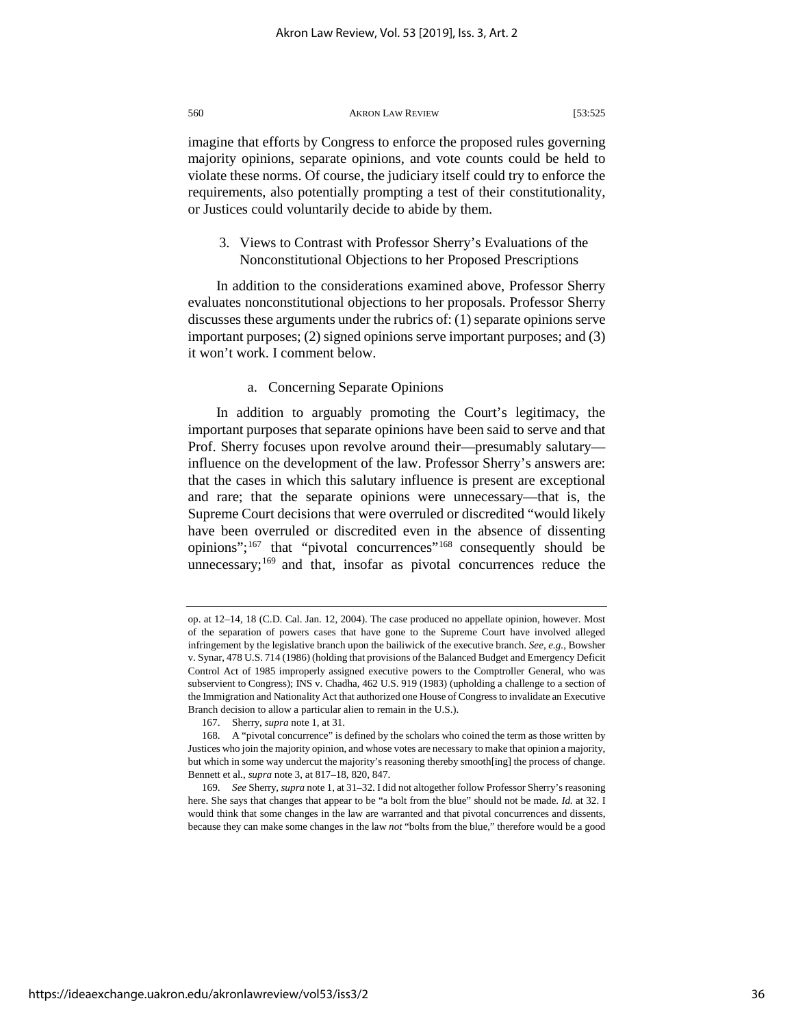imagine that efforts by Congress to enforce the proposed rules governing majority opinions, separate opinions, and vote counts could be held to violate these norms. Of course, the judiciary itself could try to enforce the requirements, also potentially prompting a test of their constitutionality, or Justices could voluntarily decide to abide by them.

### 3. Views to Contrast with Professor Sherry's Evaluations of the Nonconstitutional Objections to her Proposed Prescriptions

In addition to the considerations examined above, Professor Sherry evaluates nonconstitutional objections to her proposals. Professor Sherry discusses these arguments under the rubrics of: (1) separate opinions serve important purposes; (2) signed opinions serve important purposes; and (3) it won't work. I comment below.

#### a. Concerning Separate Opinions

In addition to arguably promoting the Court's legitimacy, the important purposes that separate opinions have been said to serve and that Prof. Sherry focuses upon revolve around their—presumably salutary—influence on the development of the law. Professor Sherry's answers are: that the cases in which this salutary influence is present are exceptional and rare; that the separate opinions were unnecessary—that is, the Supreme Court decisions that were overruled or discredited "would likely have been overruled or discredited even in the absence of dissenting opinions";[167] that "pivotal concurrences"[168] consequently should be unnecessary;[169] and that, insofar as pivotal concurrences reduce the

---

op. at 12–14, 18 (C.D. Cal. Jan. 12, 2004). The case produced no appellate opinion, however. Most of the separation of powers cases that have gone to the Supreme Court have involved alleged infringement by the legislative branch upon the bailiwick of the executive branch. *See, e.g.*, Bowsher v. Synar, 478 U.S. 714 (1986) (holding that provisions of the Balanced Budget and Emergency Deficit Control Act of 1985 improperly assigned executive powers to the Comptroller General, who was subservient to Congress); INS v. Chadha, 462 U.S. 919 (1983) (upholding a challenge to a section of the Immigration and Nationality Act that authorized one House of Congress to invalidate an Executive Branch decision to allow a particular alien to remain in the U.S.).

167. Sherry, *supra* note 1, at 31.

168. A "pivotal concurrence" is defined by the scholars who coined the term as those written by Justices who join the majority opinion, and whose votes are necessary to make that opinion a majority, but which in some way undercut the majority's reasoning thereby smooth[ing] the process of change. Bennett et al., *supra* note 3, at 817–18, 820, 847.

169. *See* Sherry, *supra* note 1, at 31–32. I did not altogether follow Professor Sherry's reasoning here. She says that changes that appear to be "a bolt from the blue" should not be made. *Id.* at 32. I would think that some changes in the law are warranted and that pivotal concurrences and dissents, because they can make some changes in the law *not* "bolts from the blue," therefore would be a good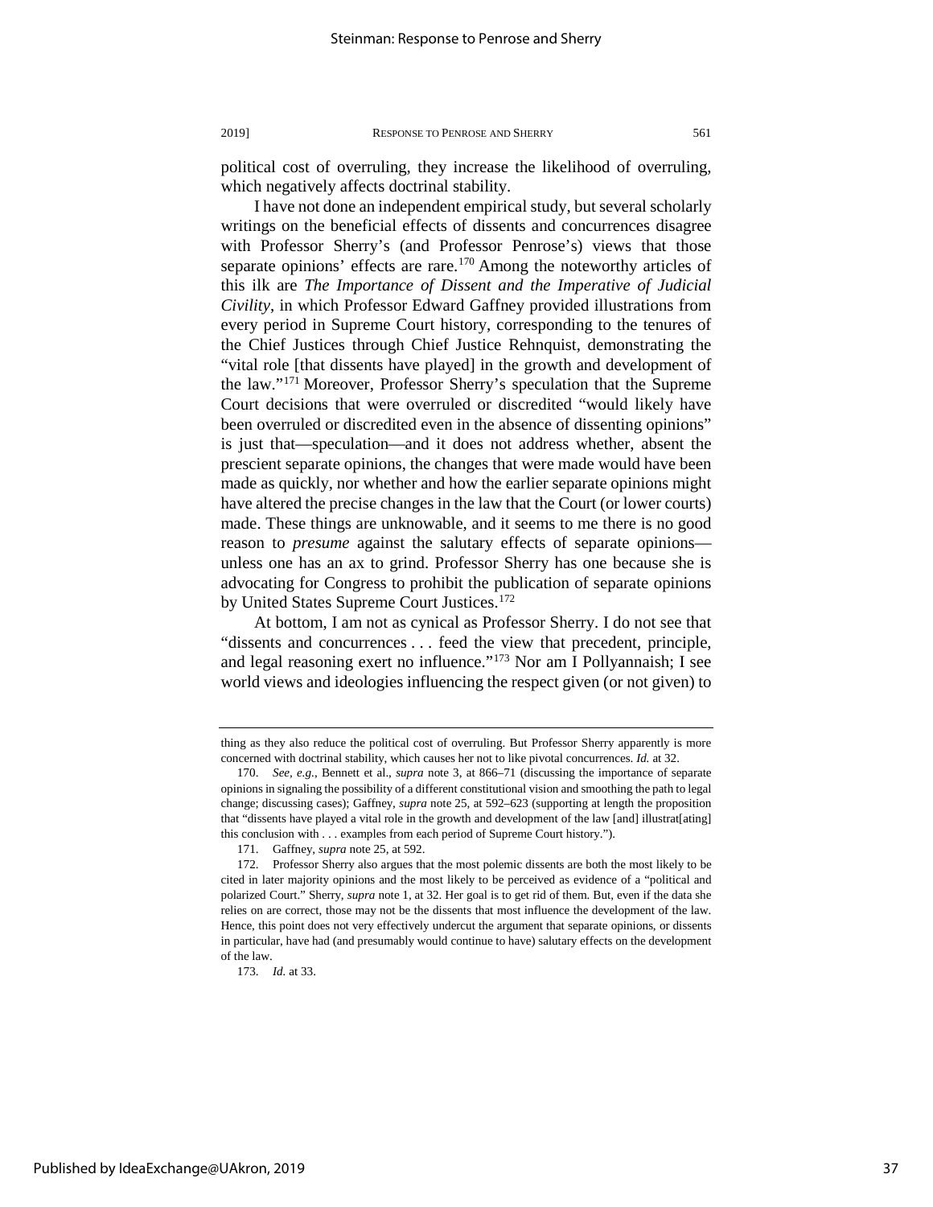political cost of overruling, they increase the likelihood of overruling, which negatively affects doctrinal stability.

I have not done an independent empirical study, but several scholarly writings on the beneficial effects of dissents and concurrences disagree with Professor Sherry's (and Professor Penrose's) views that those separate opinions' effects are rare.[170] Among the noteworthy articles of this ilk are *The Importance of Dissent and the Imperative of Judicial Civility*, in which Professor Edward Gaffney provided illustrations from every period in Supreme Court history, corresponding to the tenures of the Chief Justices through Chief Justice Rehnquist, demonstrating the "vital role [that dissents have played] in the growth and development of the law."[171] Moreover, Professor Sherry's speculation that the Supreme Court decisions that were overruled or discredited "would likely have been overruled or discredited even in the absence of dissenting opinions" is just that—speculation—and it does not address whether, absent the prescient separate opinions, the changes that were made would have been made as quickly, nor whether and how the earlier separate opinions might have altered the precise changes in the law that the Court (or lower courts) made. These things are unknowable, and it seems to me there is no good reason to *presume* against the salutary effects of separate opinions—unless one has an ax to grind. Professor Sherry has one because she is advocating for Congress to prohibit the publication of separate opinions by United States Supreme Court Justices.[172]

At bottom, I am not as cynical as Professor Sherry. I do not see that "dissents and concurrences . . . feed the view that precedent, principle, and legal reasoning exert no influence."[173] Nor am I Pollyannaish; I see world views and ideologies influencing the respect given (or not given) to

---

thing as they also reduce the political cost of overruling. But Professor Sherry apparently is more concerned with doctrinal stability, which causes her not to like pivotal concurrences. *Id.* at 32.

170. *See, e.g.*, Bennett et al., *supra* note 3, at 866–71 (discussing the importance of separate opinions in signaling the possibility of a different constitutional vision and smoothing the path to legal change; discussing cases); Gaffney, *supra* note 25, at 592–623 (supporting at length the proposition that "dissents have played a vital role in the growth and development of the law [and] illustrat[ating] this conclusion with . . . examples from each period of Supreme Court history.").

171. Gaffney, *supra* note 25, at 592.

172. Professor Sherry also argues that the most polemic dissents are both the most likely to be cited in later majority opinions and the most likely to be perceived as evidence of a "political and polarized Court." Sherry, *supra* note 1, at 32. Her goal is to get rid of them. But, even if the data she relies on are correct, those may not be the dissents that most influence the development of the law. Hence, this point does not very effectively undercut the argument that separate opinions, or dissents in particular, have had (and presumably would continue to have) salutary effects on the development of the law.

173. *Id.* at 33.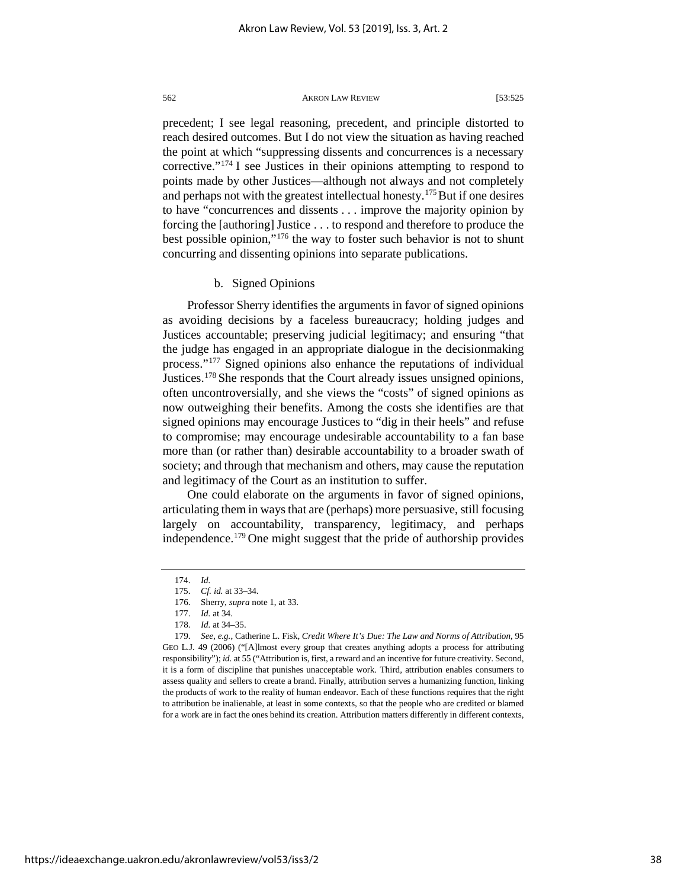precedent; I see legal reasoning, precedent, and principle distorted to reach desired outcomes. But I do not view the situation as having reached the point at which "suppressing dissents and concurrences is a necessary corrective."[174] I see Justices in their opinions attempting to respond to points made by other Justices—although not always and not completely and perhaps not with the greatest intellectual honesty.[175] But if one desires to have "concurrences and dissents . . . improve the majority opinion by forcing the [authoring] Justice . . . to respond and therefore to produce the best possible opinion,"[176] the way to foster such behavior is not to shunt concurring and dissenting opinions into separate publications.

#### b. Signed Opinions

Professor Sherry identifies the arguments in favor of signed opinions as avoiding decisions by a faceless bureaucracy; holding judges and Justices accountable; preserving judicial legitimacy; and ensuring "that the judge has engaged in an appropriate dialogue in the decisionmaking process."[177] Signed opinions also enhance the reputations of individual Justices.[178] She responds that the Court already issues unsigned opinions, often uncontroversially, and she views the "costs" of signed opinions as now outweighing their benefits. Among the costs she identifies are that signed opinions may encourage Justices to "dig in their heels" and refuse to compromise; may encourage undesirable accountability to a fan base more than (or rather than) desirable accountability to a broader swath of society; and through that mechanism and others, may cause the reputation and legitimacy of the Court as an institution to suffer.

One could elaborate on the arguments in favor of signed opinions, articulating them in ways that are (perhaps) more persuasive, still focusing largely on accountability, transparency, legitimacy, and perhaps independence.[179] One might suggest that the pride of authorship provides

---

174. *Id.*

175. *Cf. id.* at 33–34.

176. Sherry, *supra* note 1, at 33.

177. *Id.* at 34.

178. *Id.* at 34–35.

179. *See, e.g.*, Catherine L. Fisk, *Credit Where It's Due: The Law and Norms of Attribution*, 95 GEO L.J. 49 (2006) ("[A]lmost every group that creates anything adopts a process for attributing responsibility"); *id.* at 55 ("Attribution is, first, a reward and an incentive for future creativity. Second, it is a form of discipline that punishes unacceptable work. Third, attribution enables consumers to assess quality and sellers to create a brand. Finally, attribution serves a humanizing function, linking the products of work to the reality of human endeavor. Each of these functions requires that the right to attribution be inalienable, at least in some contexts, so that the people who are credited or blamed for a work are in fact the ones behind its creation. Attribution matters differently in different contexts,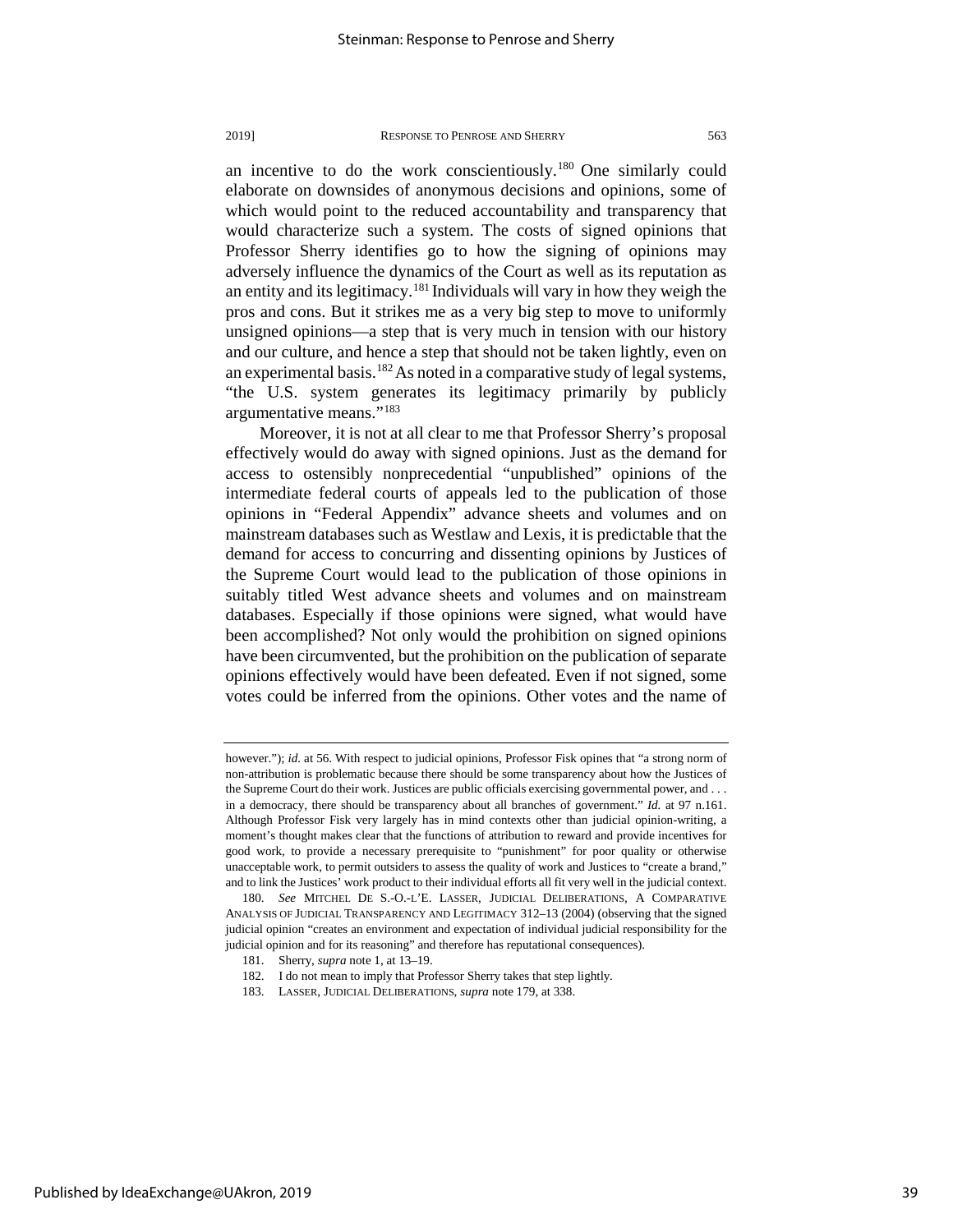an incentive to do the work conscientiously.[180] One similarly could elaborate on downsides of anonymous decisions and opinions, some of which would point to the reduced accountability and transparency that would characterize such a system. The costs of signed opinions that Professor Sherry identifies go to how the signing of opinions may adversely influence the dynamics of the Court as well as its reputation as an entity and its legitimacy.[181] Individuals will vary in how they weigh the pros and cons. But it strikes me as a very big step to move to uniformly unsigned opinions—a step that is very much in tension with our history and our culture, and hence a step that should not be taken lightly, even on an experimental basis.[182] As noted in a comparative study of legal systems, "the U.S. system generates its legitimacy primarily by publicly argumentative means."[183]

Moreover, it is not at all clear to me that Professor Sherry's proposal effectively would do away with signed opinions. Just as the demand for access to ostensibly nonprecedential "unpublished" opinions of the intermediate federal courts of appeals led to the publication of those opinions in "Federal Appendix" advance sheets and volumes and on mainstream databases such as Westlaw and Lexis, it is predictable that the demand for access to concurring and dissenting opinions by Justices of the Supreme Court would lead to the publication of those opinions in suitably titled West advance sheets and volumes and on mainstream databases. Especially if those opinions were signed, what would have been accomplished? Not only would the prohibition on signed opinions have been circumvented, but the prohibition on the publication of separate opinions effectively would have been defeated. Even if not signed, some votes could be inferred from the opinions. Other votes and the name of

however."); *id.* at 56. With respect to judicial opinions, Professor Fisk opines that "a strong norm of non-attribution is problematic because there should be some transparency about how the Justices of the Supreme Court do their work. Justices are public officials exercising governmental power, and . . . in a democracy, there should be transparency about all branches of government." *Id.* at 97 n.161. Although Professor Fisk very largely has in mind contexts other than judicial opinion-writing, a moment's thought makes clear that the functions of attribution to reward and provide incentives for good work, to provide a necessary prerequisite to "punishment" for poor quality or otherwise unacceptable work, to permit outsiders to assess the quality of work and Justices to "create a brand," and to link the Justices' work product to their individual efforts all fit very well in the judicial context.

180. *See* MITCHEL DE S.-O.-L'E. LASSER, JUDICIAL DELIBERATIONS, A COMPARATIVE ANALYSIS OF JUDICIAL TRANSPARENCY AND LEGITIMACY 312–13 (2004) (observing that the signed judicial opinion "creates an environment and expectation of individual judicial responsibility for the judicial opinion and for its reasoning" and therefore has reputational consequences).

181. Sherry, *supra* note 1, at 13–19.

182. I do not mean to imply that Professor Sherry takes that step lightly.

183. LASSER, JUDICIAL DELIBERATIONS, *supra* note 179, at 338.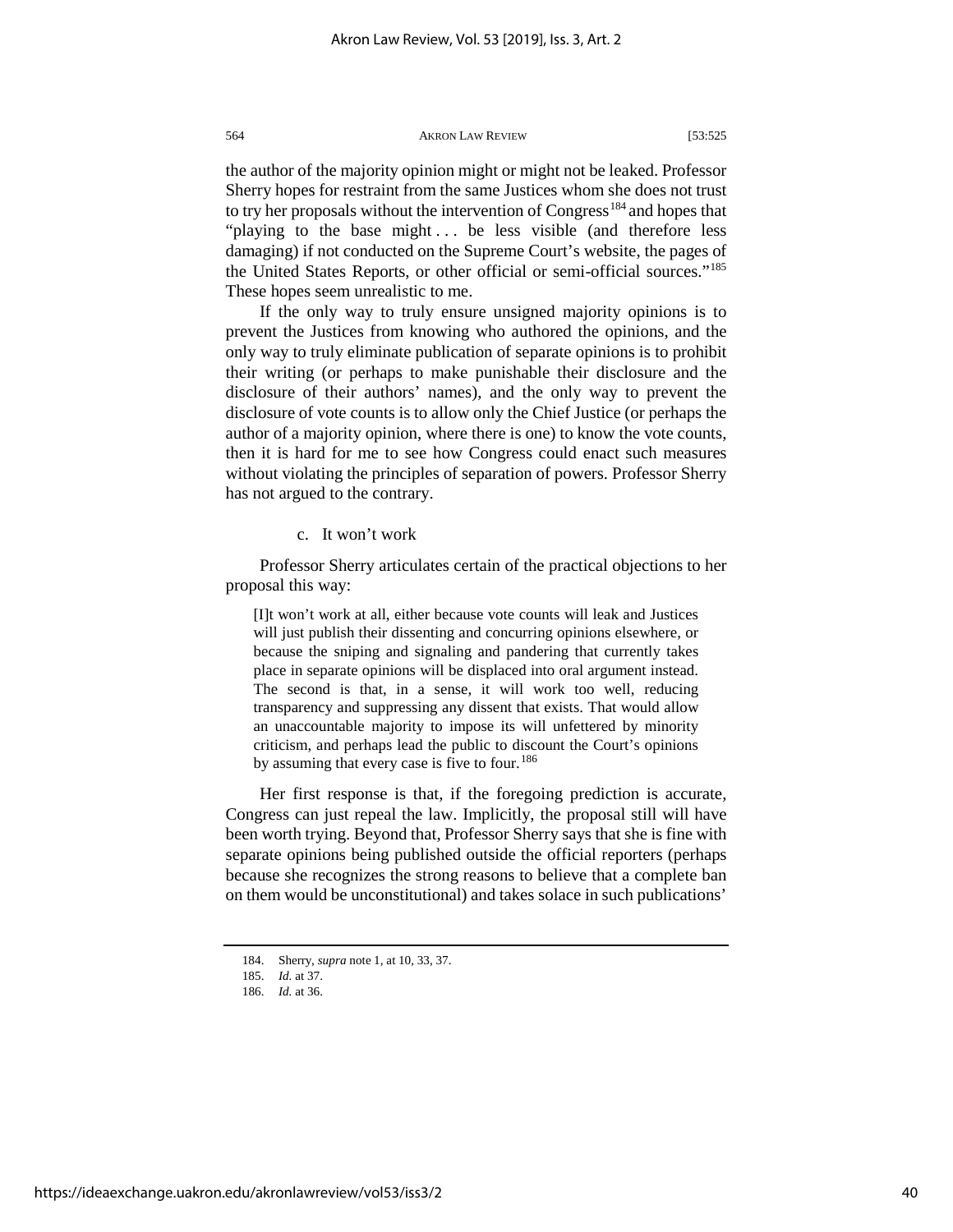the author of the majority opinion might or might not be leaked. Professor Sherry hopes for restraint from the same Justices whom she does not trust to try her proposals without the intervention of Congress[184] and hopes that "playing to the base might . . . be less visible (and therefore less damaging) if not conducted on the Supreme Court's website, the pages of the United States Reports, or other official or semi-official sources."[185] These hopes seem unrealistic to me.

If the only way to truly ensure unsigned majority opinions is to prevent the Justices from knowing who authored the opinions, and the only way to truly eliminate publication of separate opinions is to prohibit their writing (or perhaps to make punishable their disclosure and the disclosure of their authors' names), and the only way to prevent the disclosure of vote counts is to allow only the Chief Justice (or perhaps the author of a majority opinion, where there is one) to know the vote counts, then it is hard for me to see how Congress could enact such measures without violating the principles of separation of powers. Professor Sherry has not argued to the contrary.

c. It won't work

Professor Sherry articulates certain of the practical objections to her proposal this way:

> [I]t won't work at all, either because vote counts will leak and Justices will just publish their dissenting and concurring opinions elsewhere, or because the sniping and signaling and pandering that currently takes place in separate opinions will be displaced into oral argument instead. The second is that, in a sense, it will work too well, reducing transparency and suppressing any dissent that exists. That would allow an unaccountable majority to impose its will unfettered by minority criticism, and perhaps lead the public to discount the Court's opinions by assuming that every case is five to four.[186]

Her first response is that, if the foregoing prediction is accurate, Congress can just repeal the law. Implicitly, the proposal still will have been worth trying. Beyond that, Professor Sherry says that she is fine with separate opinions being published outside the official reporters (perhaps because she recognizes the strong reasons to believe that a complete ban on them would be unconstitutional) and takes solace in such publications'

---

184. Sherry, *supra* note 1, at 10, 33, 37.

185. *Id.* at 37.

186. *Id.* at 36.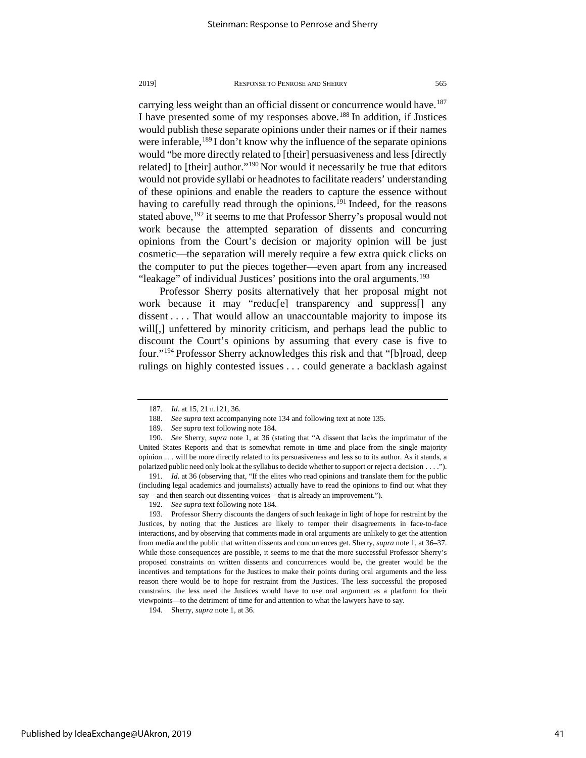carrying less weight than an official dissent or concurrence would have.[187] I have presented some of my responses above.[188] In addition, if Justices would publish these separate opinions under their names or if their names were inferable,[189] I don't know why the influence of the separate opinions would "be more directly related to [their] persuasiveness and less [directly related] to [their] author."[190] Nor would it necessarily be true that editors would not provide syllabi or headnotes to facilitate readers' understanding of these opinions and enable the readers to capture the essence without having to carefully read through the opinions.[191] Indeed, for the reasons stated above,[192] it seems to me that Professor Sherry's proposal would not work because the attempted separation of dissents and concurring opinions from the Court's decision or majority opinion will be just cosmetic—the separation will merely require a few extra quick clicks on the computer to put the pieces together—even apart from any increased "leakage" of individual Justices' positions into the oral arguments.[193]

Professor Sherry posits alternatively that her proposal might not work because it may "reduc[e] transparency and suppress[] any dissent . . . . That would allow an unaccountable majority to impose its will[,] unfettered by minority criticism, and perhaps lead the public to discount the Court's opinions by assuming that every case is five to four."[194] Professor Sherry acknowledges this risk and that "[b]road, deep rulings on highly contested issues . . . could generate a backlash against

---

187. *Id.* at 15, 21 n.121, 36.

188. *See supra* text accompanying note 134 and following text at note 135.

189. *See supra* text following note 184.

190. *See* Sherry, *supra* note 1, at 36 (stating that "A dissent that lacks the imprimatur of the United States Reports and that is somewhat remote in time and place from the single majority opinion . . . will be more directly related to its persuasiveness and less so to its author. As it stands, a polarized public need only look at the syllabus to decide whether to support or reject a decision . . . .").

191. *Id.* at 36 (observing that, "If the elites who read opinions and translate them for the public (including legal academics and journalists) actually have to read the opinions to find out what they say – and then search out dissenting voices – that is already an improvement.").

192. *See supra* text following note 184.

193. Professor Sherry discounts the dangers of such leakage in light of hope for restraint by the Justices, by noting that the Justices are likely to temper their disagreements in face-to-face interactions, and by observing that comments made in oral arguments are unlikely to get the attention from media and the public that written dissents and concurrences get. Sherry, *supra* note 1, at 36–37. While those consequences are possible, it seems to me that the more successful Professor Sherry's proposed constraints on written dissents and concurrences would be, the greater would be the incentives and temptations for the Justices to make their points during oral arguments and the less reason there would be to hope for restraint from the Justices. The less successful the proposed constrains, the less need the Justices would have to use oral argument as a platform for their viewpoints—to the detriment of time for and attention to what the lawyers have to say.

194. Sherry, *supra* note 1, at 36.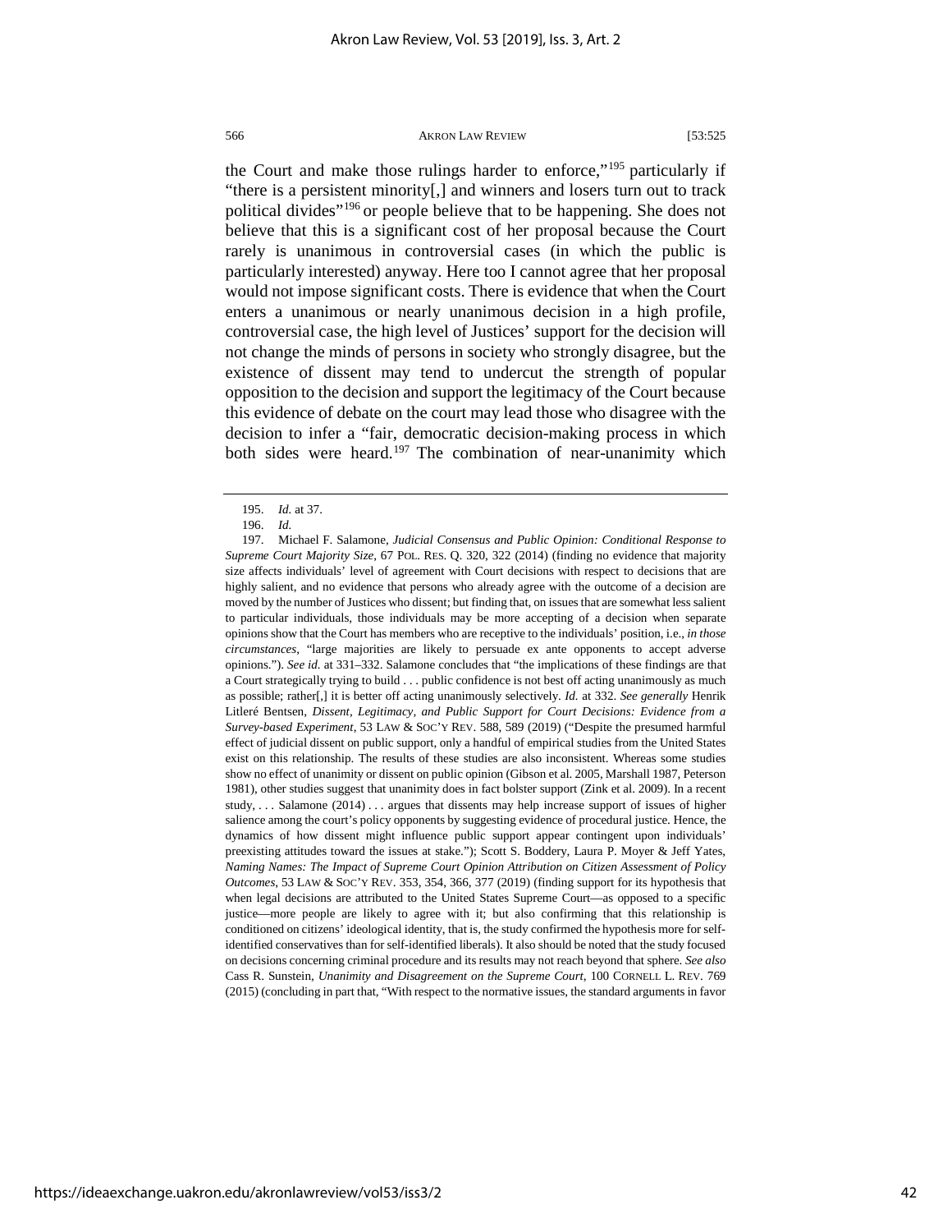the Court and make those rulings harder to enforce,"[195] particularly if "there is a persistent minority[,] and winners and losers turn out to track political divides"[196] or people believe that to be happening. She does not believe that this is a significant cost of her proposal because the Court rarely is unanimous in controversial cases (in which the public is particularly interested) anyway. Here too I cannot agree that her proposal would not impose significant costs. There is evidence that when the Court enters a unanimous or nearly unanimous decision in a high profile, controversial case, the high level of Justices' support for the decision will not change the minds of persons in society who strongly disagree, but the existence of dissent may tend to undercut the strength of popular opposition to the decision and support the legitimacy of the Court because this evidence of debate on the court may lead those who disagree with the decision to infer a "fair, democratic decision-making process in which both sides were heard.[197] The combination of near-unanimity which

---

195. *Id.* at 37.

196. *Id.*

197. Michael F. Salamone, *Judicial Consensus and Public Opinion: Conditional Response to Supreme Court Majority Size*, 67 POL. RES. Q. 320, 322 (2014) (finding no evidence that majority size affects individuals' level of agreement with Court decisions with respect to decisions that are highly salient, and no evidence that persons who already agree with the outcome of a decision are moved by the number of Justices who dissent; but finding that, on issues that are somewhat less salient to particular individuals, those individuals may be more accepting of a decision when separate opinions show that the Court has members who are receptive to the individuals' position, i.e., *in those circumstances*, "large majorities are likely to persuade ex ante opponents to accept adverse opinions."). *See id.* at 331–332. Salamone concludes that "the implications of these findings are that a Court strategically trying to build . . . public confidence is not best off acting unanimously as much as possible; rather[,] it is better off acting unanimously selectively. *Id.* at 332. *See generally* Henrik Litleré Bentsen, *Dissent, Legitimacy, and Public Support for Court Decisions: Evidence from a Survey-based Experiment*, 53 LAW & SOC'Y REV. 588, 589 (2019) ("Despite the presumed harmful effect of judicial dissent on public support, only a handful of empirical studies from the United States exist on this relationship. The results of these studies are also inconsistent. Whereas some studies show no effect of unanimity or dissent on public opinion (Gibson et al. 2005, Marshall 1987, Peterson 1981), other studies suggest that unanimity does in fact bolster support (Zink et al. 2009). In a recent study, . . . Salamone (2014) . . . argues that dissents may help increase support of issues of higher salience among the court's policy opponents by suggesting evidence of procedural justice. Hence, the dynamics of how dissent might influence public support appear contingent upon individuals' preexisting attitudes toward the issues at stake."); Scott S. Boddery, Laura P. Moyer & Jeff Yates, *Naming Names: The Impact of Supreme Court Opinion Attribution on Citizen Assessment of Policy Outcomes*, 53 LAW & SOC'Y REV. 353, 354, 366, 377 (2019) (finding support for its hypothesis that when legal decisions are attributed to the United States Supreme Court—as opposed to a specific justice—more people are likely to agree with it; but also confirming that this relationship is conditioned on citizens' ideological identity, that is, the study confirmed the hypothesis more for self-identified conservatives than for self-identified liberals). It also should be noted that the study focused on decisions concerning criminal procedure and its results may not reach beyond that sphere. *See also* Cass R. Sunstein, *Unanimity and Disagreement on the Supreme Court*, 100 CORNELL L. REV. 769 (2015) (concluding in part that, "With respect to the normative issues, the standard arguments in favor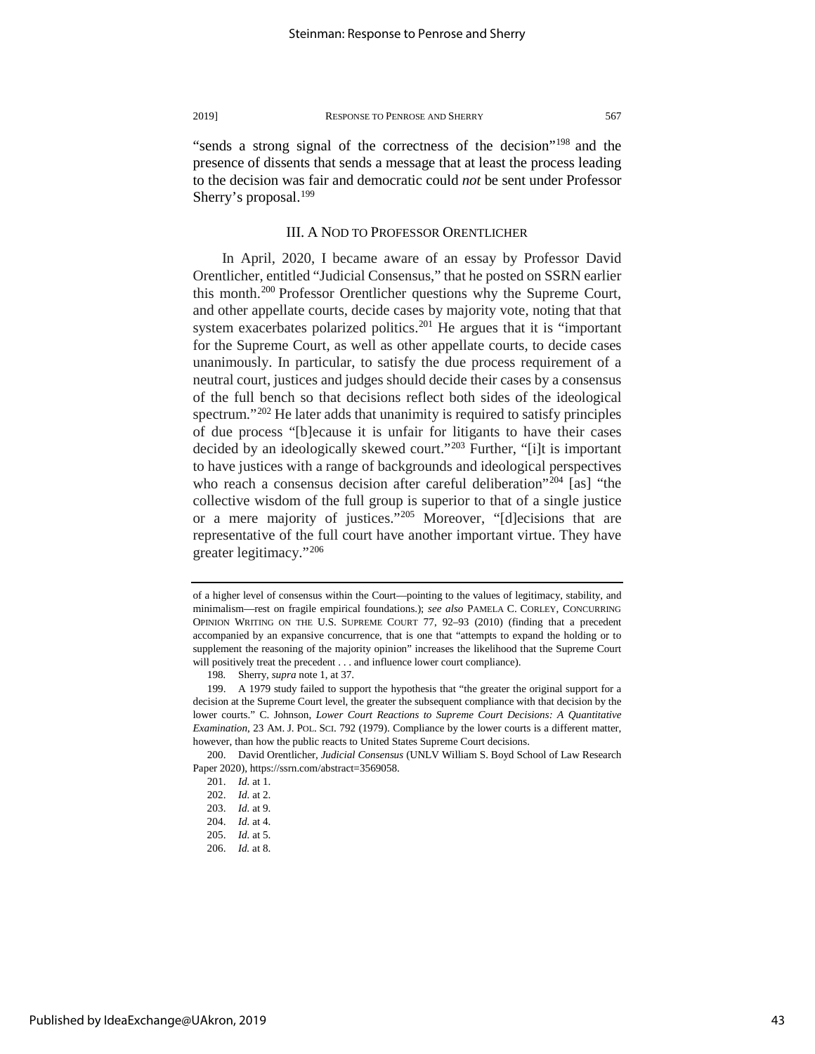"sends a strong signal of the correctness of the decision"[198] and the presence of dissents that sends a message that at least the process leading to the decision was fair and democratic could *not* be sent under Professor Sherry's proposal.[199]

### III. A NOD TO PROFESSOR ORENTLICHER

In April, 2020, I became aware of an essay by Professor David Orentlicher, entitled "Judicial Consensus," that he posted on SSRN earlier this month.[200] Professor Orentlicher questions why the Supreme Court, and other appellate courts, decide cases by majority vote, noting that that system exacerbates polarized politics.[201] He argues that it is "important for the Supreme Court, as well as other appellate courts, to decide cases unanimously. In particular, to satisfy the due process requirement of a neutral court, justices and judges should decide their cases by a consensus of the full bench so that decisions reflect both sides of the ideological spectrum."[202] He later adds that unanimity is required to satisfy principles of due process "[b]ecause it is unfair for litigants to have their cases decided by an ideologically skewed court."[203] Further, "[i]t is important to have justices with a range of backgrounds and ideological perspectives who reach a consensus decision after careful deliberation"[204] [as] "the collective wisdom of the full group is superior to that of a single justice or a mere majority of justices."[205] Moreover, "[d]ecisions that are representative of the full court have another important virtue. They have greater legitimacy."[206]

---

of a higher level of consensus within the Court—pointing to the values of legitimacy, stability, and minimalism—rest on fragile empirical foundations.); *see also* PAMELA C. CORLEY, CONCURRING OPINION WRITING ON THE U.S. SUPREME COURT 77, 92–93 (2010) (finding that a precedent accompanied by an expansive concurrence, that is one that "attempts to expand the holding or to supplement the reasoning of the majority opinion" increases the likelihood that the Supreme Court will positively treat the precedent . . . and influence lower court compliance).

198. Sherry, *supra* note 1, at 37.

199. A 1979 study failed to support the hypothesis that "the greater the original support for a decision at the Supreme Court level, the greater the subsequent compliance with that decision by the lower courts." C. Johnson, *Lower Court Reactions to Supreme Court Decisions: A Quantitative Examination*, 23 AM. J. POL. SCI. 792 (1979). Compliance by the lower courts is a different matter, however, than how the public reacts to United States Supreme Court decisions.

200. David Orentlicher, *Judicial Consensus* (UNLV William S. Boyd School of Law Research Paper 2020), https://ssrn.com/abstract=3569058.

201. *Id.* at 1.

202. *Id.* at 2.

203. *Id.* at 9.

204. *Id.* at 4.

205. *Id.* at 5.

206. *Id.* at 8.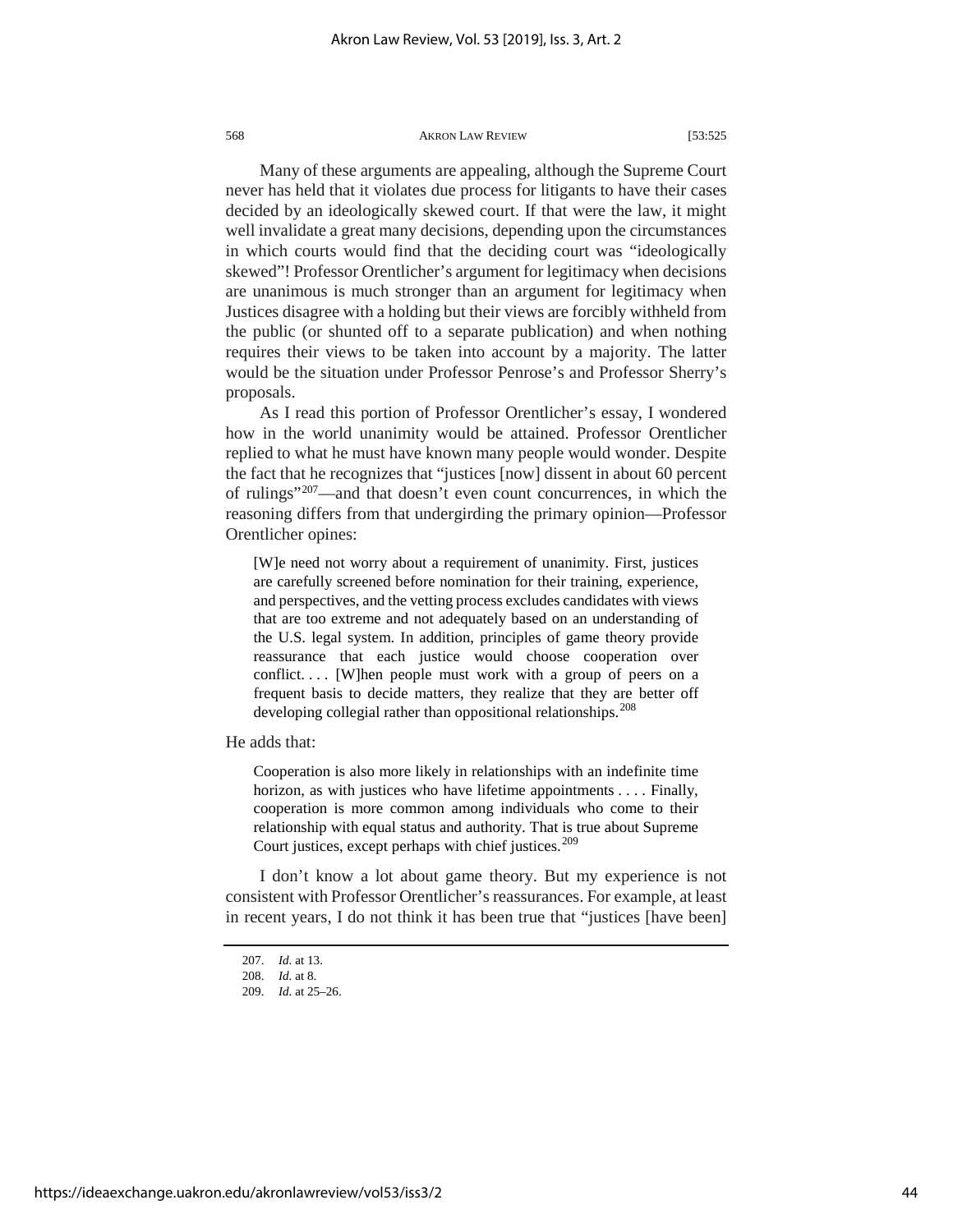Many of these arguments are appealing, although the Supreme Court never has held that it violates due process for litigants to have their cases decided by an ideologically skewed court. If that were the law, it might well invalidate a great many decisions, depending upon the circumstances in which courts would find that the deciding court was "ideologically skewed"! Professor Orentlicher's argument for legitimacy when decisions are unanimous is much stronger than an argument for legitimacy when Justices disagree with a holding but their views are forcibly withheld from the public (or shunted off to a separate publication) and when nothing requires their views to be taken into account by a majority. The latter would be the situation under Professor Penrose's and Professor Sherry's proposals.

As I read this portion of Professor Orentlicher's essay, I wondered how in the world unanimity would be attained. Professor Orentlicher replied to what he must have known many people would wonder. Despite the fact that he recognizes that "justices [now] dissent in about 60 percent of rulings"[207]—and that doesn't even count concurrences, in which the reasoning differs from that undergirding the primary opinion—Professor Orentlicher opines:

> [W]e need not worry about a requirement of unanimity. First, justices are carefully screened before nomination for their training, experience, and perspectives, and the vetting process excludes candidates with views that are too extreme and not adequately based on an understanding of the U.S. legal system. In addition, principles of game theory provide reassurance that each justice would choose cooperation over conflict. . . . [W]hen people must work with a group of peers on a frequent basis to decide matters, they realize that they are better off developing collegial rather than oppositional relationships.[208]

He adds that:

> Cooperation is also more likely in relationships with an indefinite time horizon, as with justices who have lifetime appointments . . . . Finally, cooperation is more common among individuals who come to their relationship with equal status and authority. That is true about Supreme Court justices, except perhaps with chief justices.[209]

I don't know a lot about game theory. But my experience is not consistent with Professor Orentlicher's reassurances. For example, at least in recent years, I do not think it has been true that "justices [have been]

---

207. *Id.* at 13.

208. *Id.* at 8.

209. *Id.* at 25–26.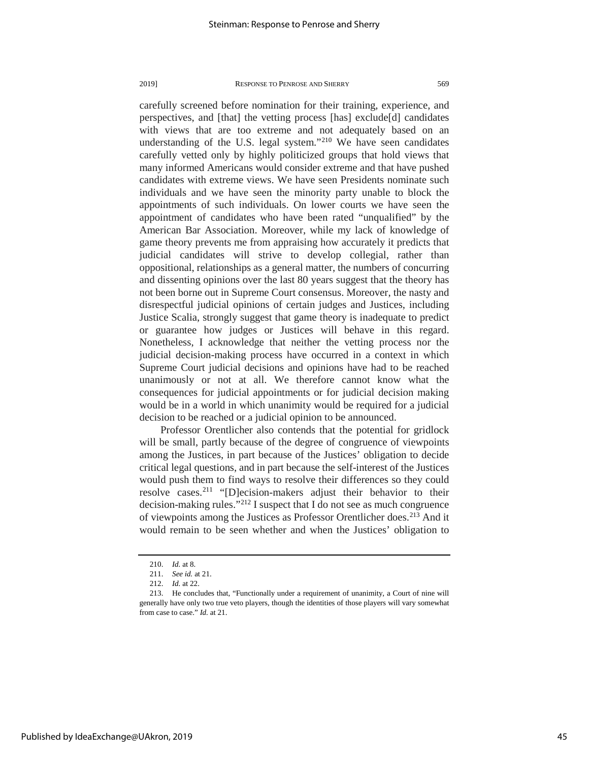carefully screened before nomination for their training, experience, and perspectives, and [that] the vetting process [has] exclude[d] candidates with views that are too extreme and not adequately based on an understanding of the U.S. legal system."[210] We have seen candidates carefully vetted only by highly politicized groups that hold views that many informed Americans would consider extreme and that have pushed candidates with extreme views. We have seen Presidents nominate such individuals and we have seen the minority party unable to block the appointments of such individuals. On lower courts we have seen the appointment of candidates who have been rated "unqualified" by the American Bar Association. Moreover, while my lack of knowledge of game theory prevents me from appraising how accurately it predicts that judicial candidates will strive to develop collegial, rather than oppositional, relationships as a general matter, the numbers of concurring and dissenting opinions over the last 80 years suggest that the theory has not been borne out in Supreme Court consensus. Moreover, the nasty and disrespectful judicial opinions of certain judges and Justices, including Justice Scalia, strongly suggest that game theory is inadequate to predict or guarantee how judges or Justices will behave in this regard. Nonetheless, I acknowledge that neither the vetting process nor the judicial decision-making process have occurred in a context in which Supreme Court judicial decisions and opinions have had to be reached unanimously or not at all. We therefore cannot know what the consequences for judicial appointments or for judicial decision making would be in a world in which unanimity would be required for a judicial decision to be reached or a judicial opinion to be announced.

Professor Orentlicher also contends that the potential for gridlock will be small, partly because of the degree of congruence of viewpoints among the Justices, in part because of the Justices' obligation to decide critical legal questions, and in part because the self-interest of the Justices would push them to find ways to resolve their differences so they could resolve cases.[211] "[D]ecision-makers adjust their behavior to their decision-making rules."[212] I suspect that I do not see as much congruence of viewpoints among the Justices as Professor Orentlicher does.[213] And it would remain to be seen whether and when the Justices' obligation to

---

210. *Id.* at 8.

211. *See id.* at 21.

212. *Id.* at 22.

213. He concludes that, "Functionally under a requirement of unanimity, a Court of nine will generally have only two true veto players, though the identities of those players will vary somewhat from case to case." *Id.* at 21.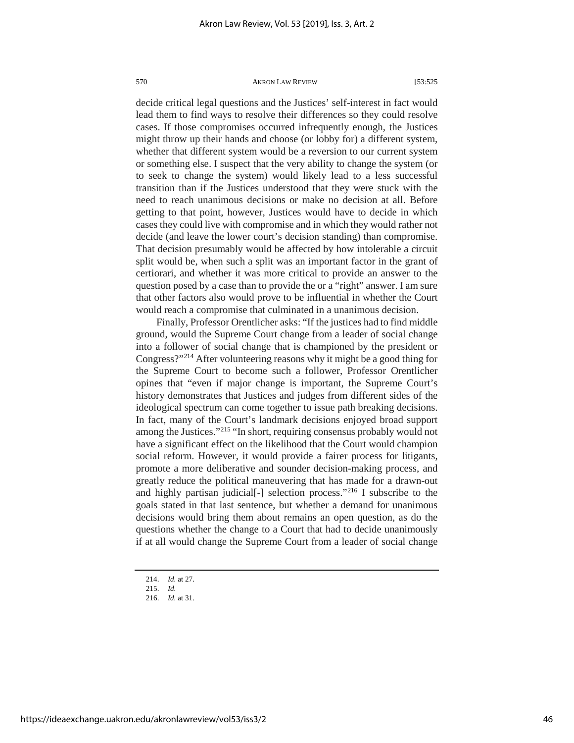decide critical legal questions and the Justices' self-interest in fact would lead them to find ways to resolve their differences so they could resolve cases. If those compromises occurred infrequently enough, the Justices might throw up their hands and choose (or lobby for) a different system, whether that different system would be a reversion to our current system or something else. I suspect that the very ability to change the system (or to seek to change the system) would likely lead to a less successful transition than if the Justices understood that they were stuck with the need to reach unanimous decisions or make no decision at all. Before getting to that point, however, Justices would have to decide in which cases they could live with compromise and in which they would rather not decide (and leave the lower court's decision standing) than compromise. That decision presumably would be affected by how intolerable a circuit split would be, when such a split was an important factor in the grant of certiorari, and whether it was more critical to provide an answer to the question posed by a case than to provide the or a "right" answer. I am sure that other factors also would prove to be influential in whether the Court would reach a compromise that culminated in a unanimous decision.

Finally, Professor Orentlicher asks: "If the justices had to find middle ground, would the Supreme Court change from a leader of social change into a follower of social change that is championed by the president or Congress?"[214] After volunteering reasons why it might be a good thing for the Supreme Court to become such a follower, Professor Orentlicher opines that "even if major change is important, the Supreme Court's history demonstrates that Justices and judges from different sides of the ideological spectrum can come together to issue path breaking decisions. In fact, many of the Court's landmark decisions enjoyed broad support among the Justices."[215] "In short, requiring consensus probably would not have a significant effect on the likelihood that the Court would champion social reform. However, it would provide a fairer process for litigants, promote a more deliberative and sounder decision-making process, and greatly reduce the political maneuvering that has made for a drawn-out and highly partisan judicial[-] selection process."[216] I subscribe to the goals stated in that last sentence, but whether a demand for unanimous decisions would bring them about remains an open question, as do the questions whether the change to a Court that had to decide unanimously if at all would change the Supreme Court from a leader of social change

214. *Id.* at 27.

215. *Id.*

216. *Id.* at 31.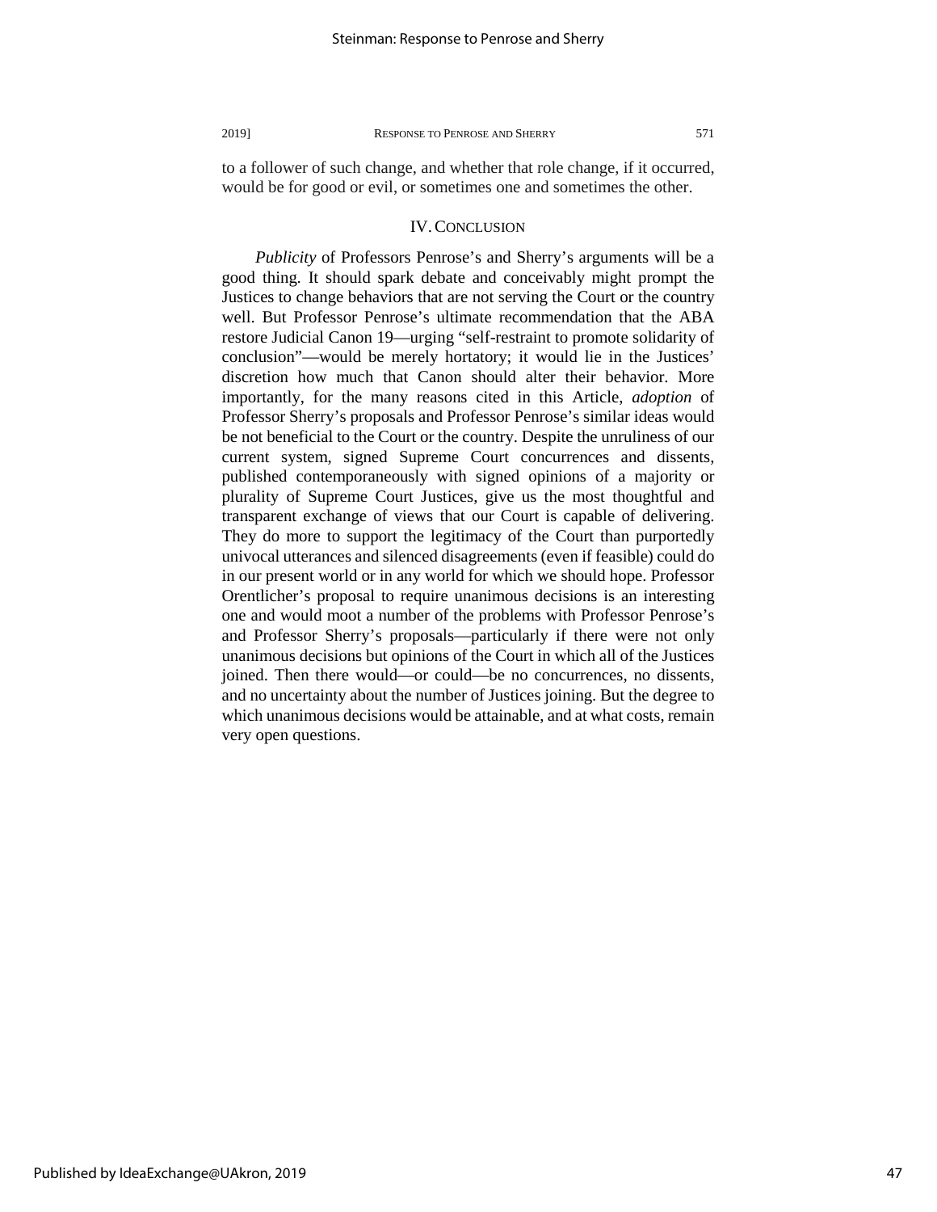to a follower of such change, and whether that role change, if it occurred, would be for good or evil, or sometimes one and sometimes the other.

## IV. Conclusion

*Publicity* of Professors Penrose's and Sherry's arguments will be a good thing. It should spark debate and conceivably might prompt the Justices to change behaviors that are not serving the Court or the country well. But Professor Penrose's ultimate recommendation that the ABA restore Judicial Canon 19—urging "self-restraint to promote solidarity of conclusion"—would be merely hortatory; it would lie in the Justices' discretion how much that Canon should alter their behavior. More importantly, for the many reasons cited in this Article, *adoption* of Professor Sherry's proposals and Professor Penrose's similar ideas would be not beneficial to the Court or the country. Despite the unruliness of our current system, signed Supreme Court concurrences and dissents, published contemporaneously with signed opinions of a majority or plurality of Supreme Court Justices, give us the most thoughtful and transparent exchange of views that our Court is capable of delivering. They do more to support the legitimacy of the Court than purportedly univocal utterances and silenced disagreements (even if feasible) could do in our present world or in any world for which we should hope. Professor Orentlicher's proposal to require unanimous decisions is an interesting one and would moot a number of the problems with Professor Penrose's and Professor Sherry's proposals—particularly if there were not only unanimous decisions but opinions of the Court in which all of the Justices joined. Then there would—or could—be no concurrences, no dissents, and no uncertainty about the number of Justices joining. But the degree to which unanimous decisions would be attainable, and at what costs, remain very open questions.